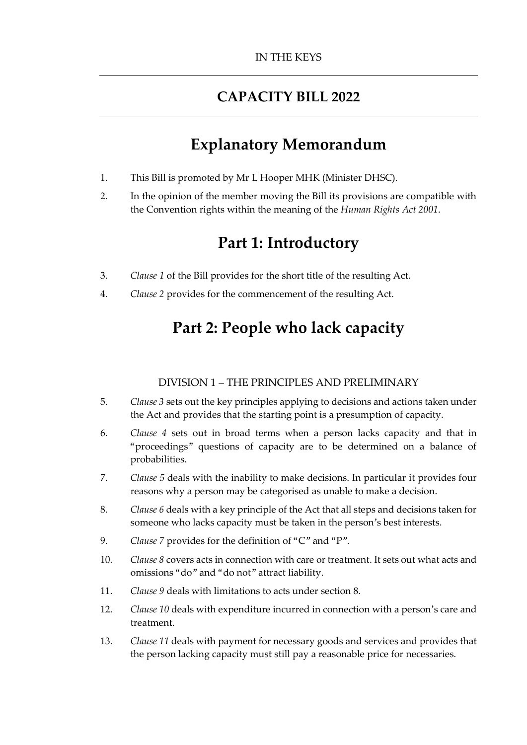IN THE KEYS

# CAPACITY BILL 2022

# Explanatory Memorandum

1. This Bill is promoted by Mr L Hooper MHK (Minister DHSC).
2. In the opinion of the member moving the Bill its provisions are compatible with the Convention rights within the meaning of the *Human Rights Act 2001*.

# Part 1: Introductory

3. *Clause 1* of the Bill provides for the short title of the resulting Act.
4. *Clause 2* provides for the commencement of the resulting Act.

# Part 2: People who lack capacity

### DIVISION 1 – THE PRINCIPLES AND PRELIMINARY

5. *Clause 3* sets out the key principles applying to decisions and actions taken under the Act and provides that the starting point is a presumption of capacity.
6. *Clause 4* sets out in broad terms when a person lacks capacity and that in "proceedings" questions of capacity are to be determined on a balance of probabilities.
7. *Clause 5* deals with the inability to make decisions. In particular it provides four reasons why a person may be categorised as unable to make a decision.
8. *Clause 6* deals with a key principle of the Act that all steps and decisions taken for someone who lacks capacity must be taken in the person's best interests.
9. *Clause 7* provides for the definition of "C" and "P".
10. *Clause 8* covers acts in connection with care or treatment. It sets out what acts and omissions "do" and "do not" attract liability.
11. *Clause 9* deals with limitations to acts under section 8.
12. *Clause 10* deals with expenditure incurred in connection with a person's care and treatment.
13. *Clause 11* deals with payment for necessary goods and services and provides that the person lacking capacity must still pay a reasonable price for necessaries.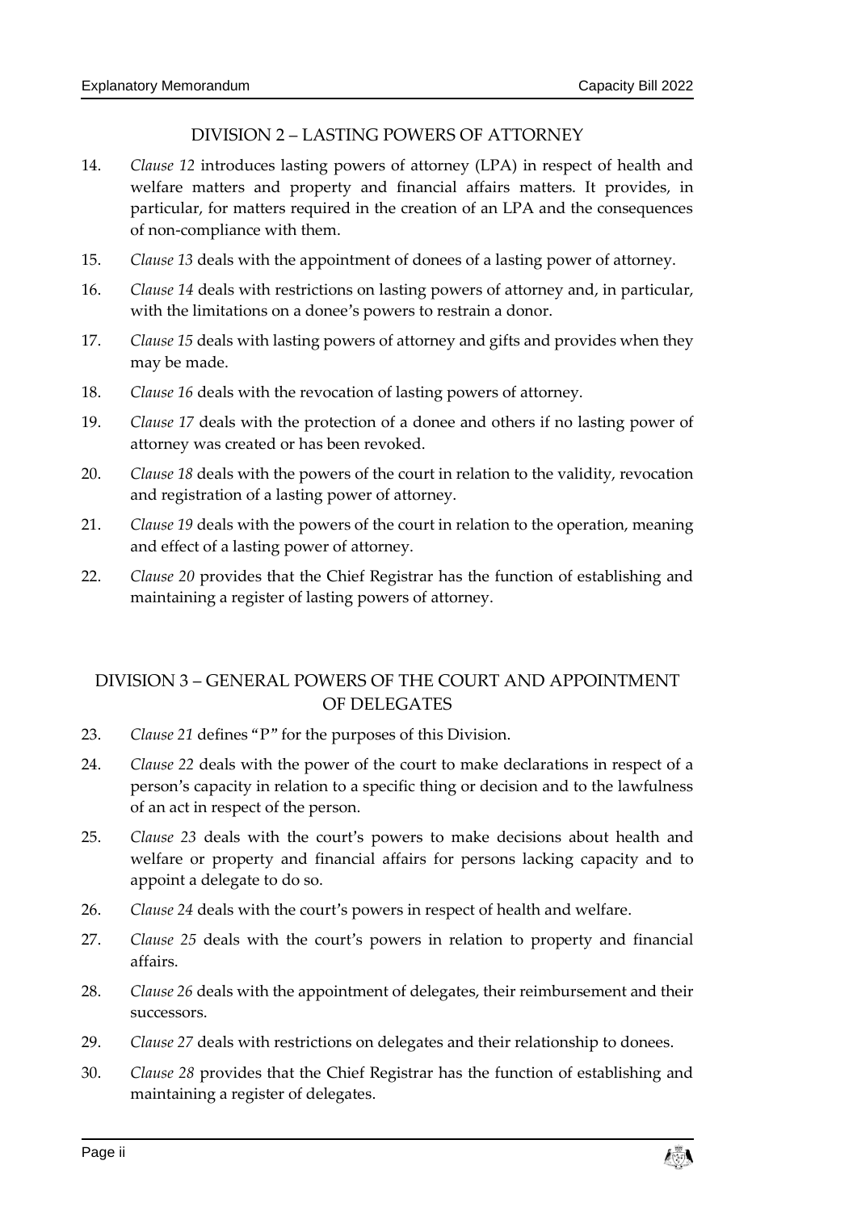## DIVISION 2 – LASTING POWERS OF ATTORNEY

14. *Clause 12* introduces lasting powers of attorney (LPA) in respect of health and welfare matters and property and financial affairs matters. It provides, in particular, for matters required in the creation of an LPA and the consequences of non-compliance with them.

15. *Clause 13* deals with the appointment of donees of a lasting power of attorney.

16. *Clause 14* deals with restrictions on lasting powers of attorney and, in particular, with the limitations on a donee's powers to restrain a donor.

17. *Clause 15* deals with lasting powers of attorney and gifts and provides when they may be made.

18. *Clause 16* deals with the revocation of lasting powers of attorney.

19. *Clause 17* deals with the protection of a donee and others if no lasting power of attorney was created or has been revoked.

20. *Clause 18* deals with the powers of the court in relation to the validity, revocation and registration of a lasting power of attorney.

21. *Clause 19* deals with the powers of the court in relation to the operation, meaning and effect of a lasting power of attorney.

22. *Clause 20* provides that the Chief Registrar has the function of establishing and maintaining a register of lasting powers of attorney.

## DIVISION 3 – GENERAL POWERS OF THE COURT AND APPOINTMENT OF DELEGATES

23. *Clause 21* defines "P" for the purposes of this Division.

24. *Clause 22* deals with the power of the court to make declarations in respect of a person's capacity in relation to a specific thing or decision and to the lawfulness of an act in respect of the person.

25. *Clause 23* deals with the court's powers to make decisions about health and welfare or property and financial affairs for persons lacking capacity and to appoint a delegate to do so.

26. *Clause 24* deals with the court's powers in respect of health and welfare.

27. *Clause 25* deals with the court's powers in relation to property and financial affairs.

28. *Clause 26* deals with the appointment of delegates, their reimbursement and their successors.

29. *Clause 27* deals with restrictions on delegates and their relationship to donees.

30. *Clause 28* provides that the Chief Registrar has the function of establishing and maintaining a register of delegates.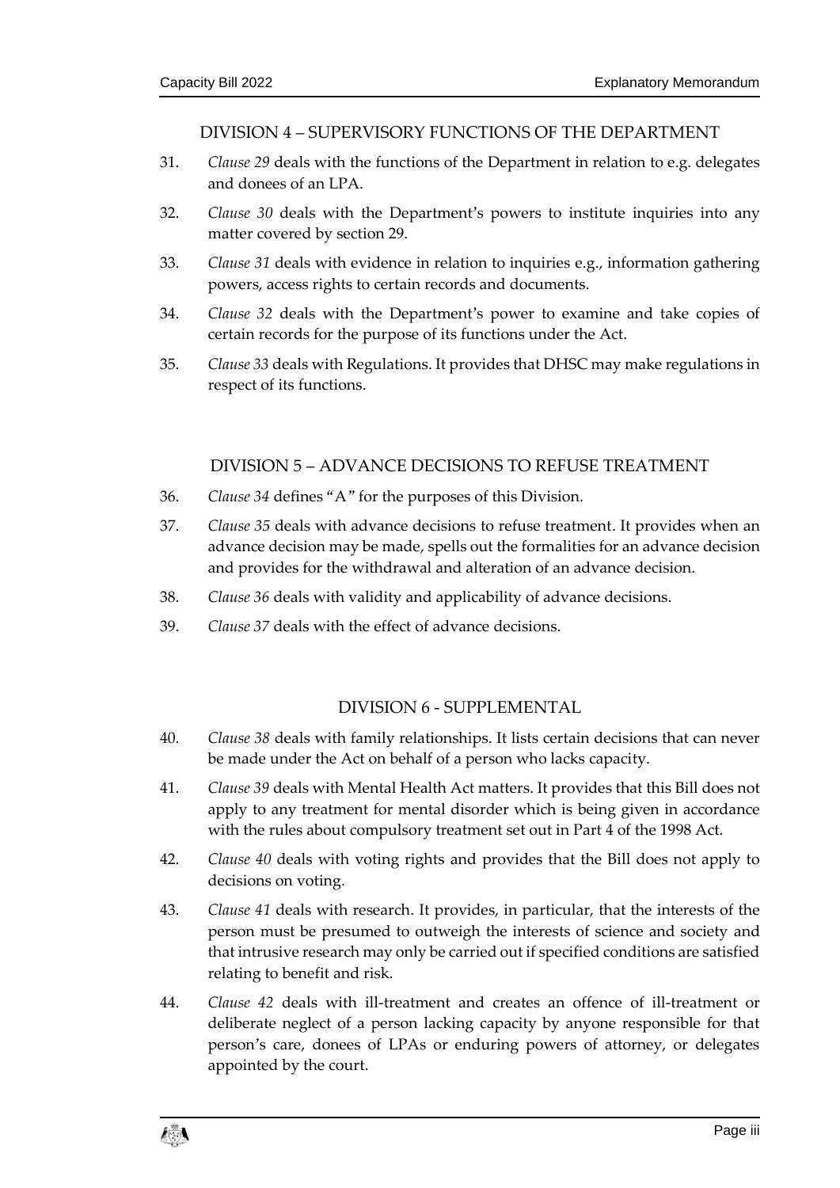## DIVISION 4 – SUPERVISORY FUNCTIONS OF THE DEPARTMENT

31. *Clause 29* deals with the functions of the Department in relation to e.g. delegates and donees of an LPA.
32. *Clause 30* deals with the Department's powers to institute inquiries into any matter covered by section 29.
33. *Clause 31* deals with evidence in relation to inquiries e.g., information gathering powers, access rights to certain records and documents.
34. *Clause 32* deals with the Department's power to examine and take copies of certain records for the purpose of its functions under the Act.
35. *Clause 33* deals with Regulations. It provides that DHSC may make regulations in respect of its functions.

## DIVISION 5 – ADVANCE DECISIONS TO REFUSE TREATMENT

36. *Clause 34* defines "A" for the purposes of this Division.
37. *Clause 35* deals with advance decisions to refuse treatment. It provides when an advance decision may be made, spells out the formalities for an advance decision and provides for the withdrawal and alteration of an advance decision.
38. *Clause 36* deals with validity and applicability of advance decisions.
39. *Clause 37* deals with the effect of advance decisions.

## DIVISION 6 - SUPPLEMENTAL

40. *Clause 38* deals with family relationships. It lists certain decisions that can never be made under the Act on behalf of a person who lacks capacity.
41. *Clause 39* deals with Mental Health Act matters. It provides that this Bill does not apply to any treatment for mental disorder which is being given in accordance with the rules about compulsory treatment set out in Part 4 of the 1998 Act.
42. *Clause 40* deals with voting rights and provides that the Bill does not apply to decisions on voting.
43. *Clause 41* deals with research. It provides, in particular, that the interests of the person must be presumed to outweigh the interests of science and society and that intrusive research may only be carried out if specified conditions are satisfied relating to benefit and risk.
44. *Clause 42* deals with ill-treatment and creates an offence of ill-treatment or deliberate neglect of a person lacking capacity by anyone responsible for that person's care, donees of LPAs or enduring powers of attorney, or delegates appointed by the court.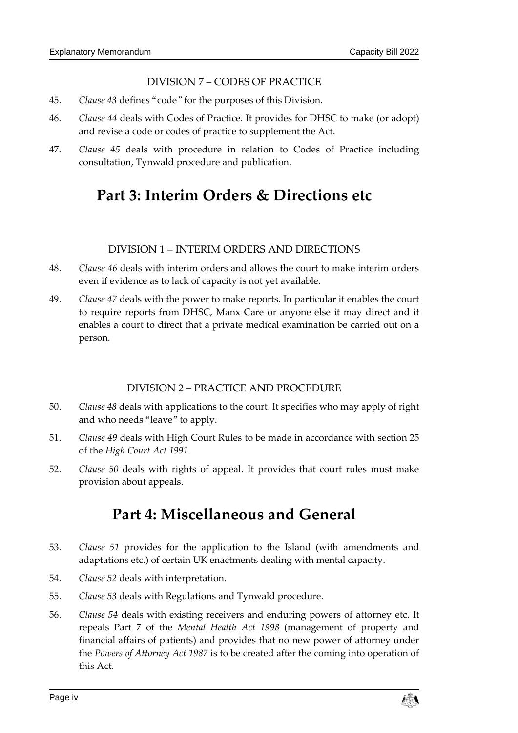### DIVISION 7 – CODES OF PRACTICE

45. *Clause 43* defines "code" for the purposes of this Division.

46. *Clause 44* deals with Codes of Practice. It provides for DHSC to make (or adopt) and revise a code or codes of practice to supplement the Act.

47. *Clause 45* deals with procedure in relation to Codes of Practice including consultation, Tynwald procedure and publication.

# Part 3: Interim Orders & Directions etc

### DIVISION 1 – INTERIM ORDERS AND DIRECTIONS

48. *Clause 46* deals with interim orders and allows the court to make interim orders even if evidence as to lack of capacity is not yet available.

49. *Clause 47* deals with the power to make reports. In particular it enables the court to require reports from DHSC, Manx Care or anyone else it may direct and it enables a court to direct that a private medical examination be carried out on a person.

### DIVISION 2 – PRACTICE AND PROCEDURE

50. *Clause 48* deals with applications to the court. It specifies who may apply of right and who needs "leave" to apply.

51. *Clause 49* deals with High Court Rules to be made in accordance with section 25 of the *High Court Act 1991*.

52. *Clause 50* deals with rights of appeal. It provides that court rules must make provision about appeals.

# Part 4: Miscellaneous and General

53. *Clause 51* provides for the application to the Island (with amendments and adaptations etc.) of certain UK enactments dealing with mental capacity.

54. *Clause 52* deals with interpretation.

55. *Clause 53* deals with Regulations and Tynwald procedure.

56. *Clause 54* deals with existing receivers and enduring powers of attorney etc. It repeals Part 7 of the *Mental Health Act 1998* (management of property and financial affairs of patients) and provides that no new power of attorney under the *Powers of Attorney Act 1987* is to be created after the coming into operation of this Act.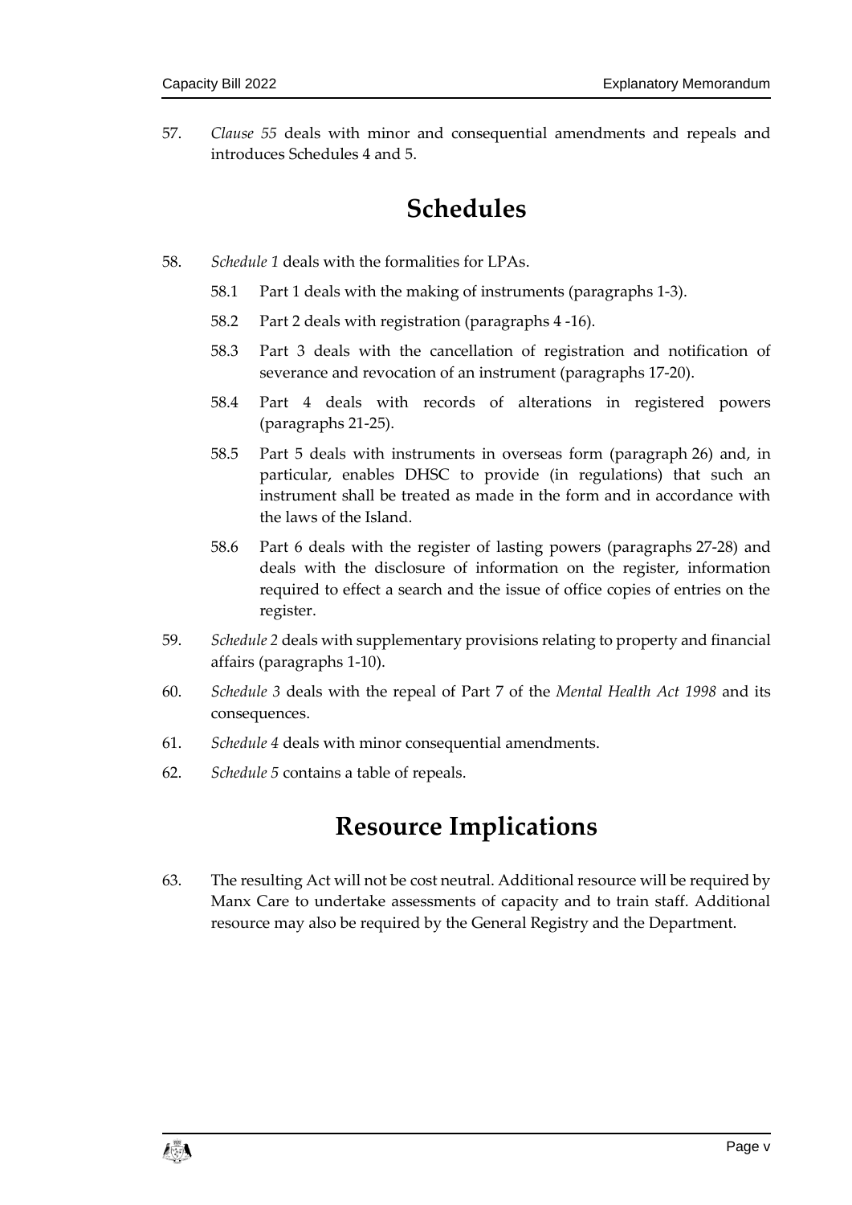57. *Clause 55* deals with minor and consequential amendments and repeals and introduces Schedules 4 and 5.

# Schedules

58. *Schedule 1* deals with the formalities for LPAs.

    58.1 Part 1 deals with the making of instruments (paragraphs 1-3).

    58.2 Part 2 deals with registration (paragraphs 4 -16).

    58.3 Part 3 deals with the cancellation of registration and notification of severance and revocation of an instrument (paragraphs 17-20).

    58.4 Part 4 deals with records of alterations in registered powers (paragraphs 21-25).

    58.5 Part 5 deals with instruments in overseas form (paragraph 26) and, in particular, enables DHSC to provide (in regulations) that such an instrument shall be treated as made in the form and in accordance with the laws of the Island.

    58.6 Part 6 deals with the register of lasting powers (paragraphs 27-28) and deals with the disclosure of information on the register, information required to effect a search and the issue of office copies of entries on the register.

59. *Schedule 2* deals with supplementary provisions relating to property and financial affairs (paragraphs 1-10).

60. *Schedule 3* deals with the repeal of Part 7 of the *Mental Health Act 1998* and its consequences.

61. *Schedule 4* deals with minor consequential amendments.

62. *Schedule 5* contains a table of repeals.

# Resource Implications

63. The resulting Act will not be cost neutral. Additional resource will be required by Manx Care to undertake assessments of capacity and to train staff. Additional resource may also be required by the General Registry and the Department.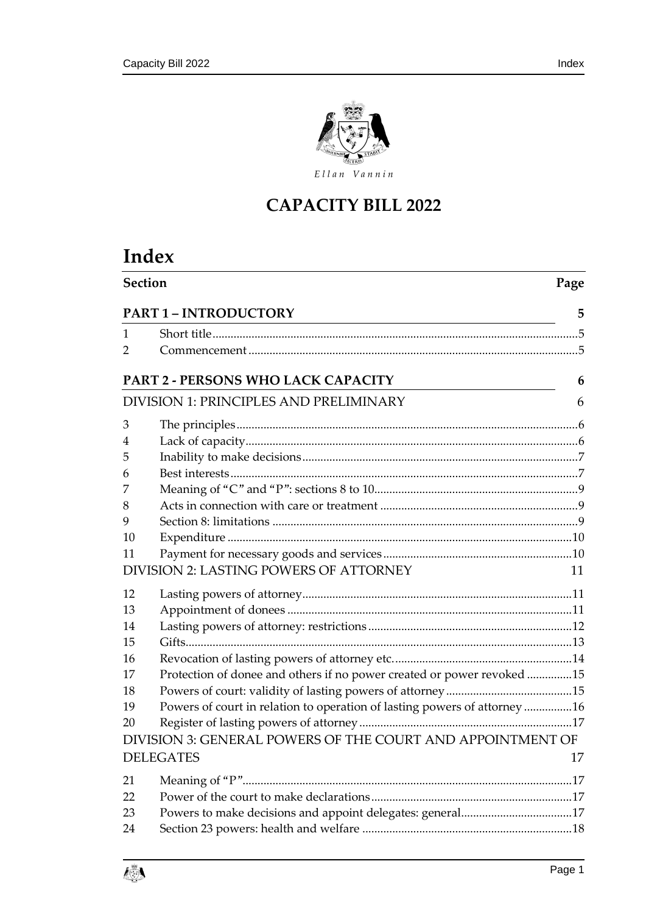Ellan Vannin

# CAPACITY BILL 2022

# Index

| Section | | Page |
|---|---|---|
| **PART 1 – INTRODUCTORY** | | **5** |
| 1 | Short title | 5 |
| 2 | Commencement | 5 |
| **PART 2 - PERSONS WHO LACK CAPACITY** | | **6** |
| DIVISION 1: PRINCIPLES AND PRELIMINARY | | 6 |
| 3 | The principles | 6 |
| 4 | Lack of capacity | 6 |
| 5 | Inability to make decisions | 7 |
| 6 | Best interests | 7 |
| 7 | Meaning of "C" and "P": sections 8 to 10 | 9 |
| 8 | Acts in connection with care or treatment | 9 |
| 9 | Section 8: limitations | 9 |
| 10 | Expenditure | 10 |
| 11 | Payment for necessary goods and services | 10 |
| DIVISION 2: LASTING POWERS OF ATTORNEY | | 11 |
| 12 | Lasting powers of attorney | 11 |
| 13 | Appointment of donees | 11 |
| 14 | Lasting powers of attorney: restrictions | 12 |
| 15 | Gifts | 13 |
| 16 | Revocation of lasting powers of attorney etc. | 14 |
| 17 | Protection of donee and others if no power created or power revoked | 15 |
| 18 | Powers of court: validity of lasting powers of attorney | 15 |
| 19 | Powers of court in relation to operation of lasting powers of attorney | 16 |
| 20 | Register of lasting powers of attorney | 17 |
| DIVISION 3: GENERAL POWERS OF THE COURT AND APPOINTMENT OF DELEGATES | | 17 |
| 21 | Meaning of "P" | 17 |
| 22 | Power of the court to make declarations | 17 |
| 23 | Powers to make decisions and appoint delegates: general | 17 |
| 24 | Section 23 powers: health and welfare | 18 |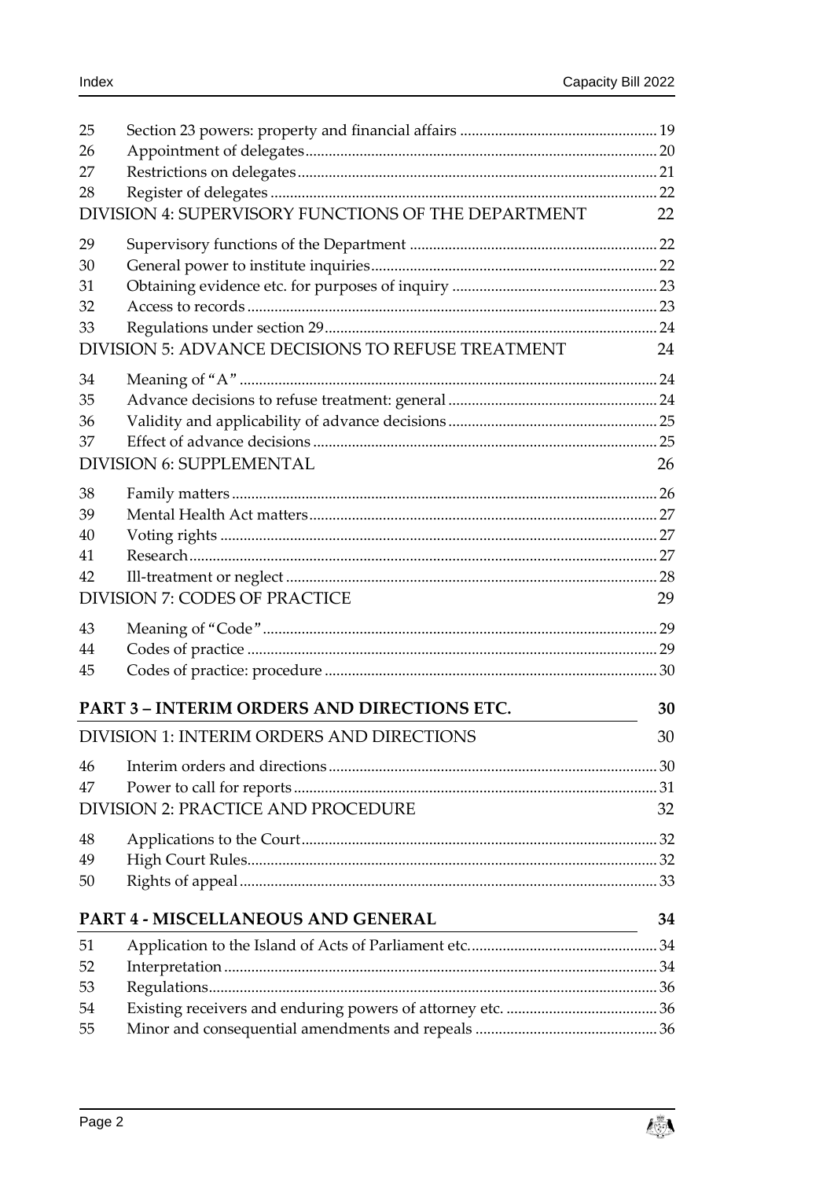| | | |
|---|---|---|
| 25 | Section 23 powers: property and financial affairs | 19 |
| 26 | Appointment of delegates | 20 |
| 27 | Restrictions on delegates | 21 |
| 28 | Register of delegates | 22 |

DIVISION 4: SUPERVISORY FUNCTIONS OF THE DEPARTMENT 22

| | | |
|---|---|---|
| 29 | Supervisory functions of the Department | 22 |
| 30 | General power to institute inquiries | 22 |
| 31 | Obtaining evidence etc. for purposes of inquiry | 23 |
| 32 | Access to records | 23 |
| 33 | Regulations under section 29 | 24 |

DIVISION 5: ADVANCE DECISIONS TO REFUSE TREATMENT 24

| | | |
|---|---|---|
| 34 | Meaning of "A" | 24 |
| 35 | Advance decisions to refuse treatment: general | 24 |
| 36 | Validity and applicability of advance decisions | 25 |
| 37 | Effect of advance decisions | 25 |

DIVISION 6: SUPPLEMENTAL 26

| | | |
|---|---|---|
| 38 | Family matters | 26 |
| 39 | Mental Health Act matters | 27 |
| 40 | Voting rights | 27 |
| 41 | Research | 27 |
| 42 | Ill-treatment or neglect | 28 |

DIVISION 7: CODES OF PRACTICE 29

| | | |
|---|---|---|
| 43 | Meaning of "Code" | 29 |
| 44 | Codes of practice | 29 |
| 45 | Codes of practice: procedure | 30 |

**PART 3 – INTERIM ORDERS AND DIRECTIONS ETC. 30**

DIVISION 1: INTERIM ORDERS AND DIRECTIONS 30

| | | |
|---|---|---|
| 46 | Interim orders and directions | 30 |
| 47 | Power to call for reports | 31 |

DIVISION 2: PRACTICE AND PROCEDURE 32

| | | |
|---|---|---|
| 48 | Applications to the Court | 32 |
| 49 | High Court Rules | 32 |
| 50 | Rights of appeal | 33 |

**PART 4 - MISCELLANEOUS AND GENERAL 34**

| | | |
|---|---|---|
| 51 | Application to the Island of Acts of Parliament etc. | 34 |
| 52 | Interpretation | 34 |
| 53 | Regulations | 36 |
| 54 | Existing receivers and enduring powers of attorney etc. | 36 |
| 55 | Minor and consequential amendments and repeals | 36 |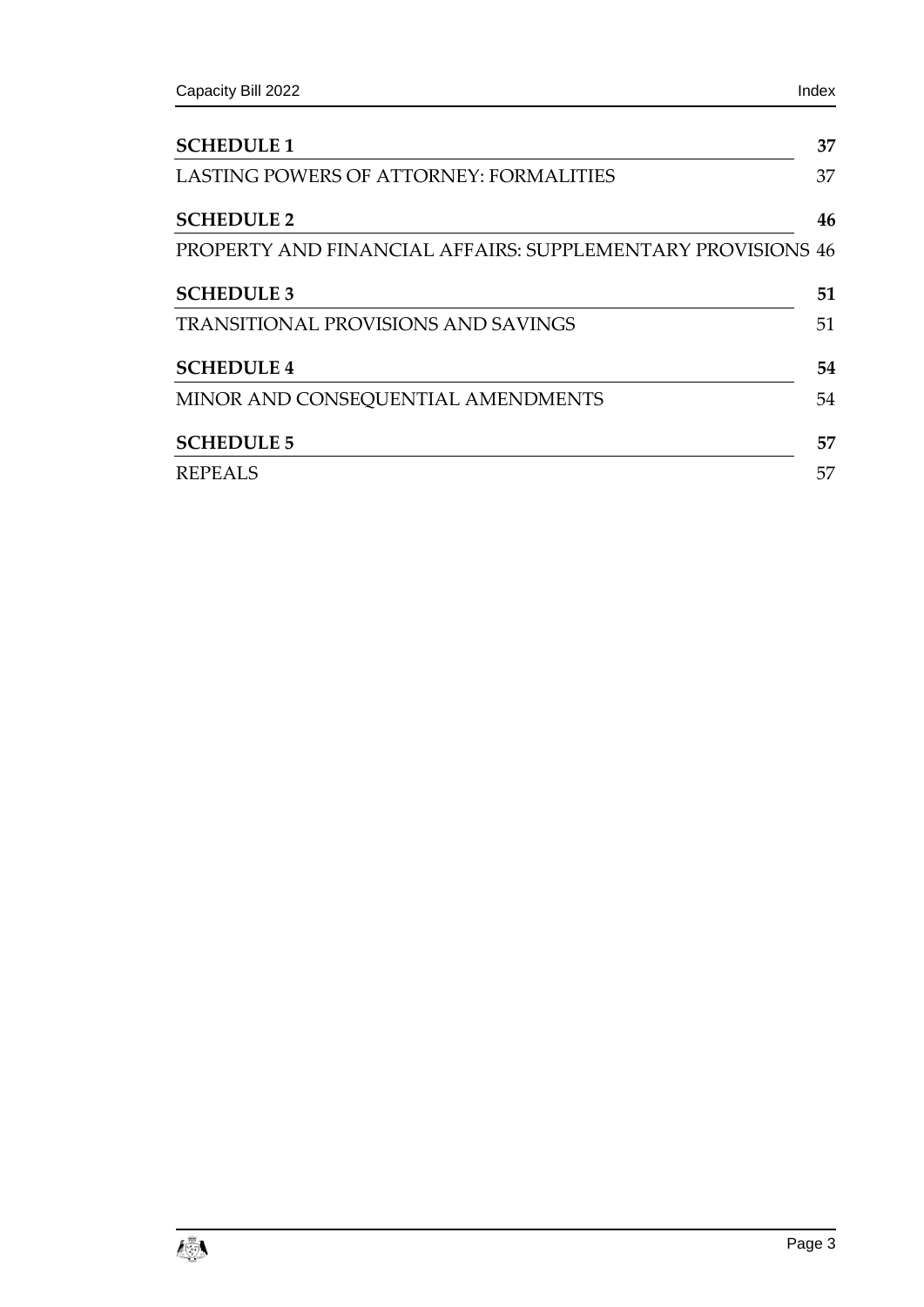**SCHEDULE 1** **37**

LASTING POWERS OF ATTORNEY: FORMALITIES 37

**SCHEDULE 2** **46**

PROPERTY AND FINANCIAL AFFAIRS: SUPPLEMENTARY PROVISIONS 46

**SCHEDULE 3** **51**

TRANSITIONAL PROVISIONS AND SAVINGS 51

**SCHEDULE 4** **54**

MINOR AND CONSEQUENTIAL AMENDMENTS 54

**SCHEDULE 5** **57**

REPEALS 57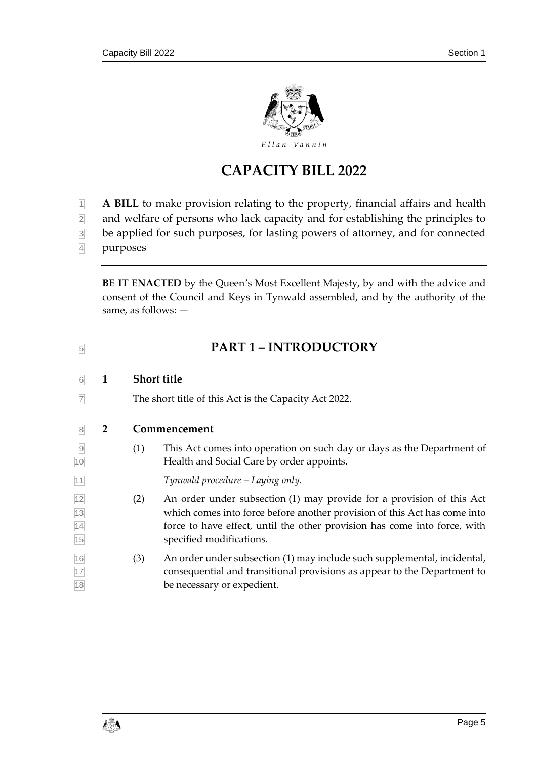*Ellan Vannin*

# CAPACITY BILL 2022

**A BILL** to make provision relating to the property, financial affairs and health and welfare of persons who lack capacity and for establishing the principles to be applied for such purposes, for lasting powers of attorney, and for connected purposes

**BE IT ENACTED** by the Queen's Most Excellent Majesty, by and with the advice and consent of the Council and Keys in Tynwald assembled, and by the authority of the same, as follows: —

## PART 1 – INTRODUCTION

### 1 Short title

The short title of this Act is the Capacity Act 2022.

### 2 Commencement

(1) This Act comes into operation on such day or days as the Department of Health and Social Care by order appoints.

*Tynwald procedure – Laying only.*

(2) An order under subsection (1) may provide for a provision of this Act which comes into force before another provision of this Act has come into force to have effect, until the other provision has come into force, with specified modifications.

(3) An order under subsection (1) may include such supplemental, incidental, consequential and transitional provisions as appear to the Department to be necessary or expedient.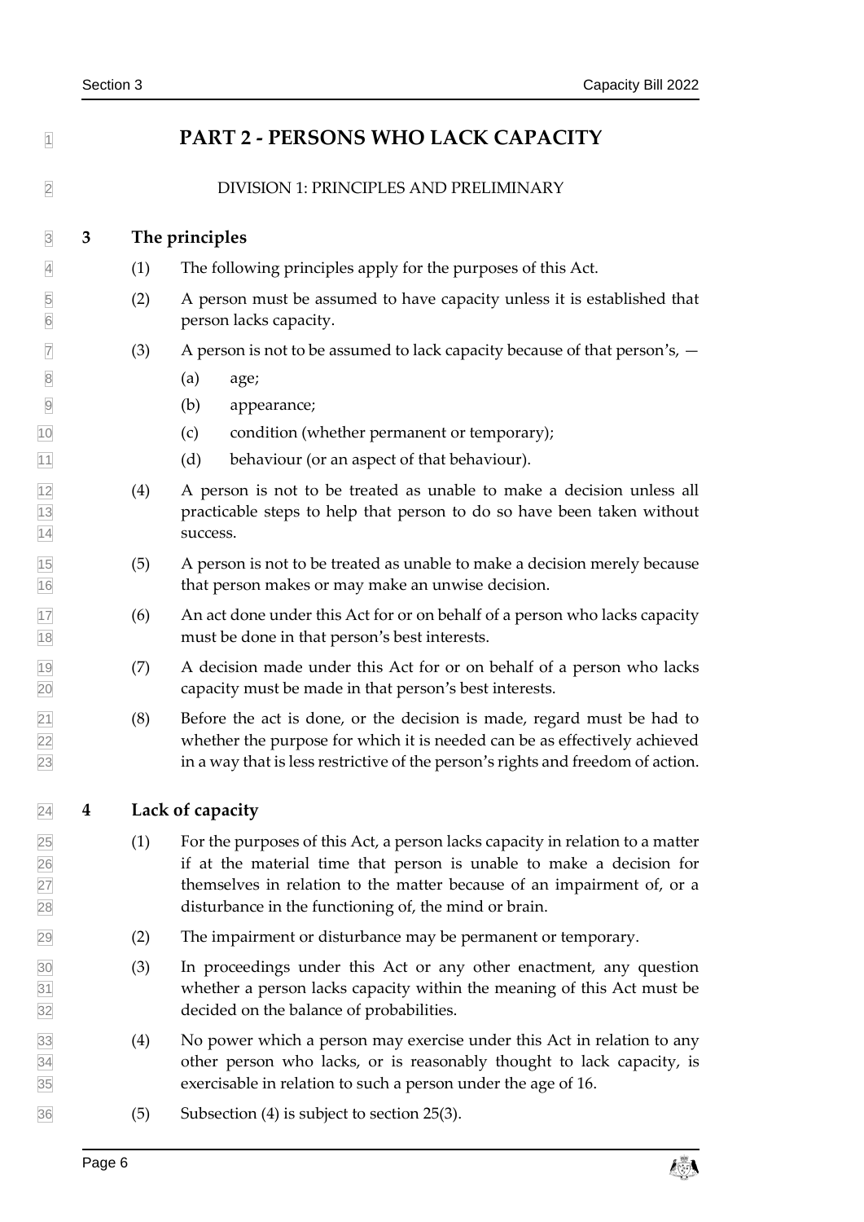# PART 2 - PERSONS WHO LACK CAPACITY

## DIVISION 1: PRINCIPLES AND PRELIMINARY

### 3 The principles

(1) The following principles apply for the purposes of this Act.

(2) A person must be assumed to have capacity unless it is established that person lacks capacity.

(3) A person is not to be assumed to lack capacity because of that person's, —

(a) age;

(b) appearance;

(c) condition (whether permanent or temporary);

(d) behaviour (or an aspect of that behaviour).

(4) A person is not to be treated as unable to make a decision unless all practicable steps to help that person to do so have been taken without success.

(5) A person is not to be treated as unable to make a decision merely because that person makes or may make an unwise decision.

(6) An act done under this Act for or on behalf of a person who lacks capacity must be done in that person's best interests.

(7) A decision made under this Act for or on behalf of a person who lacks capacity must be made in that person's best interests.

(8) Before the act is done, or the decision is made, regard must be had to whether the purpose for which it is needed can be as effectively achieved in a way that is less restrictive of the person's rights and freedom of action.

### 4 Lack of capacity

(1) For the purposes of this Act, a person lacks capacity in relation to a matter if at the material time that person is unable to make a decision for themselves in relation to the matter because of an impairment of, or a disturbance in the functioning of, the mind or brain.

(2) The impairment or disturbance may be permanent or temporary.

(3) In proceedings under this Act or any other enactment, any question whether a person lacks capacity within the meaning of this Act must be decided on the balance of probabilities.

(4) No power which a person may exercise under this Act in relation to any other person who lacks, or is reasonably thought to lack capacity, is exercisable in relation to such a person under the age of 16.

(5) Subsection (4) is subject to section 25(3).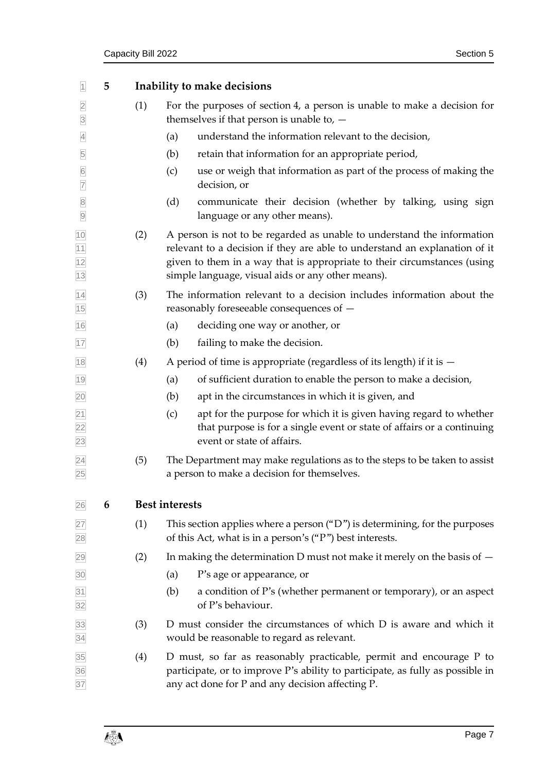## 5 Inability to make decisions

(1) For the purposes of section 4, a person is unable to make a decision for themselves if that person is unable to, —

(a) understand the information relevant to the decision,

(b) retain that information for an appropriate period,

(c) use or weigh that information as part of the process of making the decision, or

(d) communicate their decision (whether by talking, using sign language or any other means).

(2) A person is not to be regarded as unable to understand the information relevant to a decision if they are able to understand an explanation of it given to them in a way that is appropriate to their circumstances (using simple language, visual aids or any other means).

(3) The information relevant to a decision includes information about the reasonably foreseeable consequences of —

(a) deciding one way or another, or

(b) failing to make the decision.

(4) A period of time is appropriate (regardless of its length) if it is —

(a) of sufficient duration to enable the person to make a decision,

(b) apt in the circumstances in which it is given, and

(c) apt for the purpose for which it is given having regard to whether that purpose is for a single event or state of affairs or a continuing event or state of affairs.

(5) The Department may make regulations as to the steps to be taken to assist a person to make a decision for themselves.

## 6 Best interests

(1) This section applies where a person ("D") is determining, for the purposes of this Act, what is in a person's ("P") best interests.

(2) In making the determination D must not make it merely on the basis of —

(a) P's age or appearance, or

(b) a condition of P's (whether permanent or temporary), or an aspect of P's behaviour.

(3) D must consider the circumstances of which D is aware and which it would be reasonable to regard as relevant.

(4) D must, so far as reasonably practicable, permit and encourage P to participate, or to improve P's ability to participate, as fully as possible in any act done for P and any decision affecting P.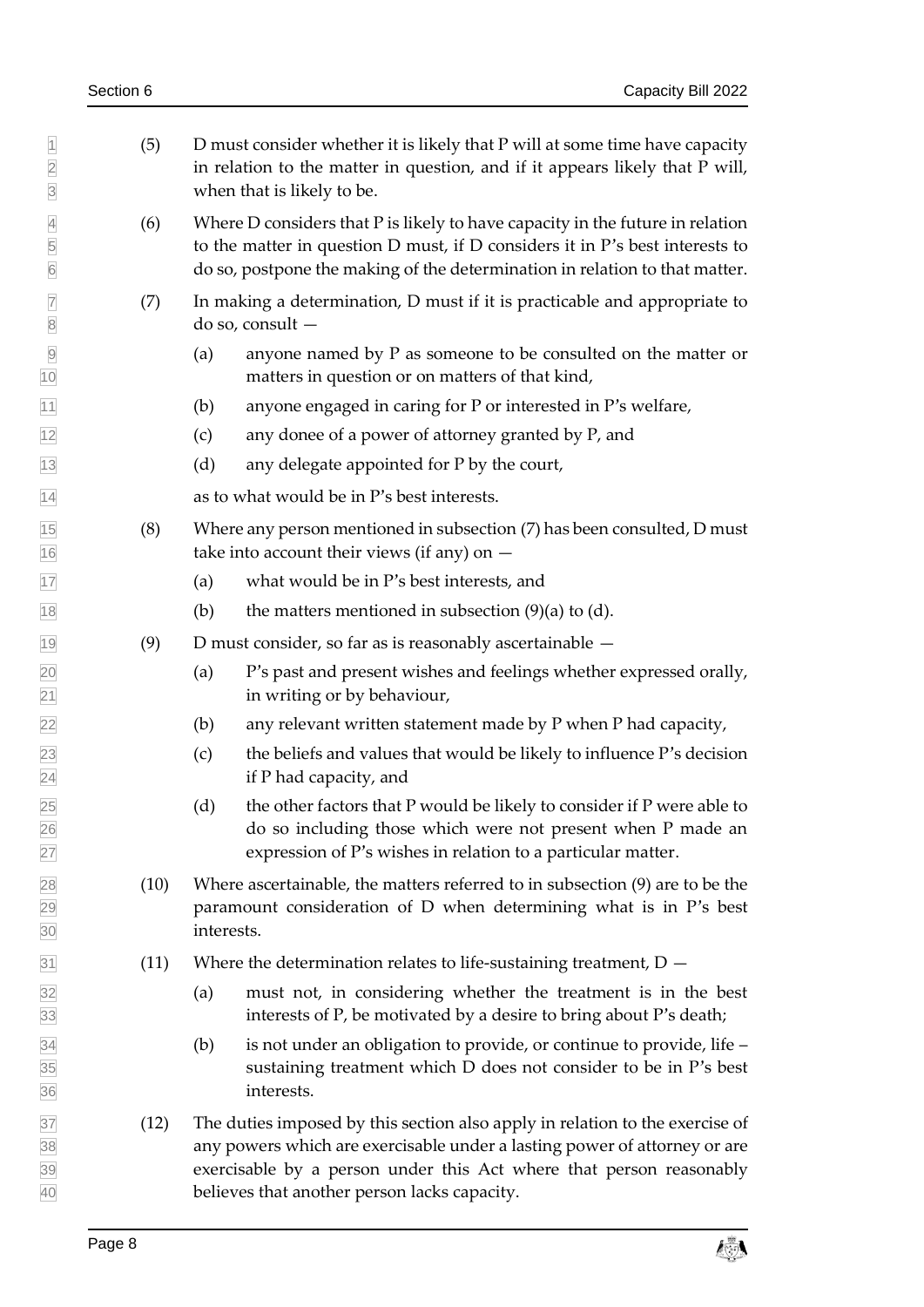(5) D must consider whether it is likely that P will at some time have capacity in relation to the matter in question, and if it appears likely that P will, when that is likely to be.

(6) Where D considers that P is likely to have capacity in the future in relation to the matter in question D must, if D considers it in P's best interests to do so, postpone the making of the determination in relation to that matter.

(7) In making a determination, D must if it is practicable and appropriate to do so, consult —

(a) anyone named by P as someone to be consulted on the matter or matters in question or on matters of that kind,

(b) anyone engaged in caring for P or interested in P's welfare,

(c) any donee of a power of attorney granted by P, and

(d) any delegate appointed for P by the court,

as to what would be in P's best interests.

(8) Where any person mentioned in subsection (7) has been consulted, D must take into account their views (if any) on —

(a) what would be in P's best interests, and

(b) the matters mentioned in subsection (9)(a) to (d).

(9) D must consider, so far as is reasonably ascertainable —

(a) P's past and present wishes and feelings whether expressed orally, in writing or by behaviour,

(b) any relevant written statement made by P when P had capacity,

(c) the beliefs and values that would be likely to influence P's decision if P had capacity, and

(d) the other factors that P would be likely to consider if P were able to do so including those which were not present when P made an expression of P's wishes in relation to a particular matter.

(10) Where ascertainable, the matters referred to in subsection (9) are to be the paramount consideration of D when determining what is in P's best interests.

(11) Where the determination relates to life-sustaining treatment, D —

(a) must not, in considering whether the treatment is in the best interests of P, be motivated by a desire to bring about P's death;

(b) is not under an obligation to provide, or continue to provide, life – sustaining treatment which D does not consider to be in P's best interests.

(12) The duties imposed by this section also apply in relation to the exercise of any powers which are exercisable under a lasting power of attorney or are exercisable by a person under this Act where that person reasonably believes that another person lacks capacity.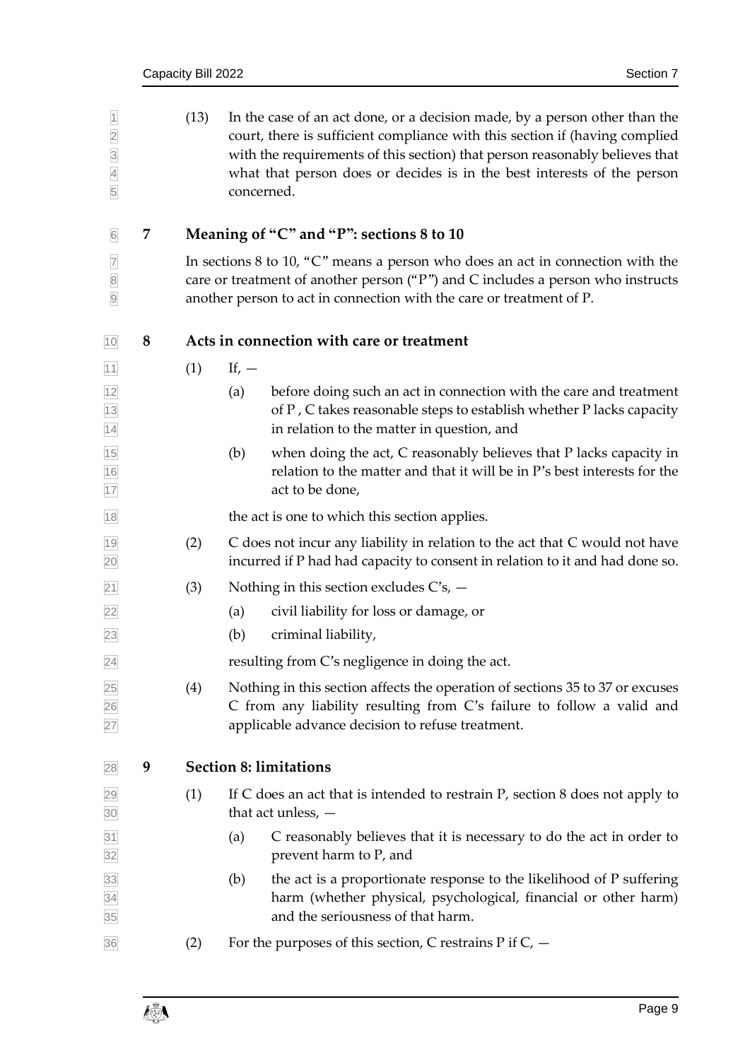(13) In the case of an act done, or a decision made, by a person other than the court, there is sufficient compliance with this section if (having complied with the requirements of this section) that person reasonably believes that what that person does or decides is in the best interests of the person concerned.

## 7 Meaning of "C" and "P": sections 8 to 10

In sections 8 to 10, "C" means a person who does an act in connection with the care or treatment of another person ("P") and C includes a person who instructs another person to act in connection with the care or treatment of P.

## 8 Acts in connection with care or treatment

(1) If, —

(a) before doing such an act in connection with the care and treatment of P , C takes reasonable steps to establish whether P lacks capacity in relation to the matter in question, and

(b) when doing the act, C reasonably believes that P lacks capacity in relation to the matter and that it will be in P's best interests for the act to be done,

the act is one to which this section applies.

(2) C does not incur any liability in relation to the act that C would not have incurred if P had had capacity to consent in relation to it and had done so.

(3) Nothing in this section excludes C's, —

(a) civil liability for loss or damage, or

(b) criminal liability,

resulting from C's negligence in doing the act.

(4) Nothing in this section affects the operation of sections 35 to 37 or excuses C from any liability resulting from C's failure to follow a valid and applicable advance decision to refuse treatment.

## 9 Section 8: limitations

(1) If C does an act that is intended to restrain P, section 8 does not apply to that act unless, —

(a) C reasonably believes that it is necessary to do the act in order to prevent harm to P, and

(b) the act is a proportionate response to the likelihood of P suffering harm (whether physical, psychological, financial or other harm) and the seriousness of that harm.

(2) For the purposes of this section, C restrains P if C, —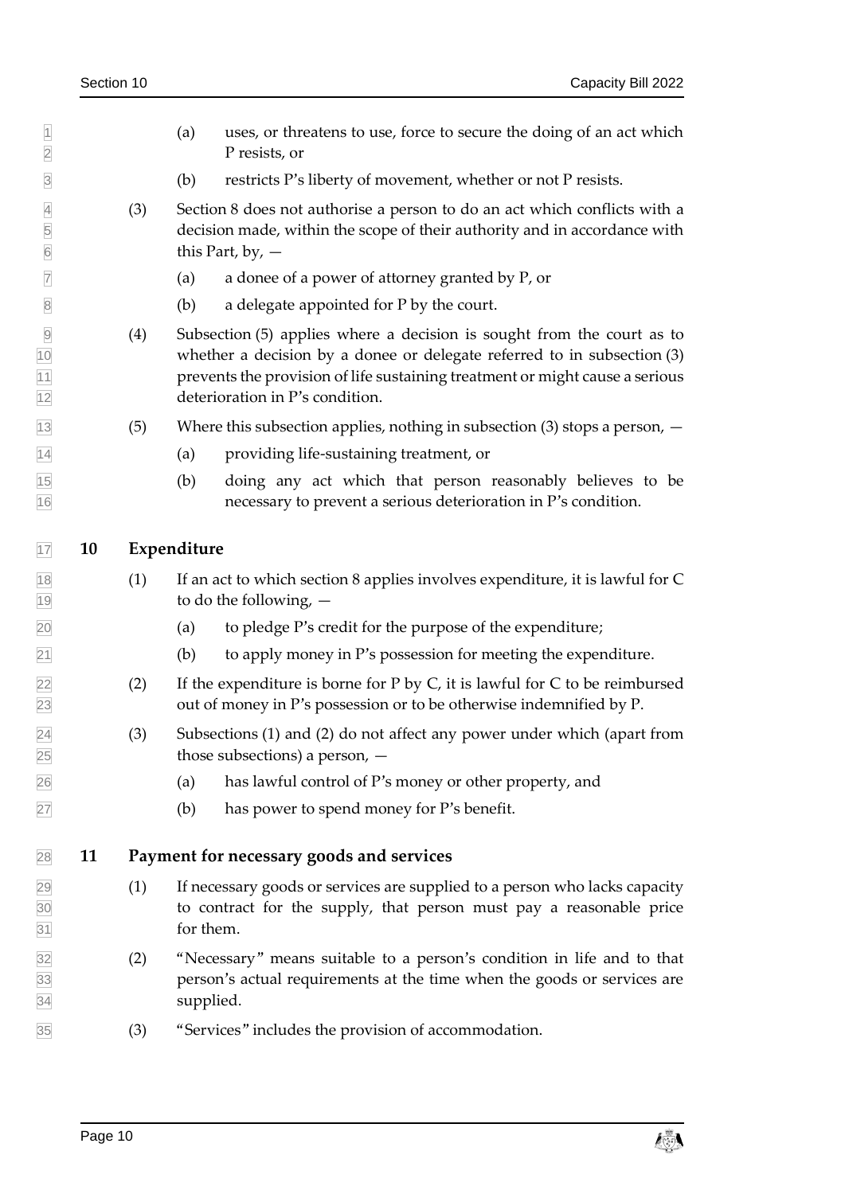(a) uses, or threatens to use, force to secure the doing of an act which P resists, or

(b) restricts P's liberty of movement, whether or not P resists.

(3) Section 8 does not authorise a person to do an act which conflicts with a decision made, within the scope of their authority and in accordance with this Part, by, —

(a) a donee of a power of attorney granted by P, or

(b) a delegate appointed for P by the court.

(4) Subsection (5) applies where a decision is sought from the court as to whether a decision by a donee or delegate referred to in subsection (3) prevents the provision of life sustaining treatment or might cause a serious deterioration in P's condition.

(5) Where this subsection applies, nothing in subsection (3) stops a person, —

(a) providing life-sustaining treatment, or

(b) doing any act which that person reasonably believes to be necessary to prevent a serious deterioration in P's condition.

## 10 Expenditure

(1) If an act to which section 8 applies involves expenditure, it is lawful for C to do the following, —

(a) to pledge P's credit for the purpose of the expenditure;

(b) to apply money in P's possession for meeting the expenditure.

(2) If the expenditure is borne for P by C, it is lawful for C to be reimbursed out of money in P's possession or to be otherwise indemnified by P.

(3) Subsections (1) and (2) do not affect any power under which (apart from those subsections) a person, —

(a) has lawful control of P's money or other property, and

(b) has power to spend money for P's benefit.

## 11 Payment for necessary goods and services

(1) If necessary goods or services are supplied to a person who lacks capacity to contract for the supply, that person must pay a reasonable price for them.

(2) "Necessary" means suitable to a person's condition in life and to that person's actual requirements at the time when the goods or services are supplied.

(3) "Services" includes the provision of accommodation.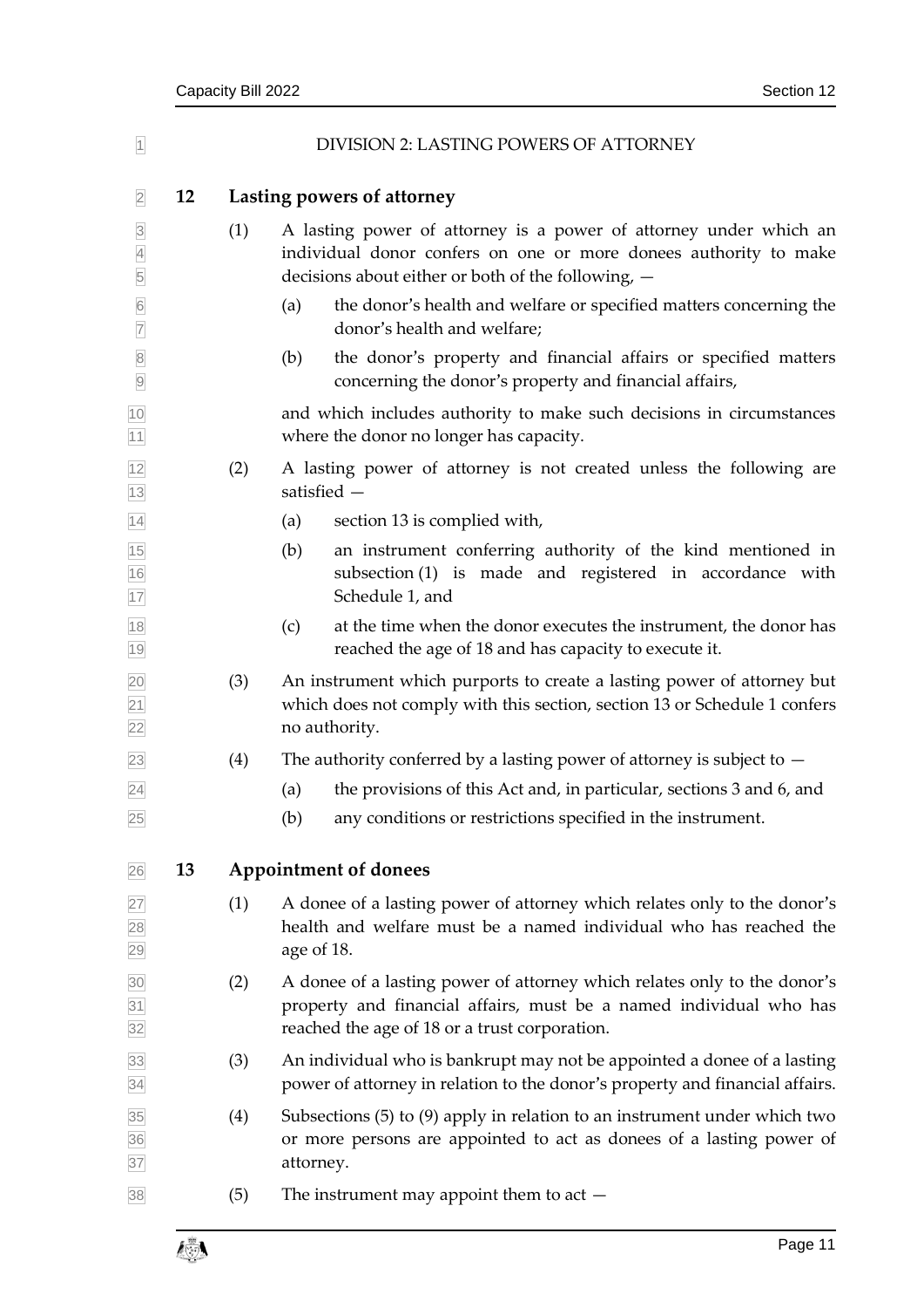## DIVISION 2: LASTING POWERS OF ATTORNEY

### 12 Lasting powers of attorney

(1) A lasting power of attorney is a power of attorney under which an individual donor confers on one or more donees authority to make decisions about either or both of the following, —

(a) the donor's health and welfare or specified matters concerning the donor's health and welfare;

(b) the donor's property and financial affairs or specified matters concerning the donor's property and financial affairs,

and which includes authority to make such decisions in circumstances where the donor no longer has capacity.

(2) A lasting power of attorney is not created unless the following are satisfied —

(a) section 13 is complied with,

(b) an instrument conferring authority of the kind mentioned in subsection (1) is made and registered in accordance with Schedule 1, and

(c) at the time when the donor executes the instrument, the donor has reached the age of 18 and has capacity to execute it.

(3) An instrument which purports to create a lasting power of attorney but which does not comply with this section, section 13 or Schedule 1 confers no authority.

(4) The authority conferred by a lasting power of attorney is subject to —

(a) the provisions of this Act and, in particular, sections 3 and 6, and

(b) any conditions or restrictions specified in the instrument.

### 13 Appointment of donees

(1) A donee of a lasting power of attorney which relates only to the donor's health and welfare must be a named individual who has reached the age of 18.

(2) A donee of a lasting power of attorney which relates only to the donor's property and financial affairs, must be a named individual who has reached the age of 18 or a trust corporation.

(3) An individual who is bankrupt may not be appointed a donee of a lasting power of attorney in relation to the donor's property and financial affairs.

(4) Subsections (5) to (9) apply in relation to an instrument under which two or more persons are appointed to act as donees of a lasting power of attorney.

(5) The instrument may appoint them to act —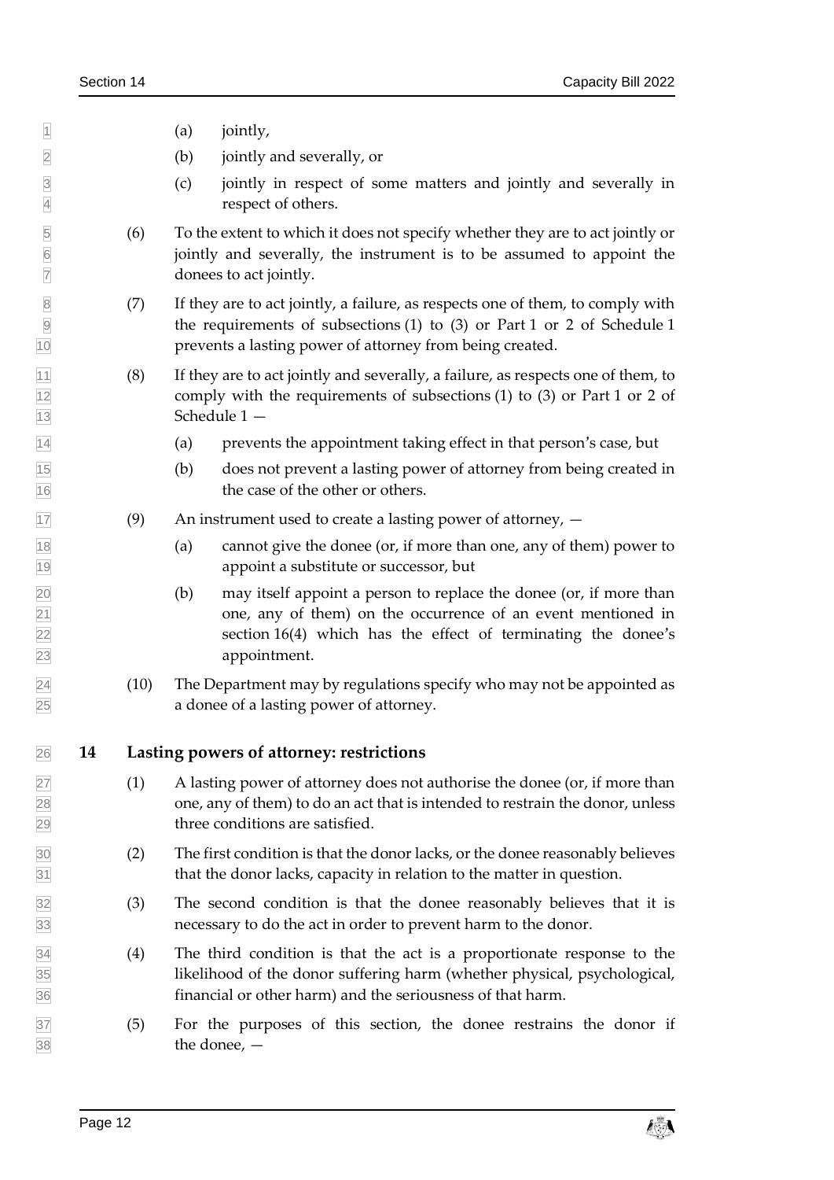(a) jointly,

(b) jointly and severally, or

(c) jointly in respect of some matters and jointly and severally in respect of others.

(6) To the extent to which it does not specify whether they are to act jointly or jointly and severally, the instrument is to be assumed to appoint the donees to act jointly.

(7) If they are to act jointly, a failure, as respects one of them, to comply with the requirements of subsections (1) to (3) or Part 1 or 2 of Schedule 1 prevents a lasting power of attorney from being created.

(8) If they are to act jointly and severally, a failure, as respects one of them, to comply with the requirements of subsections (1) to (3) or Part 1 or 2 of Schedule 1 —

(a) prevents the appointment taking effect in that person's case, but

(b) does not prevent a lasting power of attorney from being created in the case of the other or others.

(9) An instrument used to create a lasting power of attorney, —

(a) cannot give the donee (or, if more than one, any of them) power to appoint a substitute or successor, but

(b) may itself appoint a person to replace the donee (or, if more than one, any of them) on the occurrence of an event mentioned in section 16(4) which has the effect of terminating the donee's appointment.

(10) The Department may by regulations specify who may not be appointed as a donee of a lasting power of attorney.

## 14 Lasting powers of attorney: restrictions

(1) A lasting power of attorney does not authorise the donee (or, if more than one, any of them) to do an act that is intended to restrain the donor, unless three conditions are satisfied.

(2) The first condition is that the donor lacks, or the donee reasonably believes that the donor lacks, capacity in relation to the matter in question.

(3) The second condition is that the donee reasonably believes that it is necessary to do the act in order to prevent harm to the donor.

(4) The third condition is that the act is a proportionate response to the likelihood of the donor suffering harm (whether physical, psychological, financial or other harm) and the seriousness of that harm.

(5) For the purposes of this section, the donee restrains the donor if the donee, —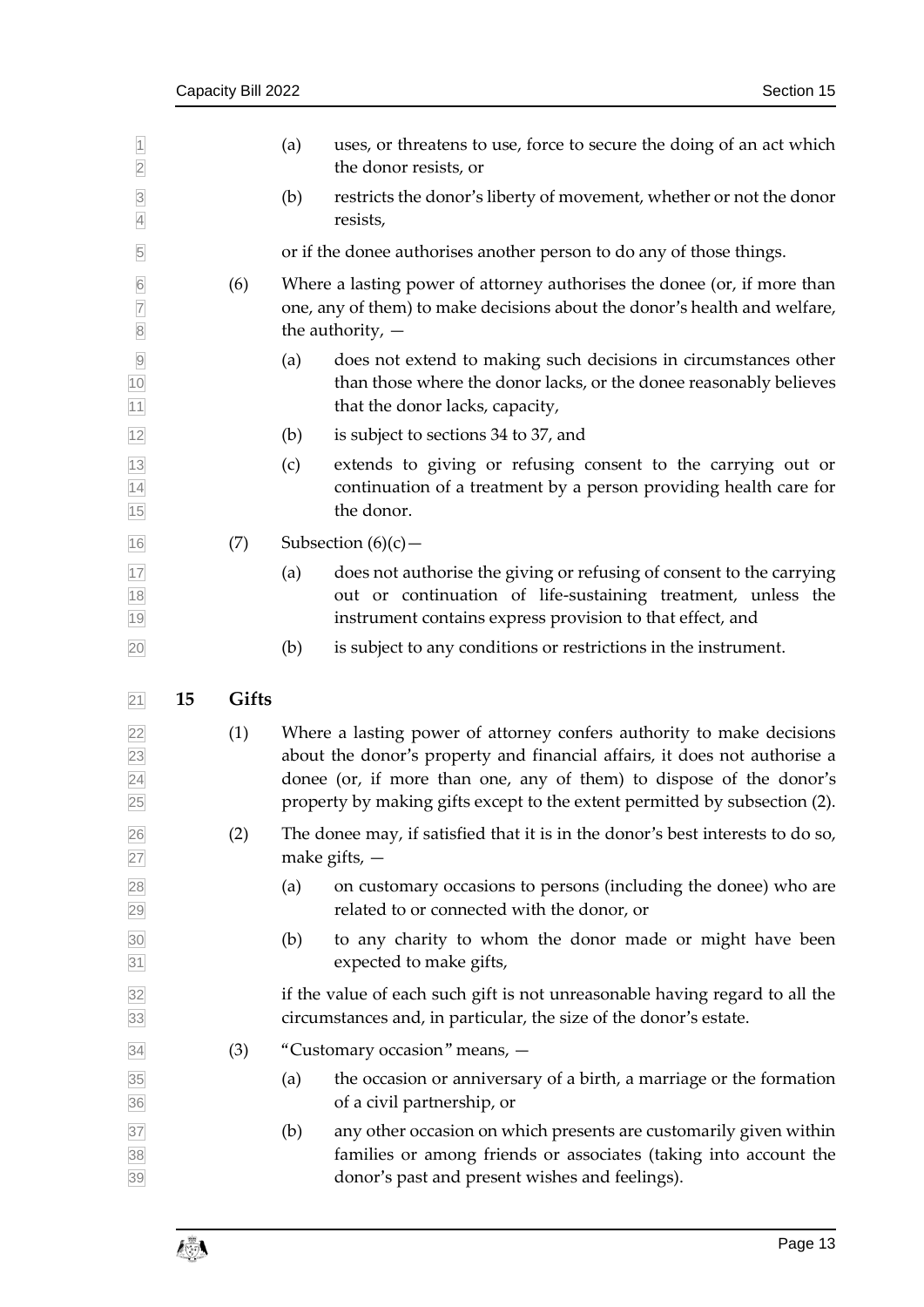(a) uses, or threatens to use, force to secure the doing of an act which the donor resists, or

(b) restricts the donor's liberty of movement, whether or not the donor resists,

or if the donee authorises another person to do any of those things.

(6) Where a lasting power of attorney authorises the donee (or, if more than one, any of them) to make decisions about the donor's health and welfare, the authority, —

(a) does not extend to making such decisions in circumstances other than those where the donor lacks, or the donee reasonably believes that the donor lacks, capacity,

(b) is subject to sections 34 to 37, and

(c) extends to giving or refusing consent to the carrying out or continuation of a treatment by a person providing health care for the donor.

(7) Subsection (6)(c)—

(a) does not authorise the giving or refusing of consent to the carrying out or continuation of life-sustaining treatment, unless the instrument contains express provision to that effect, and

(b) is subject to any conditions or restrictions in the instrument.

## 15 Gifts

(1) Where a lasting power of attorney confers authority to make decisions about the donor's property and financial affairs, it does not authorise a donee (or, if more than one, any of them) to dispose of the donor's property by making gifts except to the extent permitted by subsection (2).

(2) The donee may, if satisfied that it is in the donor's best interests to do so, make gifts, —

(a) on customary occasions to persons (including the donee) who are related to or connected with the donor, or

(b) to any charity to whom the donor made or might have been expected to make gifts,

if the value of each such gift is not unreasonable having regard to all the circumstances and, in particular, the size of the donor's estate.

(3) "Customary occasion" means, —

(a) the occasion or anniversary of a birth, a marriage or the formation of a civil partnership, or

(b) any other occasion on which presents are customarily given within families or among friends or associates (taking into account the donor's past and present wishes and feelings).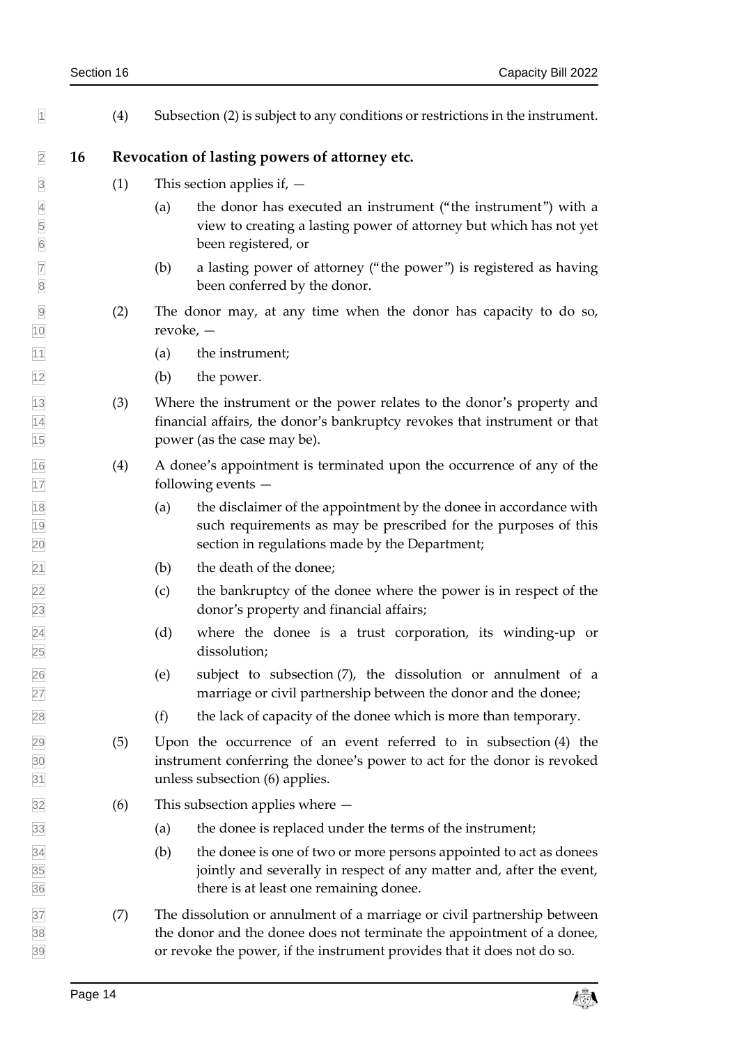(4) Subsection (2) is subject to any conditions or restrictions in the instrument.

## 16 Revocation of lasting powers of attorney etc.

(1) This section applies if, —

(a) the donor has executed an instrument ("the instrument") with a view to creating a lasting power of attorney but which has not yet been registered, or

(b) a lasting power of attorney ("the power") is registered as having been conferred by the donor.

(2) The donor may, at any time when the donor has capacity to do so, revoke, —

(a) the instrument;

(b) the power.

(3) Where the instrument or the power relates to the donor's property and financial affairs, the donor's bankruptcy revokes that instrument or that power (as the case may be).

(4) A donee's appointment is terminated upon the occurrence of any of the following events —

(a) the disclaimer of the appointment by the donee in accordance with such requirements as may be prescribed for the purposes of this section in regulations made by the Department;

(b) the death of the donee;

(c) the bankruptcy of the donee where the power is in respect of the donor's property and financial affairs;

(d) where the donee is a trust corporation, its winding-up or dissolution;

(e) subject to subsection (7), the dissolution or annulment of a marriage or civil partnership between the donor and the donee;

(f) the lack of capacity of the donee which is more than temporary.

(5) Upon the occurrence of an event referred to in subsection (4) the instrument conferring the donee's power to act for the donor is revoked unless subsection (6) applies.

(6) This subsection applies where —

(a) the donee is replaced under the terms of the instrument;

(b) the donee is one of two or more persons appointed to act as donees jointly and severally in respect of any matter and, after the event, there is at least one remaining donee.

(7) The dissolution or annulment of a marriage or civil partnership between the donor and the donee does not terminate the appointment of a donee, or revoke the power, if the instrument provides that it does not do so.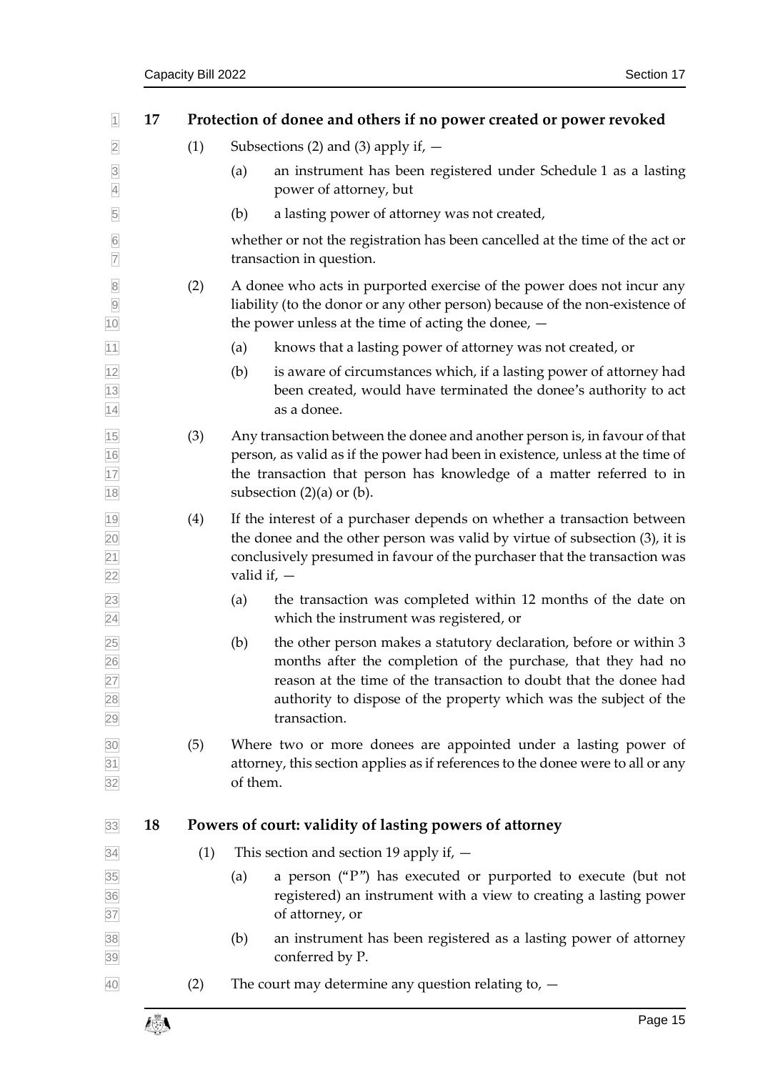## 17 Protection of donee and others if no power created or power revoked

(1) Subsections (2) and (3) apply if, —

(a) an instrument has been registered under Schedule 1 as a lasting power of attorney, but

(b) a lasting power of attorney was not created,

whether or not the registration has been cancelled at the time of the act or transaction in question.

(2) A donee who acts in purported exercise of the power does not incur any liability (to the donor or any other person) because of the non-existence of the power unless at the time of acting the donee, —

(a) knows that a lasting power of attorney was not created, or

(b) is aware of circumstances which, if a lasting power of attorney had been created, would have terminated the donee's authority to act as a donee.

(3) Any transaction between the donee and another person is, in favour of that person, as valid as if the power had been in existence, unless at the time of the transaction that person has knowledge of a matter referred to in subsection (2)(a) or (b).

(4) If the interest of a purchaser depends on whether a transaction between the donee and the other person was valid by virtue of subsection (3), it is conclusively presumed in favour of the purchaser that the transaction was valid if, —

(a) the transaction was completed within 12 months of the date on which the instrument was registered, or

(b) the other person makes a statutory declaration, before or within 3 months after the completion of the purchase, that they had no reason at the time of the transaction to doubt that the donee had authority to dispose of the property which was the subject of the transaction.

(5) Where two or more donees are appointed under a lasting power of attorney, this section applies as if references to the donee were to all or any of them.

## 18 Powers of court: validity of lasting powers of attorney

(1) This section and section 19 apply if, —

(a) a person ("P") has executed or purported to execute (but not registered) an instrument with a view to creating a lasting power of attorney, or

(b) an instrument has been registered as a lasting power of attorney conferred by P.

(2) The court may determine any question relating to, —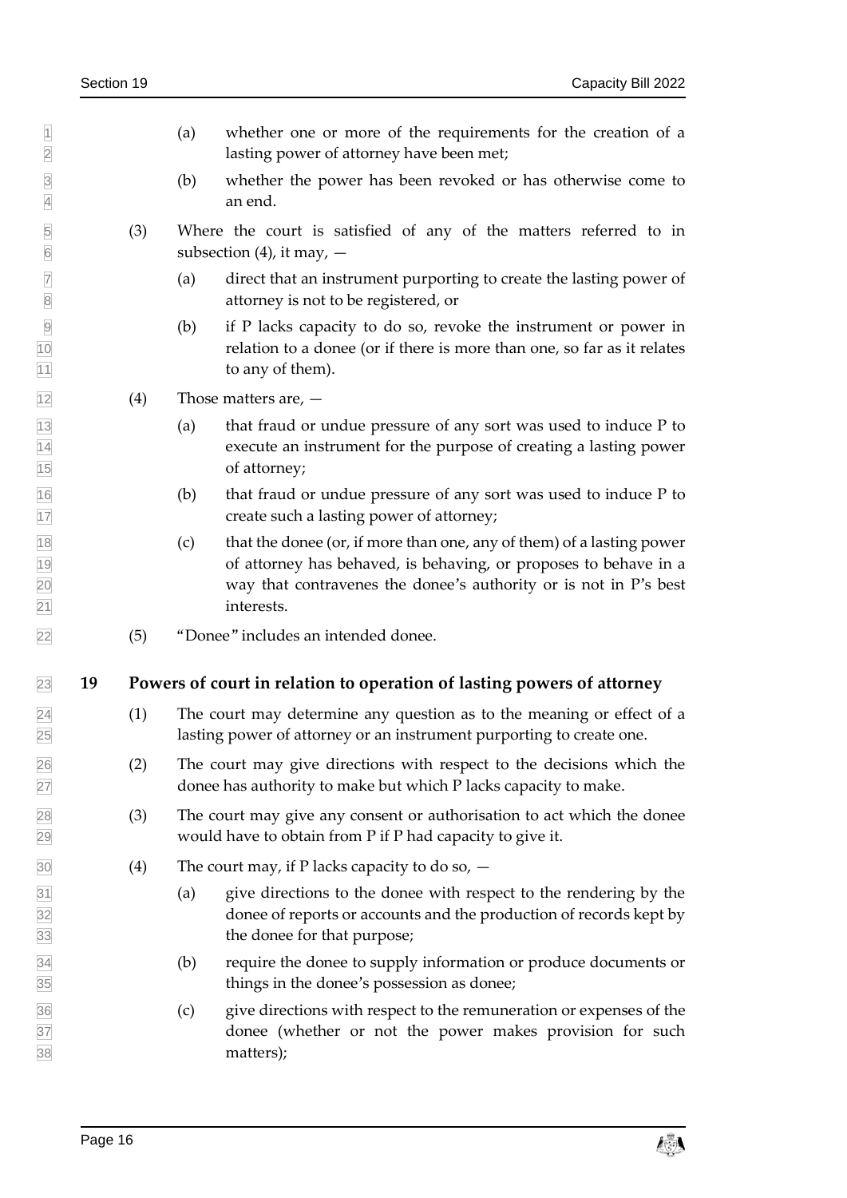(a) whether one or more of the requirements for the creation of a lasting power of attorney have been met;

(b) whether the power has been revoked or has otherwise come to an end.

(3) Where the court is satisfied of any of the matters referred to in subsection (4), it may, —

(a) direct that an instrument purporting to create the lasting power of attorney is not to be registered, or

(b) if P lacks capacity to do so, revoke the instrument or power in relation to a donee (or if there is more than one, so far as it relates to any of them).

(4) Those matters are, —

(a) that fraud or undue pressure of any sort was used to induce P to execute an instrument for the purpose of creating a lasting power of attorney;

(b) that fraud or undue pressure of any sort was used to induce P to create such a lasting power of attorney;

(c) that the donee (or, if more than one, any of them) of a lasting power of attorney has behaved, is behaving, or proposes to behave in a way that contravenes the donee's authority or is not in P's best interests.

(5) "Donee" includes an intended donee.

## 19 Powers of court in relation to operation of lasting powers of attorney

(1) The court may determine any question as to the meaning or effect of a lasting power of attorney or an instrument purporting to create one.

(2) The court may give directions with respect to the decisions which the donee has authority to make but which P lacks capacity to make.

(3) The court may give any consent or authorisation to act which the donee would have to obtain from P if P had capacity to give it.

(4) The court may, if P lacks capacity to do so, —

(a) give directions to the donee with respect to the rendering by the donee of reports or accounts and the production of records kept by the donee for that purpose;

(b) require the donee to supply information or produce documents or things in the donee's possession as donee;

(c) give directions with respect to the remuneration or expenses of the donee (whether or not the power makes provision for such matters);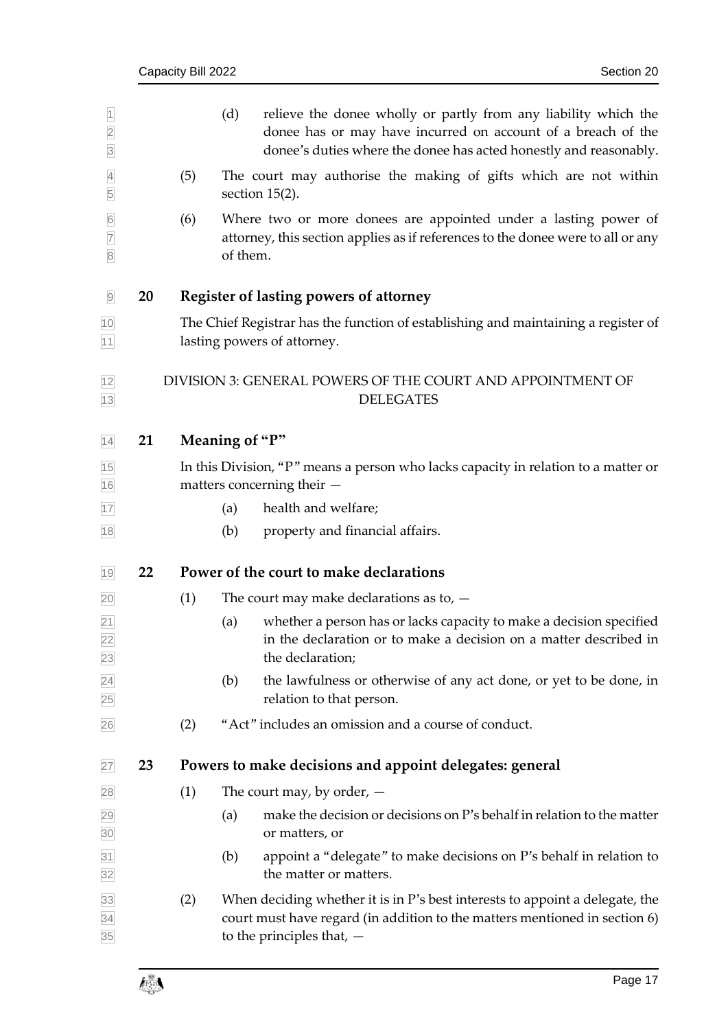(d) relieve the donee wholly or partly from any liability which the donee has or may have incurred on account of a breach of the donee's duties where the donee has acted honestly and reasonably.

(5) The court may authorise the making of gifts which are not within section 15(2).

(6) Where two or more donees are appointed under a lasting power of attorney, this section applies as if references to the donee were to all or any of them.

## 20 Register of lasting powers of attorney

The Chief Registrar has the function of establishing and maintaining a register of lasting powers of attorney.

## DIVISION 3: GENERAL POWERS OF THE COURT AND APPOINTMENT OF DELEGATES

## 21 Meaning of "P"

In this Division, "P" means a person who lacks capacity in relation to a matter or matters concerning their —

(a) health and welfare;

(b) property and financial affairs.

## 22 Power of the court to make declarations

(1) The court may make declarations as to, —

(a) whether a person has or lacks capacity to make a decision specified in the declaration or to make a decision on a matter described in the declaration;

(b) the lawfulness or otherwise of any act done, or yet to be done, in relation to that person.

(2) "Act" includes an omission and a course of conduct.

## 23 Powers to make decisions and appoint delegates: general

(1) The court may, by order, —

(a) make the decision or decisions on P's behalf in relation to the matter or matters, or

(b) appoint a "delegate" to make decisions on P's behalf in relation to the matter or matters.

(2) When deciding whether it is in P's best interests to appoint a delegate, the court must have regard (in addition to the matters mentioned in section 6) to the principles that, —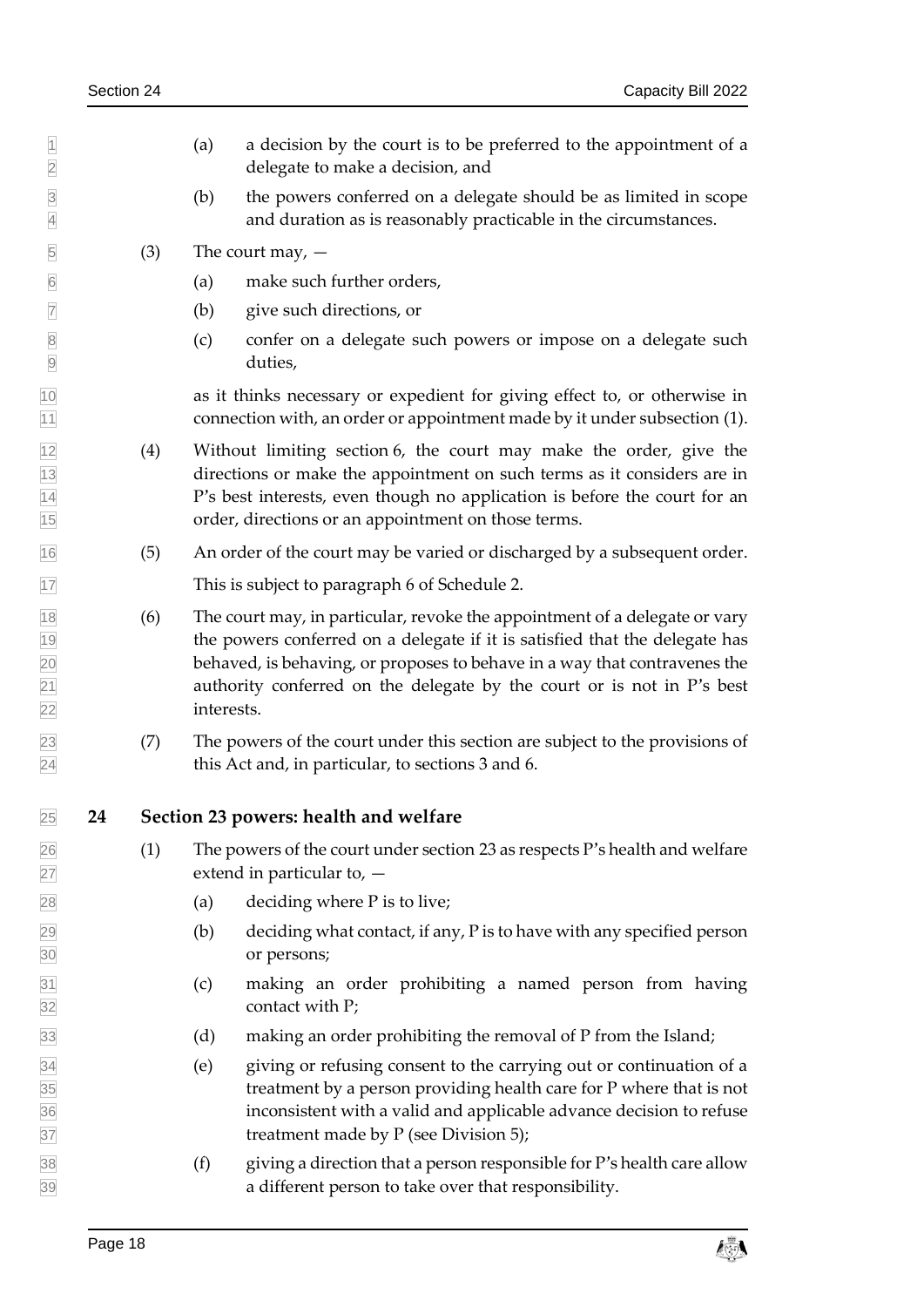(a) a decision by the court is to be preferred to the appointment of a delegate to make a decision, and

(b) the powers conferred on a delegate should be as limited in scope and duration as is reasonably practicable in the circumstances.

(3) The court may, —

(a) make such further orders,

(b) give such directions, or

(c) confer on a delegate such powers or impose on a delegate such duties,

as it thinks necessary or expedient for giving effect to, or otherwise in connection with, an order or appointment made by it under subsection (1).

(4) Without limiting section 6, the court may make the order, give the directions or make the appointment on such terms as it considers are in P's best interests, even though no application is before the court for an order, directions or an appointment on those terms.

(5) An order of the court may be varied or discharged by a subsequent order.

This is subject to paragraph 6 of Schedule 2.

(6) The court may, in particular, revoke the appointment of a delegate or vary the powers conferred on a delegate if it is satisfied that the delegate has behaved, is behaving, or proposes to behave in a way that contravenes the authority conferred on the delegate by the court or is not in P's best interests.

(7) The powers of the court under this section are subject to the provisions of this Act and, in particular, to sections 3 and 6.

## 24 Section 23 powers: health and welfare

(1) The powers of the court under section 23 as respects P's health and welfare extend in particular to, —

(a) deciding where P is to live;

(b) deciding what contact, if any, P is to have with any specified person or persons;

(c) making an order prohibiting a named person from having contact with P;

(d) making an order prohibiting the removal of P from the Island;

(e) giving or refusing consent to the carrying out or continuation of a treatment by a person providing health care for P where that is not inconsistent with a valid and applicable advance decision to refuse treatment made by P (see Division 5);

(f) giving a direction that a person responsible for P's health care allow a different person to take over that responsibility.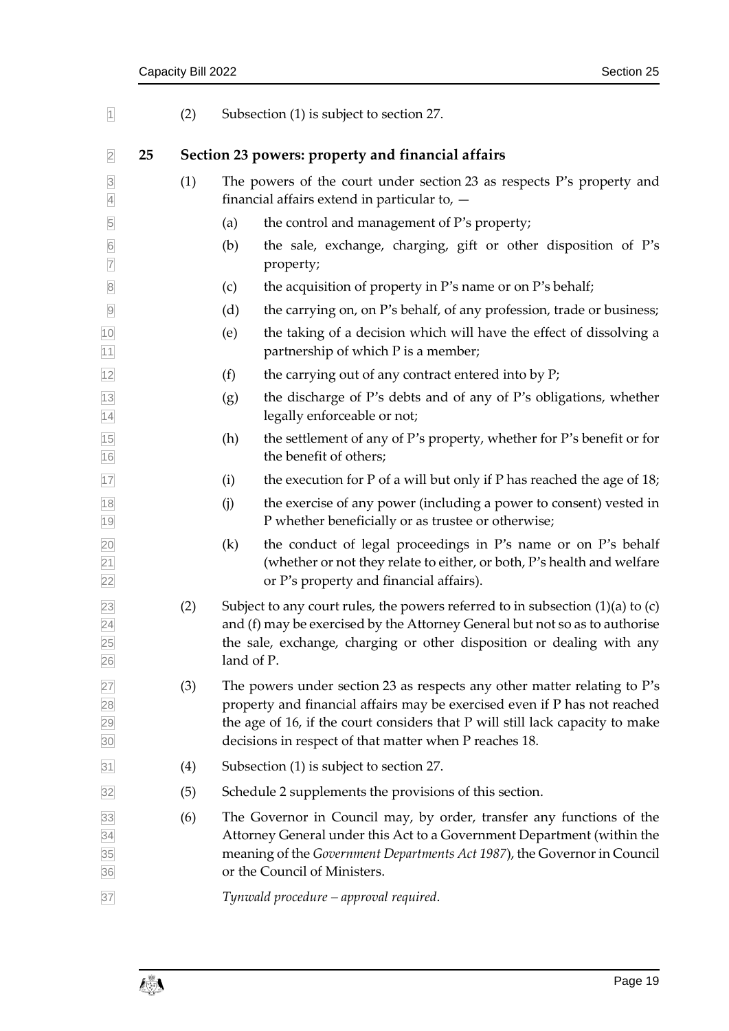(2) Subsection (1) is subject to section 27.

## 25 Section 23 powers: property and financial affairs

(1) The powers of the court under section 23 as respects P's property and financial affairs extend in particular to, —

(a) the control and management of P's property;

(b) the sale, exchange, charging, gift or other disposition of P's property;

(c) the acquisition of property in P's name or on P's behalf;

(d) the carrying on, on P's behalf, of any profession, trade or business;

(e) the taking of a decision which will have the effect of dissolving a partnership of which P is a member;

(f) the carrying out of any contract entered into by P;

(g) the discharge of P's debts and of any of P's obligations, whether legally enforceable or not;

(h) the settlement of any of P's property, whether for P's benefit or for the benefit of others;

(i) the execution for P of a will but only if P has reached the age of 18;

(j) the exercise of any power (including a power to consent) vested in P whether beneficially or as trustee or otherwise;

(k) the conduct of legal proceedings in P's name or on P's behalf (whether or not they relate to either, or both, P's health and welfare or P's property and financial affairs).

(2) Subject to any court rules, the powers referred to in subsection (1)(a) to (c) and (f) may be exercised by the Attorney General but not so as to authorise the sale, exchange, charging or other disposition or dealing with any land of P.

(3) The powers under section 23 as respects any other matter relating to P's property and financial affairs may be exercised even if P has not reached the age of 16, if the court considers that P will still lack capacity to make decisions in respect of that matter when P reaches 18.

(4) Subsection (1) is subject to section 27.

(5) Schedule 2 supplements the provisions of this section.

(6) The Governor in Council may, by order, transfer any functions of the Attorney General under this Act to a Government Department (within the meaning of the *Government Departments Act 1987*), the Governor in Council or the Council of Ministers.

*Tynwald procedure – approval required.*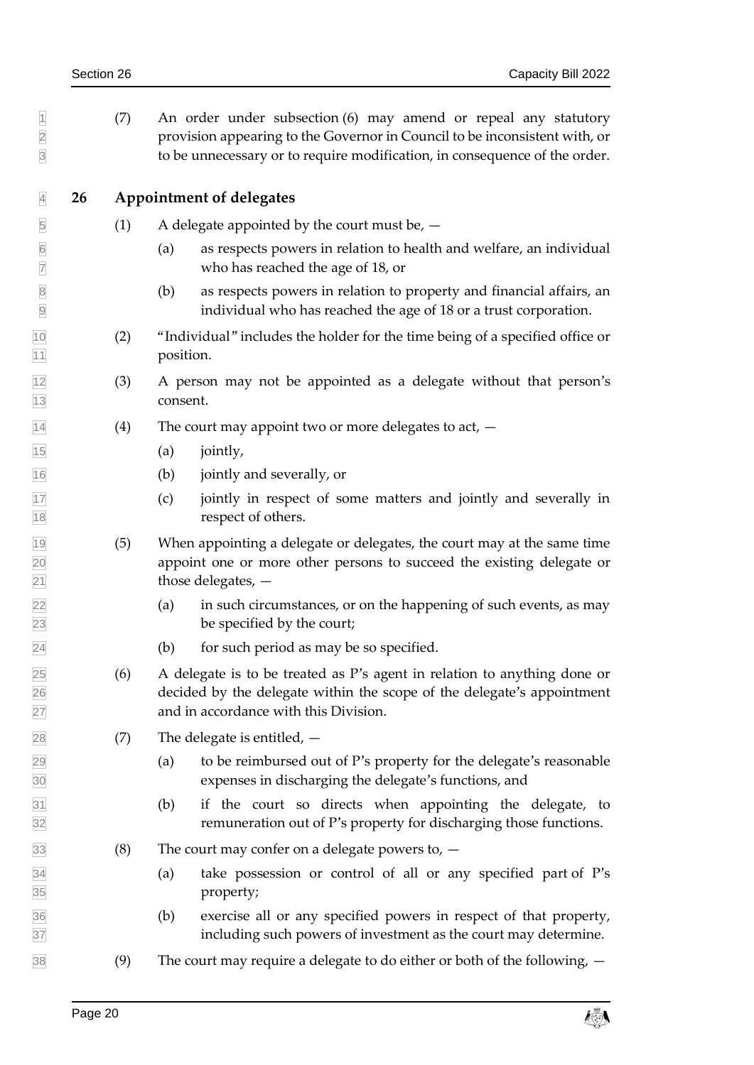(7) An order under subsection (6) may amend or repeal any statutory provision appearing to the Governor in Council to be inconsistent with, or to be unnecessary or to require modification, in consequence of the order.

## 26 Appointment of delegates

(1) A delegate appointed by the court must be, —

(a) as respects powers in relation to health and welfare, an individual who has reached the age of 18, or

(b) as respects powers in relation to property and financial affairs, an individual who has reached the age of 18 or a trust corporation.

(2) "Individual" includes the holder for the time being of a specified office or position.

(3) A person may not be appointed as a delegate without that person's consent.

(4) The court may appoint two or more delegates to act, —

(a) jointly,

(b) jointly and severally, or

(c) jointly in respect of some matters and jointly and severally in respect of others.

(5) When appointing a delegate or delegates, the court may at the same time appoint one or more other persons to succeed the existing delegate or those delegates, —

(a) in such circumstances, or on the happening of such events, as may be specified by the court;

(b) for such period as may be so specified.

(6) A delegate is to be treated as P's agent in relation to anything done or decided by the delegate within the scope of the delegate's appointment and in accordance with this Division.

(7) The delegate is entitled, —

(a) to be reimbursed out of P's property for the delegate's reasonable expenses in discharging the delegate's functions, and

(b) if the court so directs when appointing the delegate, to remuneration out of P's property for discharging those functions.

(8) The court may confer on a delegate powers to, —

(a) take possession or control of all or any specified part of P's property;

(b) exercise all or any specified powers in respect of that property, including such powers of investment as the court may determine.

(9) The court may require a delegate to do either or both of the following, —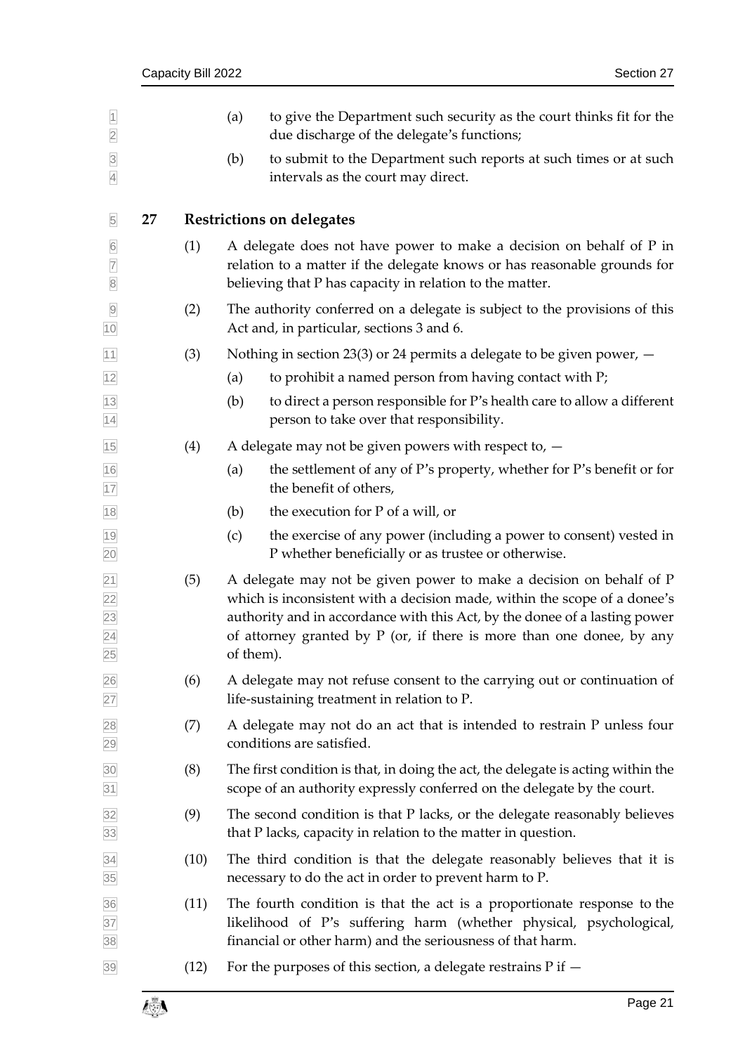(a) to give the Department such security as the court thinks fit for the due discharge of the delegate's functions;

(b) to submit to the Department such reports at such times or at such intervals as the court may direct.

## 27 Restrictions on delegates

(1) A delegate does not have power to make a decision on behalf of P in relation to a matter if the delegate knows or has reasonable grounds for believing that P has capacity in relation to the matter.

(2) The authority conferred on a delegate is subject to the provisions of this Act and, in particular, sections 3 and 6.

(3) Nothing in section 23(3) or 24 permits a delegate to be given power, —

(a) to prohibit a named person from having contact with P;

(b) to direct a person responsible for P's health care to allow a different person to take over that responsibility.

(4) A delegate may not be given powers with respect to, —

(a) the settlement of any of P's property, whether for P's benefit or for the benefit of others,

(b) the execution for P of a will, or

(c) the exercise of any power (including a power to consent) vested in P whether beneficially or as trustee or otherwise.

(5) A delegate may not be given power to make a decision on behalf of P which is inconsistent with a decision made, within the scope of a donee's authority and in accordance with this Act, by the donee of a lasting power of attorney granted by P (or, if there is more than one donee, by any of them).

(6) A delegate may not refuse consent to the carrying out or continuation of life-sustaining treatment in relation to P.

(7) A delegate may not do an act that is intended to restrain P unless four conditions are satisfied.

(8) The first condition is that, in doing the act, the delegate is acting within the scope of an authority expressly conferred on the delegate by the court.

(9) The second condition is that P lacks, or the delegate reasonably believes that P lacks, capacity in relation to the matter in question.

(10) The third condition is that the delegate reasonably believes that it is necessary to do the act in order to prevent harm to P.

(11) The fourth condition is that the act is a proportionate response to the likelihood of P's suffering harm (whether physical, psychological, financial or other harm) and the seriousness of that harm.

(12) For the purposes of this section, a delegate restrains P if —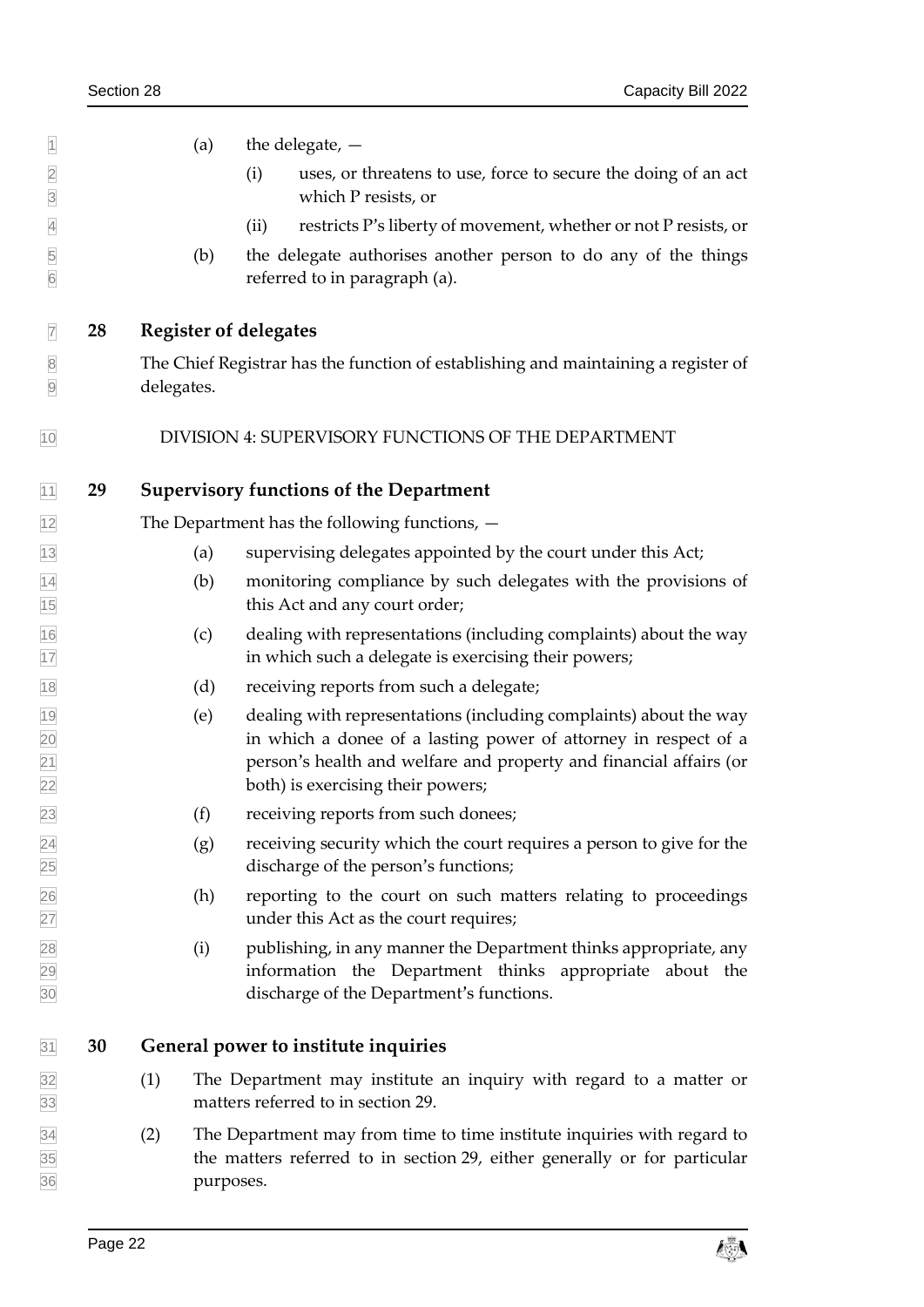(a) the delegate, —

(i) uses, or threatens to use, force to secure the doing of an act which P resists, or

(ii) restricts P's liberty of movement, whether or not P resists, or

(b) the delegate authorises another person to do any of the things referred to in paragraph (a).

## 28 Register of delegates

The Chief Registrar has the function of establishing and maintaining a register of delegates.

### DIVISION 4: SUPERVISORY FUNCTIONS OF THE DEPARTMENT

## 29 Supervisory functions of the Department

The Department has the following functions, —

(a) supervising delegates appointed by the court under this Act;

(b) monitoring compliance by such delegates with the provisions of this Act and any court order;

(c) dealing with representations (including complaints) about the way in which such a delegate is exercising their powers;

(d) receiving reports from such a delegate;

(e) dealing with representations (including complaints) about the way in which a donee of a lasting power of attorney in respect of a person's health and welfare and property and financial affairs (or both) is exercising their powers;

(f) receiving reports from such donees;

(g) receiving security which the court requires a person to give for the discharge of the person's functions;

(h) reporting to the court on such matters relating to proceedings under this Act as the court requires;

(i) publishing, in any manner the Department thinks appropriate, any information the Department thinks appropriate about the discharge of the Department's functions.

## 30 General power to institute inquiries

(1) The Department may institute an inquiry with regard to a matter or matters referred to in section 29.

(2) The Department may from time to time institute inquiries with regard to the matters referred to in section 29, either generally or for particular purposes.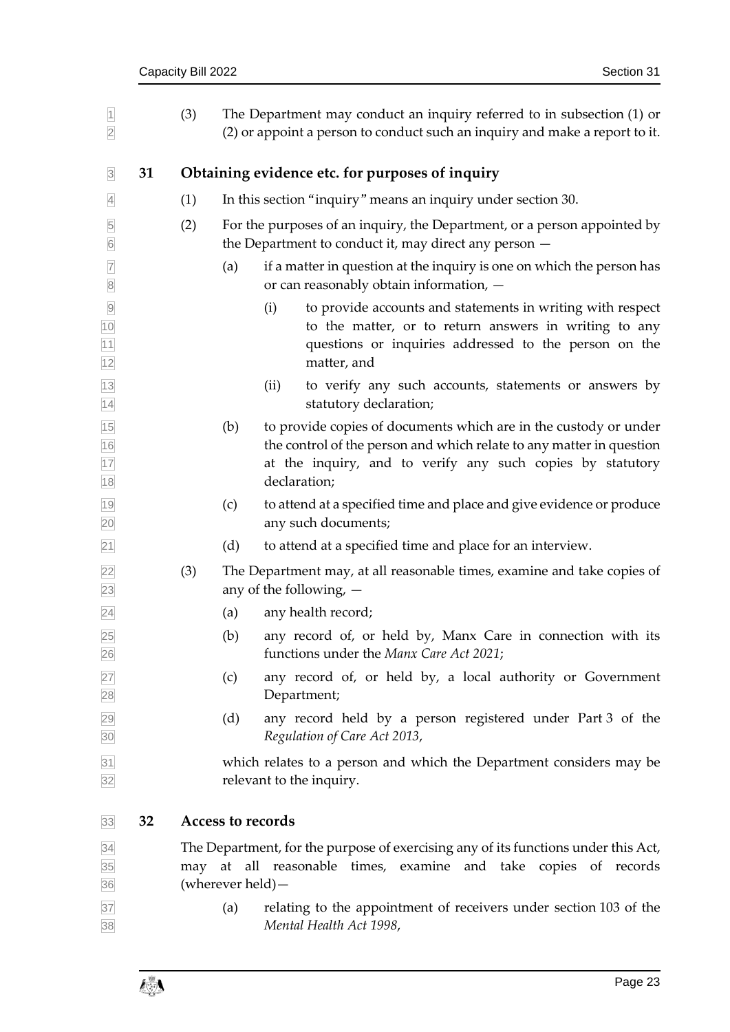(3) The Department may conduct an inquiry referred to in subsection (1) or (2) or appoint a person to conduct such an inquiry and make a report to it.

## 31 Obtaining evidence etc. for purposes of inquiry

(1) In this section "inquiry" means an inquiry under section 30.

(2) For the purposes of an inquiry, the Department, or a person appointed by the Department to conduct it, may direct any person —

(a) if a matter in question at the inquiry is one on which the person has or can reasonably obtain information, —

(i) to provide accounts and statements in writing with respect to the matter, or to return answers in writing to any questions or inquiries addressed to the person on the matter, and

(ii) to verify any such accounts, statements or answers by statutory declaration;

(b) to provide copies of documents which are in the custody or under the control of the person and which relate to any matter in question at the inquiry, and to verify any such copies by statutory declaration;

(c) to attend at a specified time and place and give evidence or produce any such documents;

(d) to attend at a specified time and place for an interview.

(3) The Department may, at all reasonable times, examine and take copies of any of the following, —

(a) any health record;

(b) any record of, or held by, Manx Care in connection with its functions under the *Manx Care Act 2021*;

(c) any record of, or held by, a local authority or Government Department;

(d) any record held by a person registered under Part 3 of the *Regulation of Care Act 2013*,

which relates to a person and which the Department considers may be relevant to the inquiry.

## 32 Access to records

The Department, for the purpose of exercising any of its functions under this Act, may at all reasonable times, examine and take copies of records (wherever held)—

(a) relating to the appointment of receivers under section 103 of the *Mental Health Act 1998*,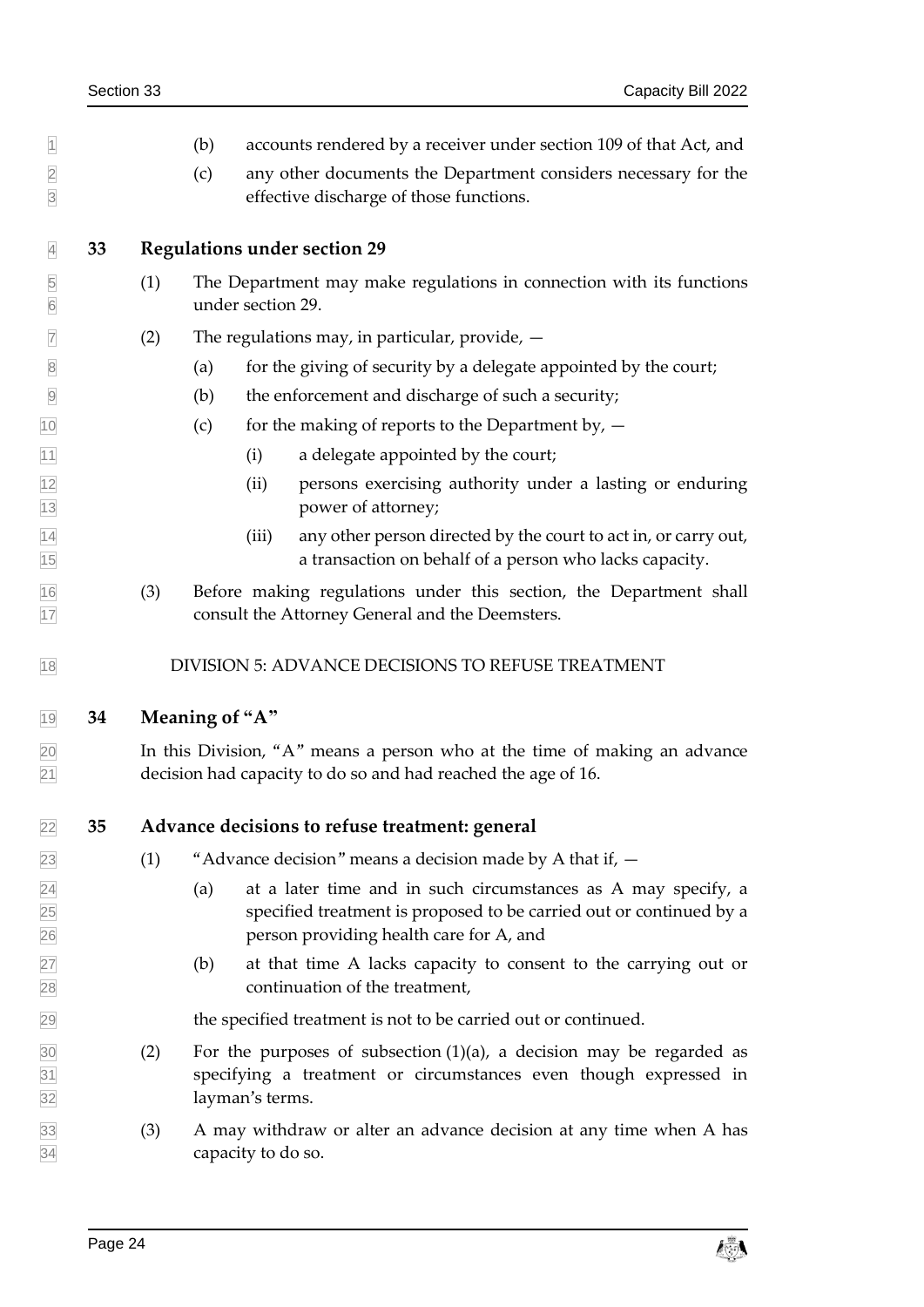(b) accounts rendered by a receiver under section 109 of that Act, and

(c) any other documents the Department considers necessary for the effective discharge of those functions.

## 33 Regulations under section 29

(1) The Department may make regulations in connection with its functions under section 29.

(2) The regulations may, in particular, provide, —

(a) for the giving of security by a delegate appointed by the court;

(b) the enforcement and discharge of such a security;

(c) for the making of reports to the Department by, —

(i) a delegate appointed by the court;

(ii) persons exercising authority under a lasting or enduring power of attorney;

(iii) any other person directed by the court to act in, or carry out, a transaction on behalf of a person who lacks capacity.

(3) Before making regulations under this section, the Department shall consult the Attorney General and the Deemsters.

DIVISION 5: ADVANCE DECISIONS TO REFUSE TREATMENT

## 34 Meaning of "A"

In this Division, "A" means a person who at the time of making an advance decision had capacity to do so and had reached the age of 16.

## 35 Advance decisions to refuse treatment: general

(1) "Advance decision" means a decision made by A that if, —

(a) at a later time and in such circumstances as A may specify, a specified treatment is proposed to be carried out or continued by a person providing health care for A, and

(b) at that time A lacks capacity to consent to the carrying out or continuation of the treatment,

the specified treatment is not to be carried out or continued.

(2) For the purposes of subsection (1)(a), a decision may be regarded as specifying a treatment or circumstances even though expressed in layman's terms.

(3) A may withdraw or alter an advance decision at any time when A has capacity to do so.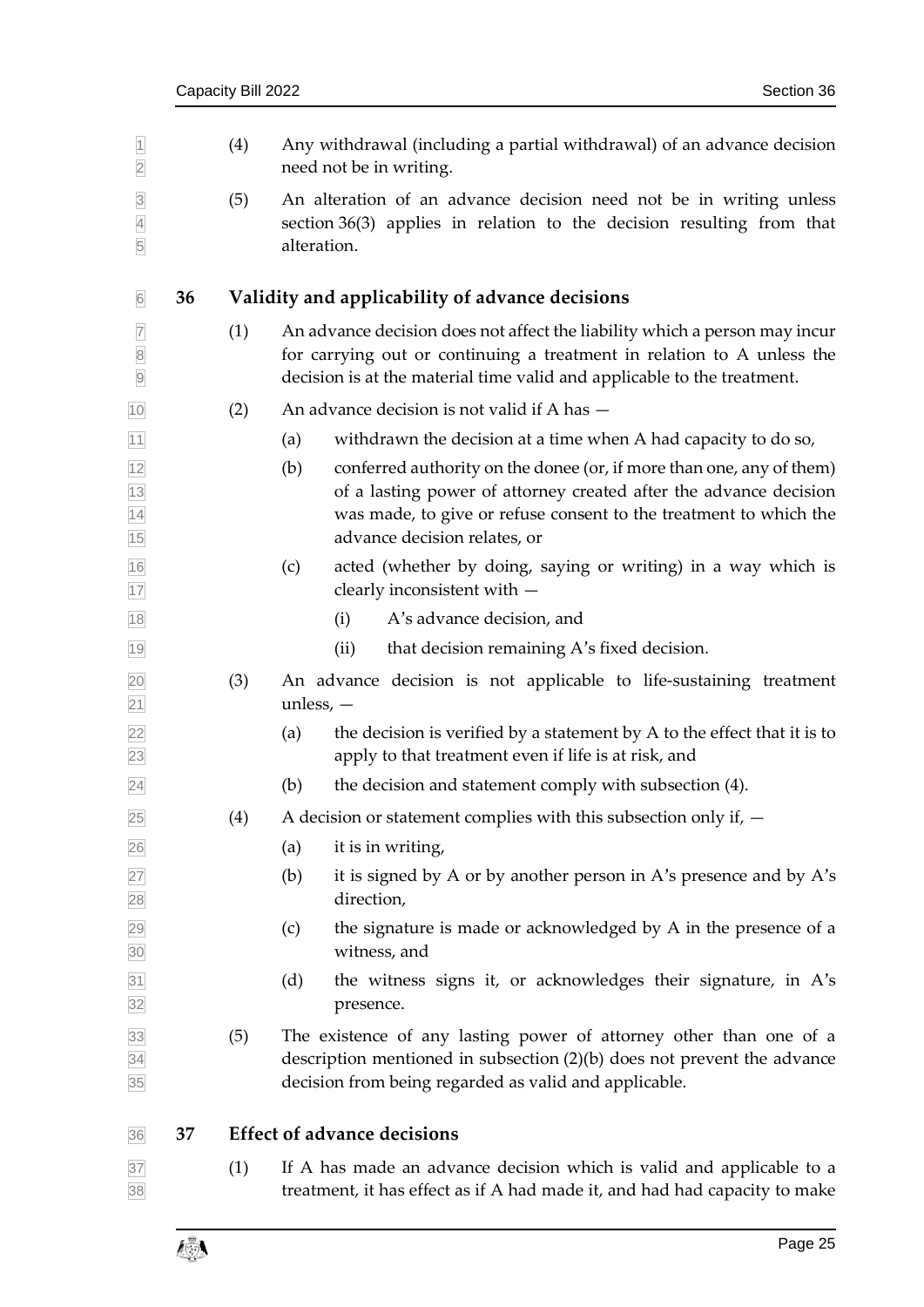(4) Any withdrawal (including a partial withdrawal) of an advance decision need not be in writing.

(5) An alteration of an advance decision need not be in writing unless section 36(3) applies in relation to the decision resulting from that alteration.

## 36 Validity and applicability of advance decisions

(1) An advance decision does not affect the liability which a person may incur for carrying out or continuing a treatment in relation to A unless the decision is at the material time valid and applicable to the treatment.

(2) An advance decision is not valid if A has —

- (a) withdrawn the decision at a time when A had capacity to do so,
- (b) conferred authority on the donee (or, if more than one, any of them) of a lasting power of attorney created after the advance decision was made, to give or refuse consent to the treatment to which the advance decision relates, or
- (c) acted (whether by doing, saying or writing) in a way which is clearly inconsistent with —
  - (i) A's advance decision, and
  - (ii) that decision remaining A's fixed decision.

(3) An advance decision is not applicable to life-sustaining treatment unless, —

- (a) the decision is verified by a statement by A to the effect that it is to apply to that treatment even if life is at risk, and
- (b) the decision and statement comply with subsection (4).

(4) A decision or statement complies with this subsection only if, —

- (a) it is in writing,
- (b) it is signed by A or by another person in A's presence and by A's direction,
- (c) the signature is made or acknowledged by A in the presence of a witness, and
- (d) the witness signs it, or acknowledges their signature, in A's presence.

(5) The existence of any lasting power of attorney other than one of a description mentioned in subsection (2)(b) does not prevent the advance decision from being regarded as valid and applicable.

## 37 Effect of advance decisions

(1) If A has made an advance decision which is valid and applicable to a treatment, it has effect as if A had made it, and had had capacity to make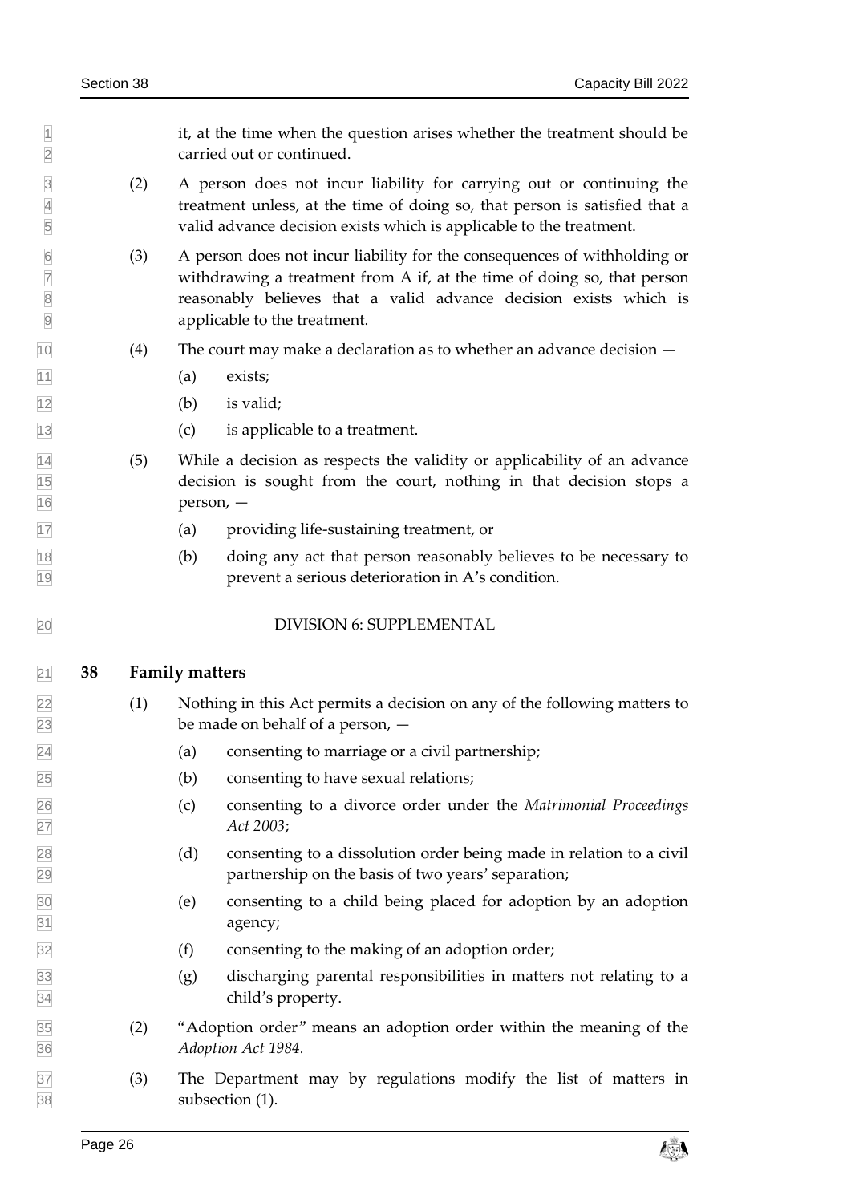it, at the time when the question arises whether the treatment should be carried out or continued.

(2) A person does not incur liability for carrying out or continuing the treatment unless, at the time of doing so, that person is satisfied that a valid advance decision exists which is applicable to the treatment.

(3) A person does not incur liability for the consequences of withholding or withdrawing a treatment from A if, at the time of doing so, that person reasonably believes that a valid advance decision exists which is applicable to the treatment.

(4) The court may make a declaration as to whether an advance decision —

(a) exists;

(b) is valid;

(c) is applicable to a treatment.

(5) While a decision as respects the validity or applicability of an advance decision is sought from the court, nothing in that decision stops a person, —

(a) providing life-sustaining treatment, or

(b) doing any act that person reasonably believes to be necessary to prevent a serious deterioration in A's condition.

## DIVISION 6: SUPPLEMENTAL

### 38 Family matters

(1) Nothing in this Act permits a decision on any of the following matters to be made on behalf of a person, —

(a) consenting to marriage or a civil partnership;

(b) consenting to have sexual relations;

(c) consenting to a divorce order under the *Matrimonial Proceedings Act 2003*;

(d) consenting to a dissolution order being made in relation to a civil partnership on the basis of two years' separation;

(e) consenting to a child being placed for adoption by an adoption agency;

(f) consenting to the making of an adoption order;

(g) discharging parental responsibilities in matters not relating to a child's property.

(2) "Adoption order" means an adoption order within the meaning of the *Adoption Act 1984*.

(3) The Department may by regulations modify the list of matters in subsection (1).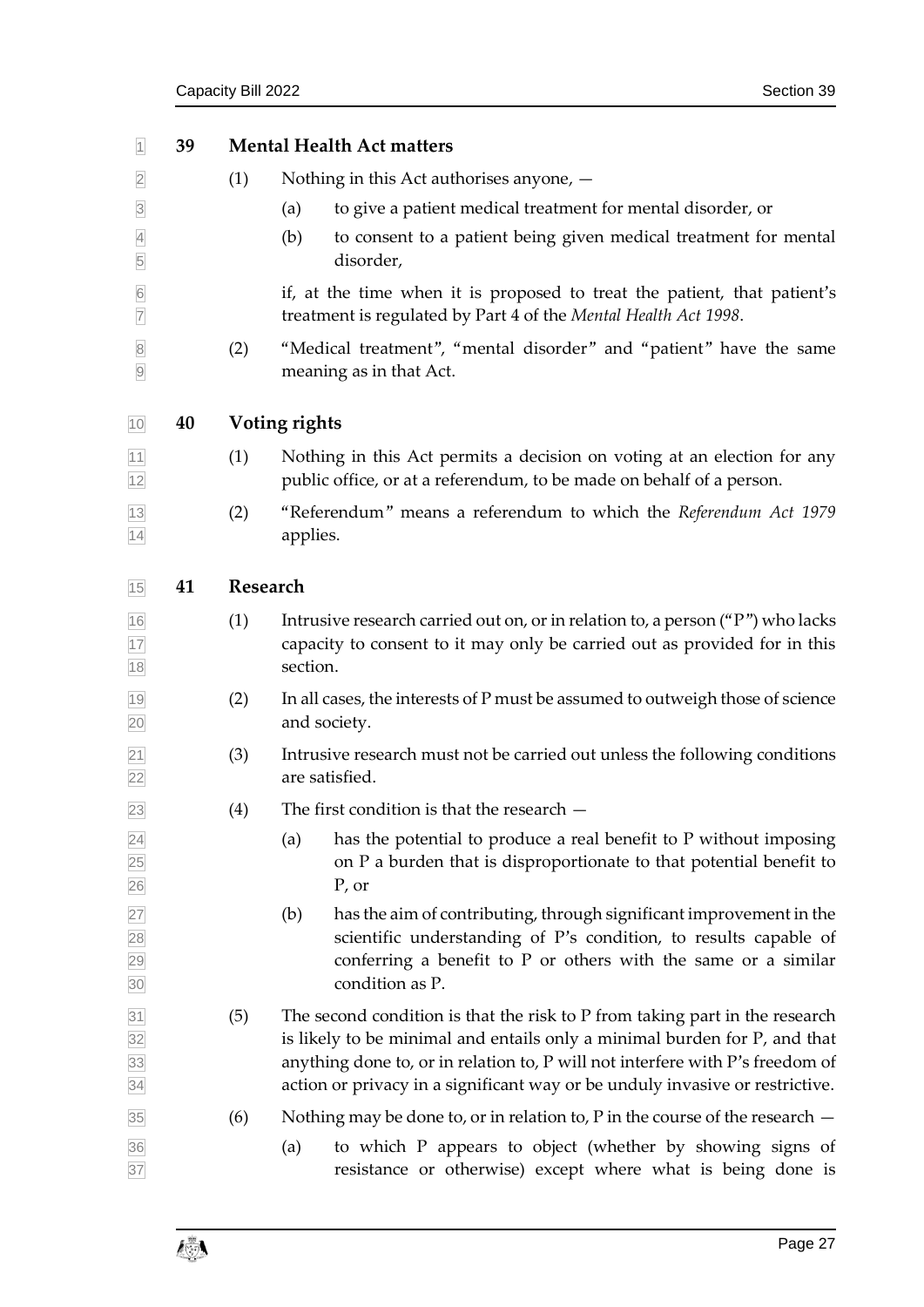## 39 Mental Health Act matters

(1) Nothing in this Act authorises anyone, —

(a) to give a patient medical treatment for mental disorder, or

(b) to consent to a patient being given medical treatment for mental disorder,

if, at the time when it is proposed to treat the patient, that patient's treatment is regulated by Part 4 of the *Mental Health Act 1998*.

(2) "Medical treatment", "mental disorder" and "patient" have the same meaning as in that Act.

## 40 Voting rights

(1) Nothing in this Act permits a decision on voting at an election for any public office, or at a referendum, to be made on behalf of a person.

(2) "Referendum" means a referendum to which the *Referendum Act 1979* applies.

## 41 Research

(1) Intrusive research carried out on, or in relation to, a person ("P") who lacks capacity to consent to it may only be carried out as provided for in this section.

(2) In all cases, the interests of P must be assumed to outweigh those of science and society.

(3) Intrusive research must not be carried out unless the following conditions are satisfied.

(4) The first condition is that the research —

(a) has the potential to produce a real benefit to P without imposing on P a burden that is disproportionate to that potential benefit to P, or

(b) has the aim of contributing, through significant improvement in the scientific understanding of P's condition, to results capable of conferring a benefit to P or others with the same or a similar condition as P.

(5) The second condition is that the risk to P from taking part in the research is likely to be minimal and entails only a minimal burden for P, and that anything done to, or in relation to, P will not interfere with P's freedom of action or privacy in a significant way or be unduly invasive or restrictive.

(6) Nothing may be done to, or in relation to, P in the course of the research —

(a) to which P appears to object (whether by showing signs of resistance or otherwise) except where what is being done is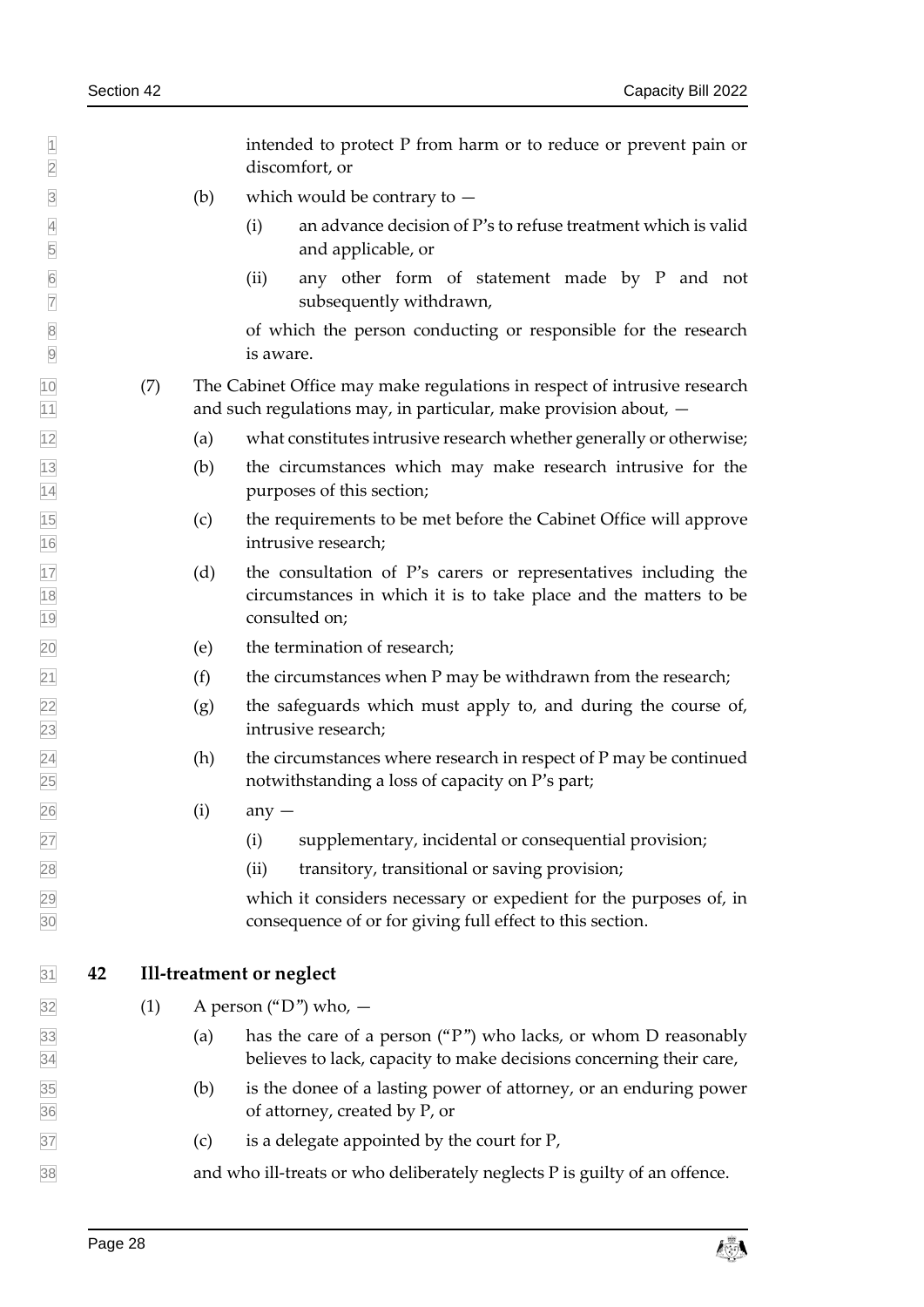intended to protect P from harm or to reduce or prevent pain or discomfort, or

(b) which would be contrary to —

(i) an advance decision of P's to refuse treatment which is valid and applicable, or

(ii) any other form of statement made by P and not subsequently withdrawn,

of which the person conducting or responsible for the research is aware.

(7) The Cabinet Office may make regulations in respect of intrusive research and such regulations may, in particular, make provision about, —

(a) what constitutes intrusive research whether generally or otherwise;

(b) the circumstances which may make research intrusive for the purposes of this section;

(c) the requirements to be met before the Cabinet Office will approve intrusive research;

(d) the consultation of P's carers or representatives including the circumstances in which it is to take place and the matters to be consulted on;

(e) the termination of research;

(f) the circumstances when P may be withdrawn from the research;

(g) the safeguards which must apply to, and during the course of, intrusive research;

(h) the circumstances where research in respect of P may be continued notwithstanding a loss of capacity on P's part;

(i) any —

(i) supplementary, incidental or consequential provision;

(ii) transitory, transitional or saving provision;

which it considers necessary or expedient for the purposes of, in consequence of or for giving full effect to this section.

## 42 Ill-treatment or neglect

(1) A person ("D") who, —

(a) has the care of a person ("P") who lacks, or whom D reasonably believes to lack, capacity to make decisions concerning their care,

(b) is the donee of a lasting power of attorney, or an enduring power of attorney, created by P, or

(c) is a delegate appointed by the court for P,

and who ill-treats or who deliberately neglects P is guilty of an offence.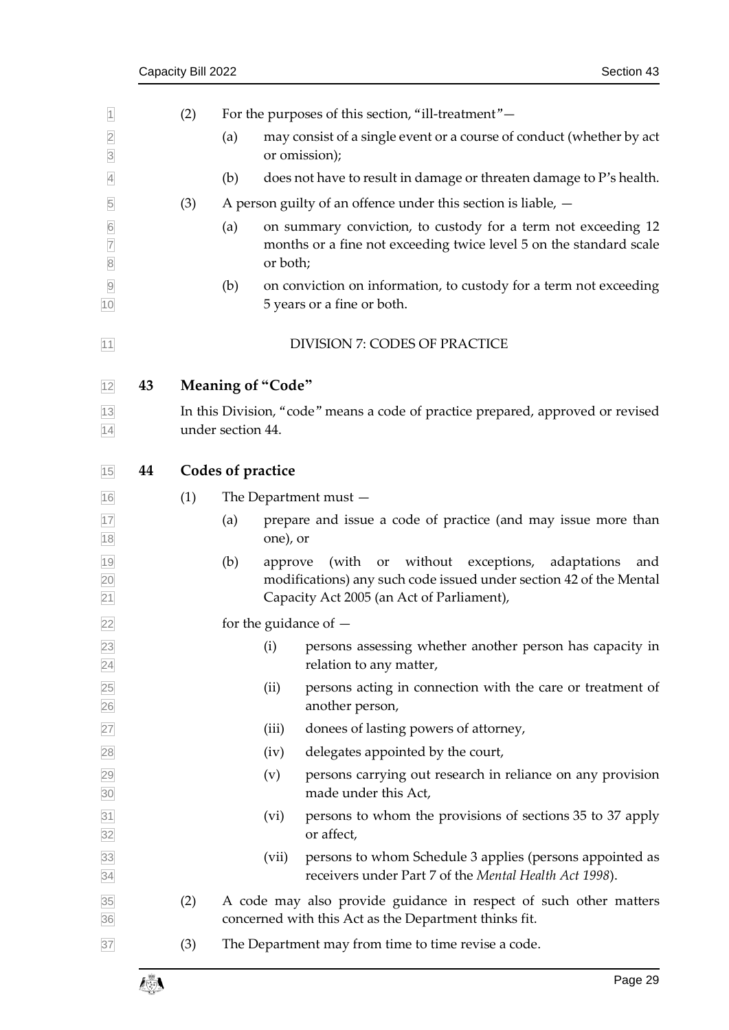(2) For the purposes of this section, "ill-treatment"—

(a) may consist of a single event or a course of conduct (whether by act or omission);

(b) does not have to result in damage or threaten damage to P's health.

(3) A person guilty of an offence under this section is liable, —

(a) on summary conviction, to custody for a term not exceeding 12 months or a fine not exceeding twice level 5 on the standard scale or both;

(b) on conviction on information, to custody for a term not exceeding 5 years or a fine or both.

## DIVISION 7: CODES OF PRACTICE

### 43 Meaning of "Code"

In this Division, "code" means a code of practice prepared, approved or revised under section 44.

### 44 Codes of practice

(1) The Department must —

(a) prepare and issue a code of practice (and may issue more than one), or

(b) approve (with or without exceptions, adaptations and modifications) any such code issued under section 42 of the Mental Capacity Act 2005 (an Act of Parliament),

for the guidance of —

(i) persons assessing whether another person has capacity in relation to any matter,

(ii) persons acting in connection with the care or treatment of another person,

(iii) donees of lasting powers of attorney,

(iv) delegates appointed by the court,

(v) persons carrying out research in reliance on any provision made under this Act,

(vi) persons to whom the provisions of sections 35 to 37 apply or affect,

(vii) persons to whom Schedule 3 applies (persons appointed as receivers under Part 7 of the *Mental Health Act 1998*).

(2) A code may also provide guidance in respect of such other matters concerned with this Act as the Department thinks fit.

(3) The Department may from time to time revise a code.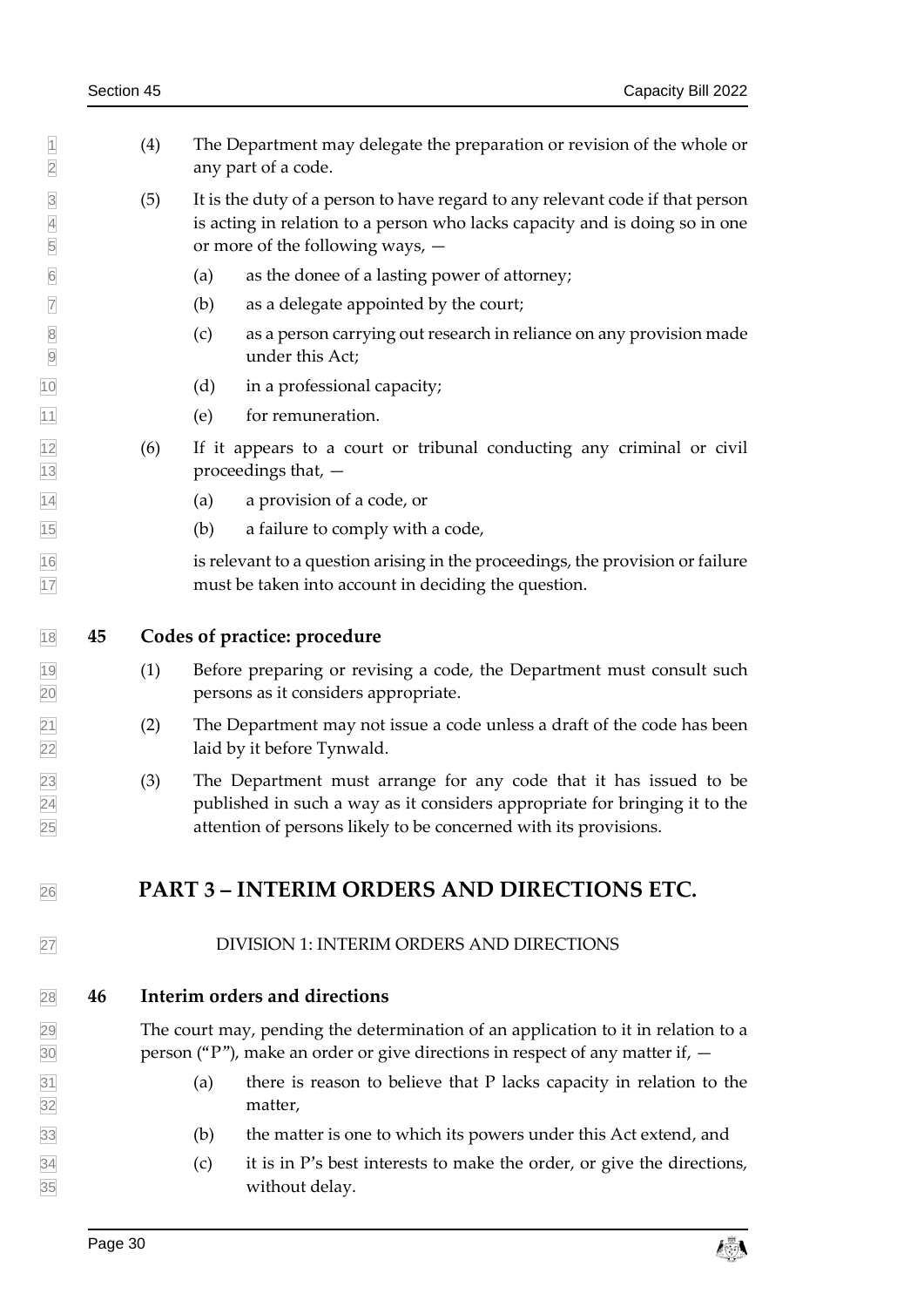(4) The Department may delegate the preparation or revision of the whole or any part of a code.

(5) It is the duty of a person to have regard to any relevant code if that person is acting in relation to a person who lacks capacity and is doing so in one or more of the following ways, —

(a) as the donee of a lasting power of attorney;

(b) as a delegate appointed by the court;

(c) as a person carrying out research in reliance on any provision made under this Act;

(d) in a professional capacity;

(e) for remuneration.

(6) If it appears to a court or tribunal conducting any criminal or civil proceedings that, —

(a) a provision of a code, or

(b) a failure to comply with a code,

is relevant to a question arising in the proceedings, the provision or failure must be taken into account in deciding the question.

### 45 Codes of practice: procedure

(1) Before preparing or revising a code, the Department must consult such persons as it considers appropriate.

(2) The Department may not issue a code unless a draft of the code has been laid by it before Tynwald.

(3) The Department must arrange for any code that it has issued to be published in such a way as it considers appropriate for bringing it to the attention of persons likely to be concerned with its provisions.

# PART 3 – INTERIM ORDERS AND DIRECTIONS ETC.

## DIVISION 1: INTERIM ORDERS AND DIRECTIONS

### 46 Interim orders and directions

The court may, pending the determination of an application to it in relation to a person ("P"), make an order or give directions in respect of any matter if, —

(a) there is reason to believe that P lacks capacity in relation to the matter,

(b) the matter is one to which its powers under this Act extend, and

(c) it is in P's best interests to make the order, or give the directions, without delay.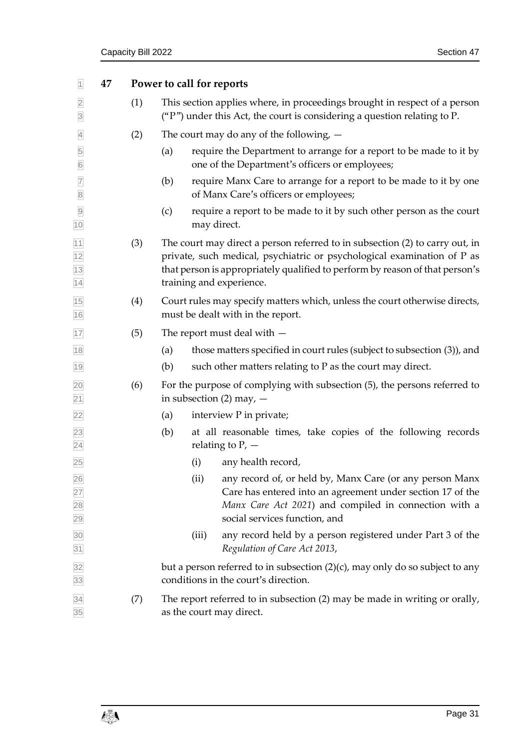## 47 Power to call for reports

(1) This section applies where, in proceedings brought in respect of a person ("P") under this Act, the court is considering a question relating to P.

(2) The court may do any of the following, —

(a) require the Department to arrange for a report to be made to it by one of the Department's officers or employees;

(b) require Manx Care to arrange for a report to be made to it by one of Manx Care's officers or employees;

(c) require a report to be made to it by such other person as the court may direct.

(3) The court may direct a person referred to in subsection (2) to carry out, in private, such medical, psychiatric or psychological examination of P as that person is appropriately qualified to perform by reason of that person's training and experience.

(4) Court rules may specify matters which, unless the court otherwise directs, must be dealt with in the report.

(5) The report must deal with —

(a) those matters specified in court rules (subject to subsection (3)), and

(b) such other matters relating to P as the court may direct.

(6) For the purpose of complying with subsection (5), the persons referred to in subsection (2) may, —

(a) interview P in private;

(b) at all reasonable times, take copies of the following records relating to P, —

(i) any health record,

(ii) any record of, or held by, Manx Care (or any person Manx Care has entered into an agreement under section 17 of the *Manx Care Act 2021*) and compiled in connection with a social services function, and

(iii) any record held by a person registered under Part 3 of the *Regulation of Care Act 2013*,

but a person referred to in subsection (2)(c), may only do so subject to any conditions in the court's direction.

(7) The report referred to in subsection (2) may be made in writing or orally, as the court may direct.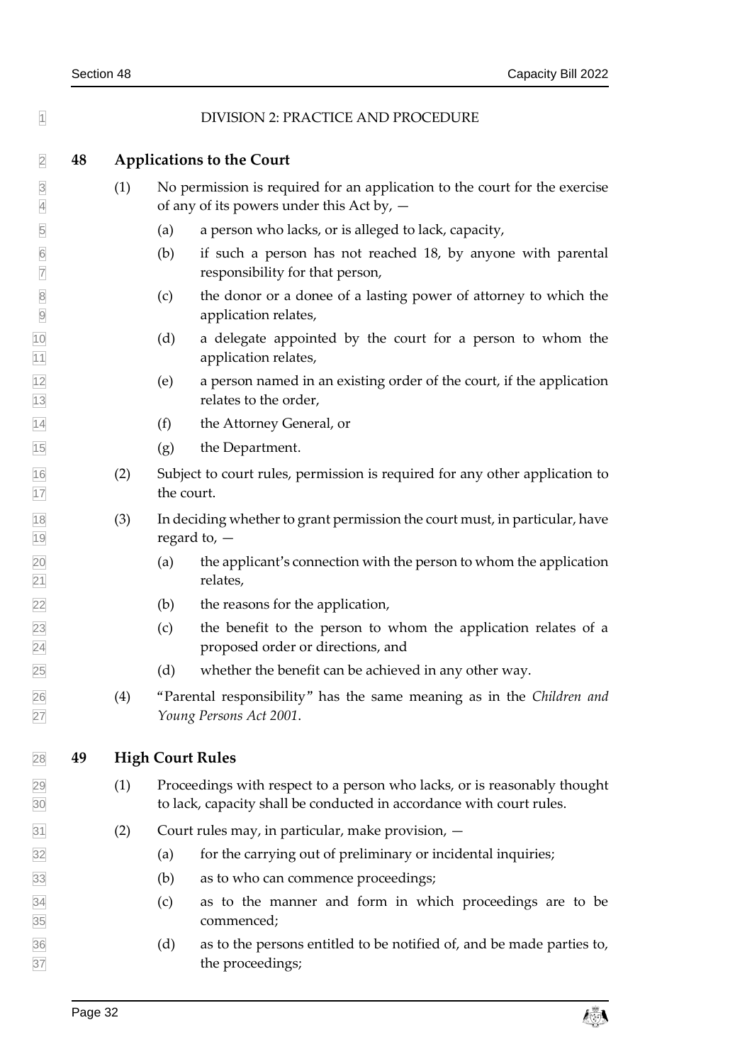## DIVISION 2: PRACTICE AND PROCEDURE

### 48 Applications to the Court

(1) No permission is required for an application to the court for the exercise of any of its powers under this Act by, —

(a) a person who lacks, or is alleged to lack, capacity,

(b) if such a person has not reached 18, by anyone with parental responsibility for that person,

(c) the donor or a donee of a lasting power of attorney to which the application relates,

(d) a delegate appointed by the court for a person to whom the application relates,

(e) a person named in an existing order of the court, if the application relates to the order,

(f) the Attorney General, or

(g) the Department.

(2) Subject to court rules, permission is required for any other application to the court.

(3) In deciding whether to grant permission the court must, in particular, have regard to, —

(a) the applicant's connection with the person to whom the application relates,

(b) the reasons for the application,

(c) the benefit to the person to whom the application relates of a proposed order or directions, and

(d) whether the benefit can be achieved in any other way.

(4) "Parental responsibility" has the same meaning as in the *Children and Young Persons Act 2001*.

### 49 High Court Rules

(1) Proceedings with respect to a person who lacks, or is reasonably thought to lack, capacity shall be conducted in accordance with court rules.

(2) Court rules may, in particular, make provision, —

(a) for the carrying out of preliminary or incidental inquiries;

(b) as to who can commence proceedings;

(c) as to the manner and form in which proceedings are to be commenced;

(d) as to the persons entitled to be notified of, and be made parties to, the proceedings;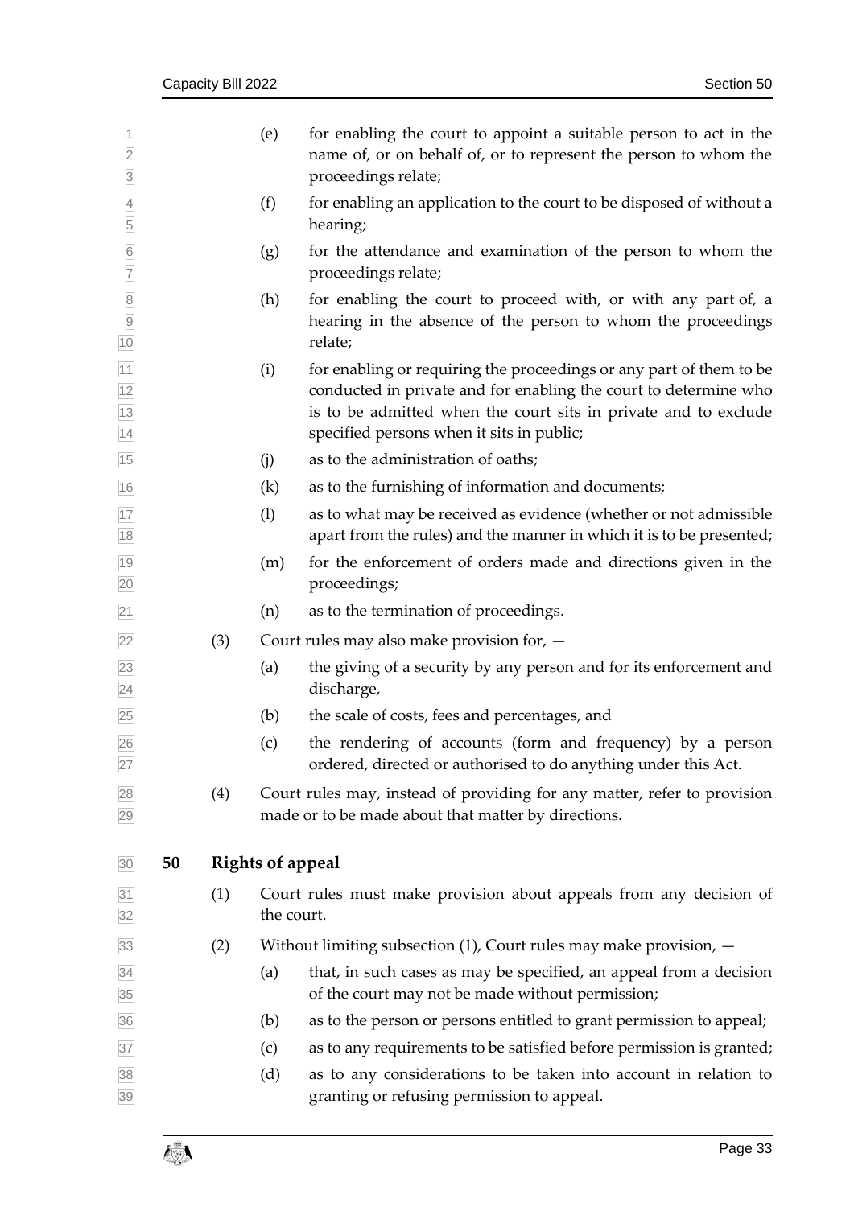(e) for enabling the court to appoint a suitable person to act in the name of, or on behalf of, or to represent the person to whom the proceedings relate;

(f) for enabling an application to the court to be disposed of without a hearing;

(g) for the attendance and examination of the person to whom the proceedings relate;

(h) for enabling the court to proceed with, or with any part of, a hearing in the absence of the person to whom the proceedings relate;

(i) for enabling or requiring the proceedings or any part of them to be conducted in private and for enabling the court to determine who is to be admitted when the court sits in private and to exclude specified persons when it sits in public;

(j) as to the administration of oaths;

(k) as to the furnishing of information and documents;

(l) as to what may be received as evidence (whether or not admissible apart from the rules) and the manner in which it is to be presented;

(m) for the enforcement of orders made and directions given in the proceedings;

(n) as to the termination of proceedings.

(3) Court rules may also make provision for, —

(a) the giving of a security by any person and for its enforcement and discharge,

(b) the scale of costs, fees and percentages, and

(c) the rendering of accounts (form and frequency) by a person ordered, directed or authorised to do anything under this Act.

(4) Court rules may, instead of providing for any matter, refer to provision made or to be made about that matter by directions.

## 50 Rights of appeal

(1) Court rules must make provision about appeals from any decision of the court.

(2) Without limiting subsection (1), Court rules may make provision, —

(a) that, in such cases as may be specified, an appeal from a decision of the court may not be made without permission;

(b) as to the person or persons entitled to grant permission to appeal;

(c) as to any requirements to be satisfied before permission is granted;

(d) as to any considerations to be taken into account in relation to granting or refusing permission to appeal.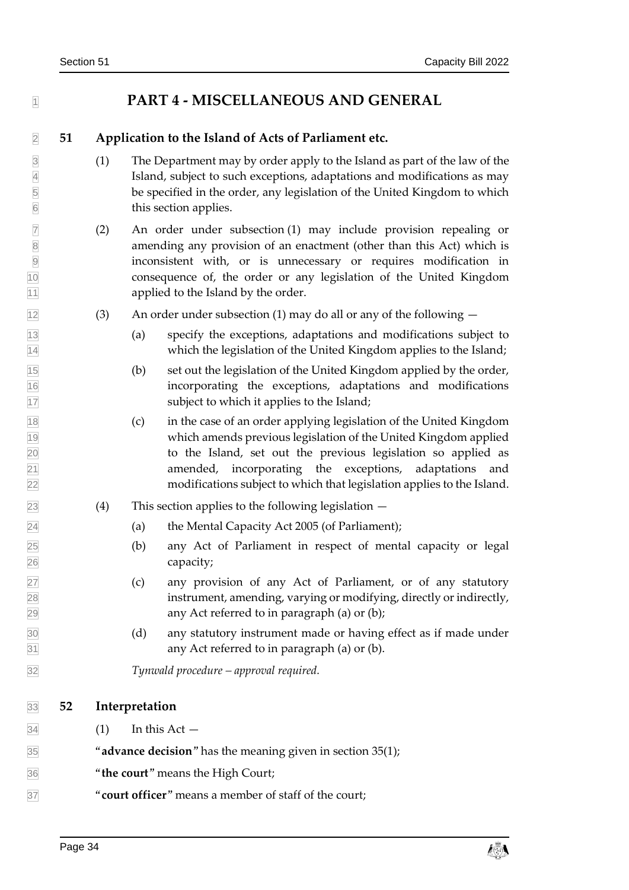# PART 4 - MISCELLANEOUS AND GENERAL

## 51 Application to the Island of Acts of Parliament etc.

(1) The Department may by order apply to the Island as part of the law of the Island, subject to such exceptions, adaptations and modifications as may be specified in the order, any legislation of the United Kingdom to which this section applies.

(2) An order under subsection (1) may include provision repealing or amending any provision of an enactment (other than this Act) which is inconsistent with, or is unnecessary or requires modification in consequence of, the order or any legislation of the United Kingdom applied to the Island by the order.

(3) An order under subsection (1) may do all or any of the following —

(a) specify the exceptions, adaptations and modifications subject to which the legislation of the United Kingdom applies to the Island;

(b) set out the legislation of the United Kingdom applied by the order, incorporating the exceptions, adaptations and modifications subject to which it applies to the Island;

(c) in the case of an order applying legislation of the United Kingdom which amends previous legislation of the United Kingdom applied to the Island, set out the previous legislation so applied as amended, incorporating the exceptions, adaptations and modifications subject to which that legislation applies to the Island.

(4) This section applies to the following legislation —

(a) the Mental Capacity Act 2005 (of Parliament);

(b) any Act of Parliament in respect of mental capacity or legal capacity;

(c) any provision of any Act of Parliament, or of any statutory instrument, amending, varying or modifying, directly or indirectly, any Act referred to in paragraph (a) or (b);

(d) any statutory instrument made or having effect as if made under any Act referred to in paragraph (a) or (b).

*Tynwald procedure – approval required.*

## 52 Interpretation

(1) In this Act —

"**advance decision**" has the meaning given in section 35(1);

"**the court**" means the High Court;

"**court officer**" means a member of staff of the court;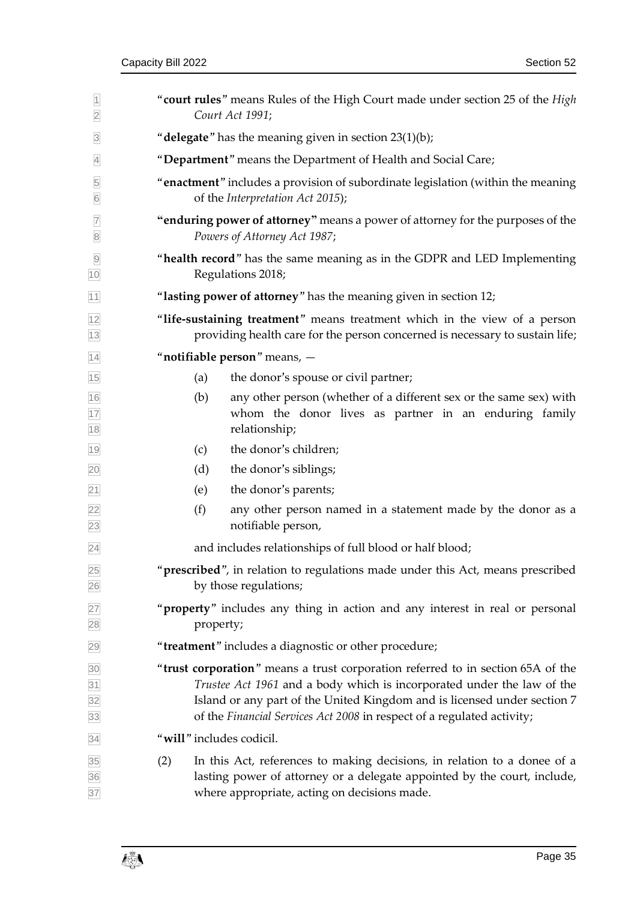"**court rules**" means Rules of the High Court made under section 25 of the *High Court Act 1991*;

"**delegate**" has the meaning given in section 23(1)(b);

"**Department**" means the Department of Health and Social Care;

"**enactment**" includes a provision of subordinate legislation (within the meaning of the *Interpretation Act 2015*);

**"enduring power of attorney"** means a power of attorney for the purposes of the *Powers of Attorney Act 1987*;

"**health record**" has the same meaning as in the GDPR and LED Implementing Regulations 2018;

"**lasting power of attorney**" has the meaning given in section 12;

"**life-sustaining treatment**" means treatment which in the view of a person providing health care for the person concerned is necessary to sustain life;

"**notifiable person**" means, —

(a) the donor's spouse or civil partner;

(b) any other person (whether of a different sex or the same sex) with whom the donor lives as partner in an enduring family relationship;

(c) the donor's children;

(d) the donor's siblings;

(e) the donor's parents;

(f) any other person named in a statement made by the donor as a notifiable person,

and includes relationships of full blood or half blood;

"**prescribed**", in relation to regulations made under this Act, means prescribed by those regulations;

"**property**" includes any thing in action and any interest in real or personal property;

"**treatment**" includes a diagnostic or other procedure;

"**trust corporation**" means a trust corporation referred to in section 65A of the *Trustee Act 1961* and a body which is incorporated under the law of the Island or any part of the United Kingdom and is licensed under section 7 of the *Financial Services Act 2008* in respect of a regulated activity;

"**will**" includes codicil.

(2) In this Act, references to making decisions, in relation to a donee of a lasting power of attorney or a delegate appointed by the court, include, where appropriate, acting on decisions made.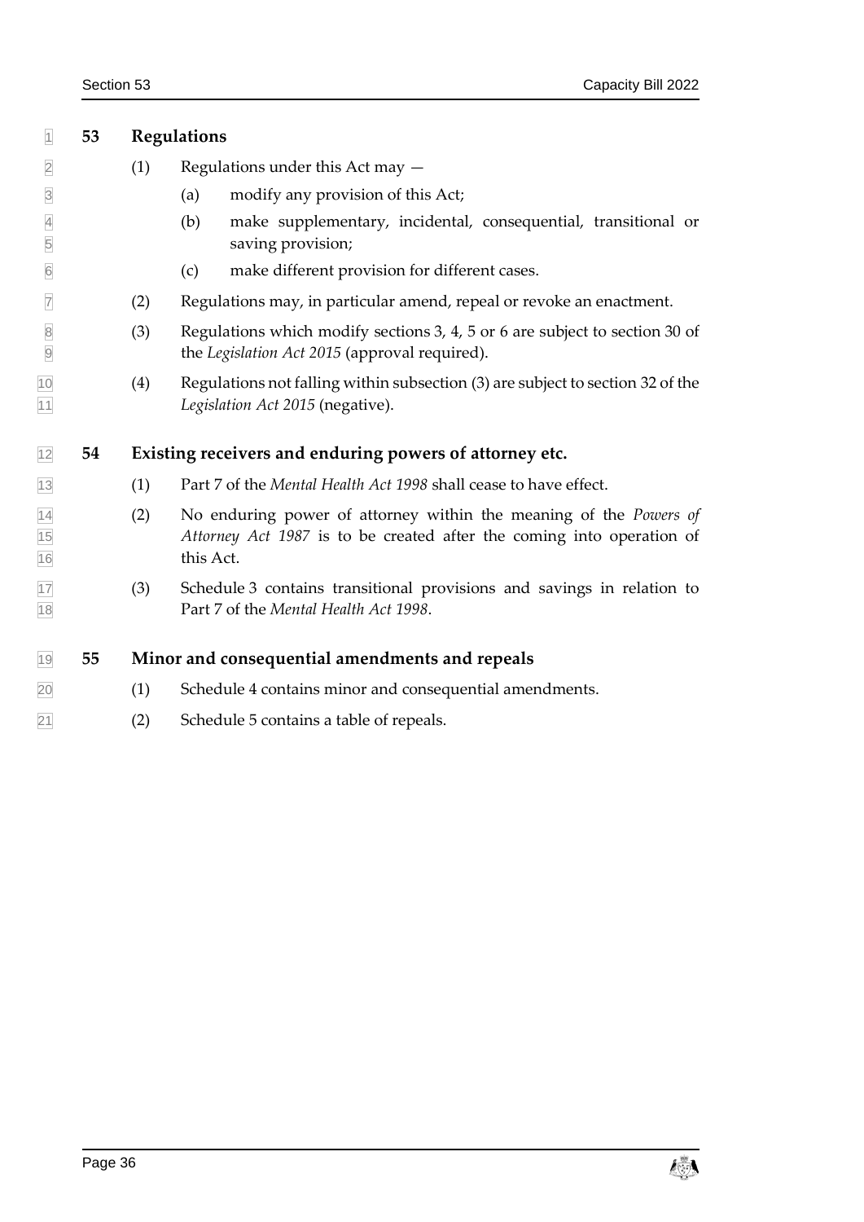## 53 Regulations

(1) Regulations under this Act may —

(a) modify any provision of this Act;

(b) make supplementary, incidental, consequential, transitional or saving provision;

(c) make different provision for different cases.

(2) Regulations may, in particular amend, repeal or revoke an enactment.

(3) Regulations which modify sections 3, 4, 5 or 6 are subject to section 30 of the *Legislation Act 2015* (approval required).

(4) Regulations not falling within subsection (3) are subject to section 32 of the *Legislation Act 2015* (negative).

## 54 Existing receivers and enduring powers of attorney etc.

(1) Part 7 of the *Mental Health Act 1998* shall cease to have effect.

(2) No enduring power of attorney within the meaning of the *Powers of Attorney Act 1987* is to be created after the coming into operation of this Act.

(3) Schedule 3 contains transitional provisions and savings in relation to Part 7 of the *Mental Health Act 1998*.

## 55 Minor and consequential amendments and repeals

(1) Schedule 4 contains minor and consequential amendments.

(2) Schedule 5 contains a table of repeals.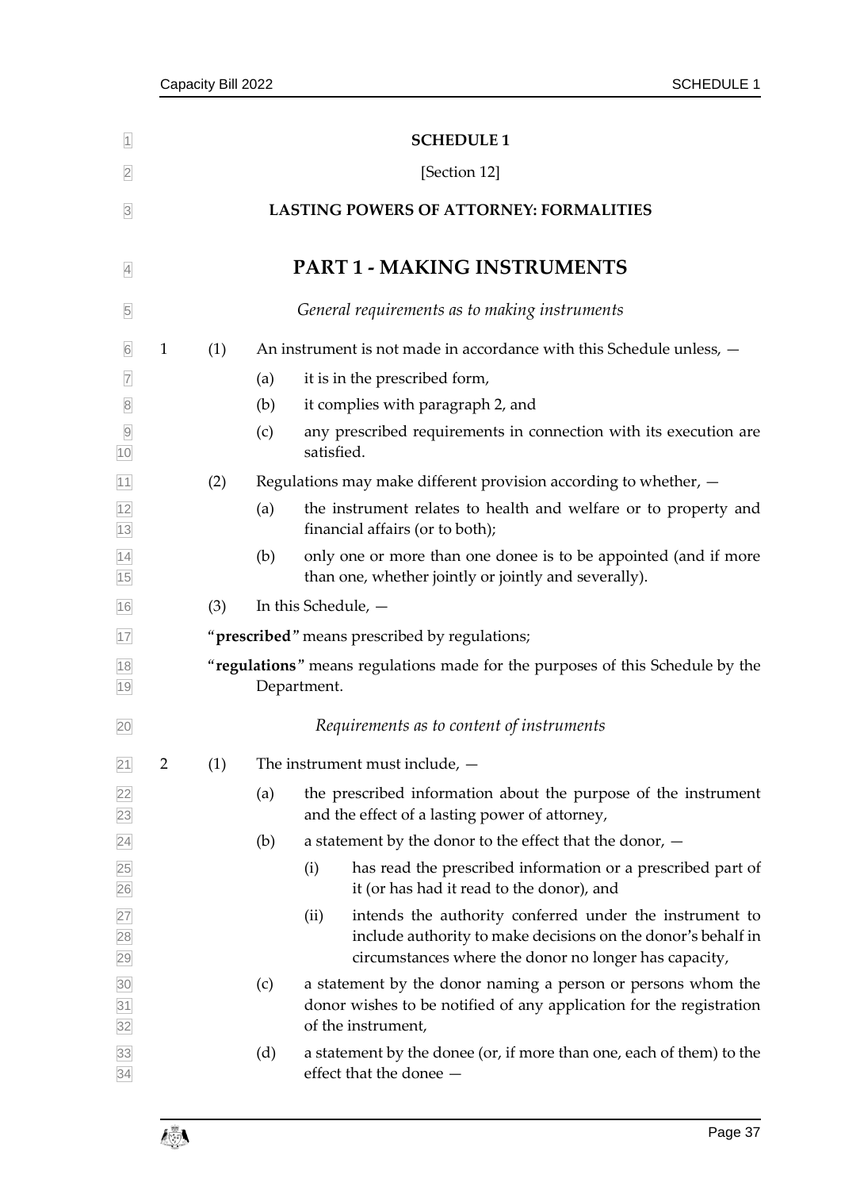# SCHEDULE 1

[Section 12]

## LASTING POWERS OF ATTORNEY: FORMALITIES

# PART 1 - MAKING INSTRUMENTS

*General requirements as to making instruments*

1 (1) An instrument is not made in accordance with this Schedule unless, —

(a) it is in the prescribed form,

(b) it complies with paragraph 2, and

(c) any prescribed requirements in connection with its execution are satisfied.

(2) Regulations may make different provision according to whether, —

(a) the instrument relates to health and welfare or to property and financial affairs (or to both);

(b) only one or more than one donee is to be appointed (and if more than one, whether jointly or jointly and severally).

(3) In this Schedule, —

"**prescribed**" means prescribed by regulations;

"**regulations**" means regulations made for the purposes of this Schedule by the Department.

*Requirements as to content of instruments*

2 (1) The instrument must include, —

(a) the prescribed information about the purpose of the instrument and the effect of a lasting power of attorney,

(b) a statement by the donor to the effect that the donor, —

(i) has read the prescribed information or a prescribed part of it (or has had it read to the donor), and

(ii) intends the authority conferred under the instrument to include authority to make decisions on the donor's behalf in circumstances where the donor no longer has capacity,

(c) a statement by the donor naming a person or persons whom the donor wishes to be notified of any application for the registration of the instrument,

(d) a statement by the donee (or, if more than one, each of them) to the effect that the donee —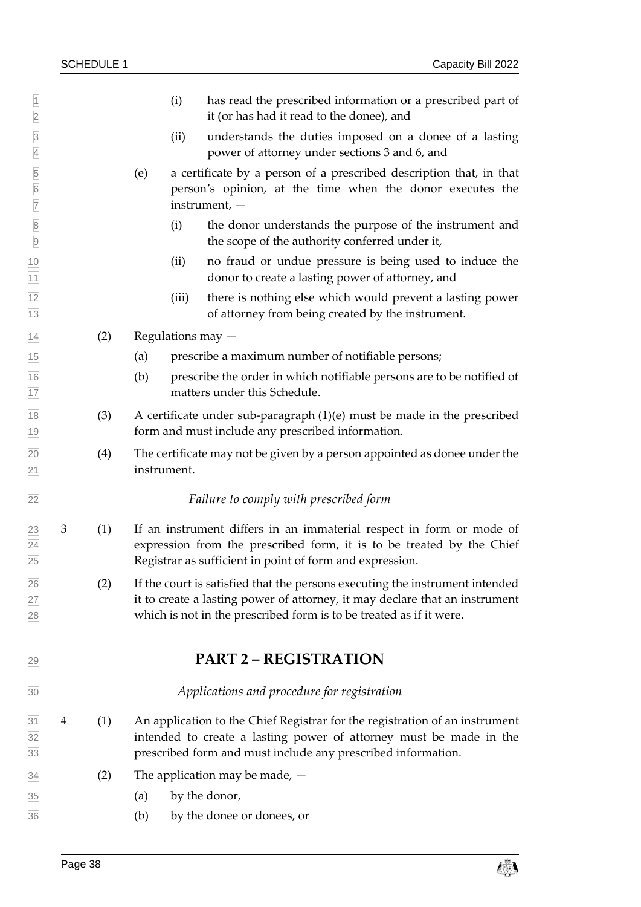(i) has read the prescribed information or a prescribed part of it (or has had it read to the donee), and

(ii) understands the duties imposed on a donee of a lasting power of attorney under sections 3 and 6, and

(e) a certificate by a person of a prescribed description that, in that person's opinion, at the time when the donor executes the instrument, —

(i) the donor understands the purpose of the instrument and the scope of the authority conferred under it,

(ii) no fraud or undue pressure is being used to induce the donor to create a lasting power of attorney, and

(iii) there is nothing else which would prevent a lasting power of attorney from being created by the instrument.

(2) Regulations may —

(a) prescribe a maximum number of notifiable persons;

(b) prescribe the order in which notifiable persons are to be notified of matters under this Schedule.

(3) A certificate under sub-paragraph (1)(e) must be made in the prescribed form and must include any prescribed information.

(4) The certificate may not be given by a person appointed as donee under the instrument.

*Failure to comply with prescribed form*

3 (1) If an instrument differs in an immaterial respect in form or mode of expression from the prescribed form, it is to be treated by the Chief Registrar as sufficient in point of form and expression.

(2) If the court is satisfied that the persons executing the instrument intended it to create a lasting power of attorney, it may declare that an instrument which is not in the prescribed form is to be treated as if it were.

## PART 2 – REGISTRATION

*Applications and procedure for registration*

4 (1) An application to the Chief Registrar for the registration of an instrument intended to create a lasting power of attorney must be made in the prescribed form and must include any prescribed information.

(2) The application may be made, —

(a) by the donor,

(b) by the donee or donees, or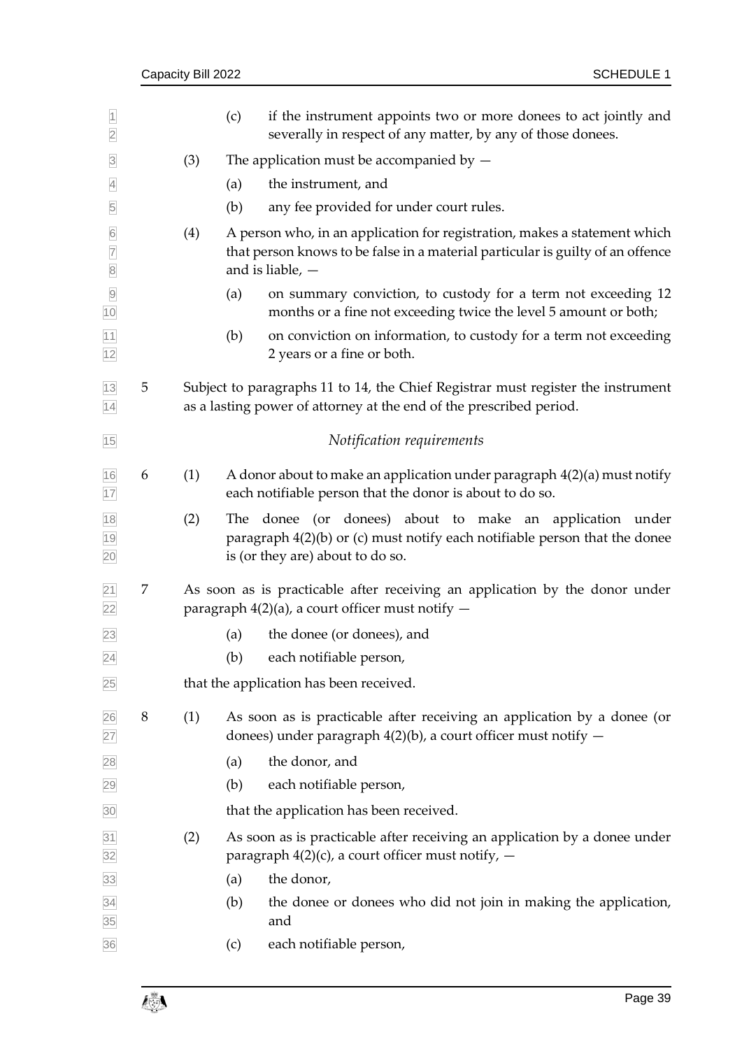(c) if the instrument appoints two or more donees to act jointly and severally in respect of any matter, by any of those donees.

(3) The application must be accompanied by —

(a) the instrument, and

(b) any fee provided for under court rules.

(4) A person who, in an application for registration, makes a statement which that person knows to be false in a material particular is guilty of an offence and is liable, —

(a) on summary conviction, to custody for a term not exceeding 12 months or a fine not exceeding twice the level 5 amount or both;

(b) on conviction on information, to custody for a term not exceeding 2 years or a fine or both.

5 Subject to paragraphs 11 to 14, the Chief Registrar must register the instrument as a lasting power of attorney at the end of the prescribed period.

*Notification requirements*

6 (1) A donor about to make an application under paragraph 4(2)(a) must notify each notifiable person that the donor is about to do so.

(2) The donee (or donees) about to make an application under paragraph 4(2)(b) or (c) must notify each notifiable person that the donee is (or they are) about to do so.

7 As soon as is practicable after receiving an application by the donor under paragraph 4(2)(a), a court officer must notify —

(a) the donee (or donees), and

(b) each notifiable person,

that the application has been received.

8 (1) As soon as is practicable after receiving an application by a donee (or donees) under paragraph 4(2)(b), a court officer must notify —

(a) the donor, and

(b) each notifiable person,

that the application has been received.

(2) As soon as is practicable after receiving an application by a donee under paragraph 4(2)(c), a court officer must notify, —

(a) the donor,

(b) the donee or donees who did not join in making the application, and

(c) each notifiable person,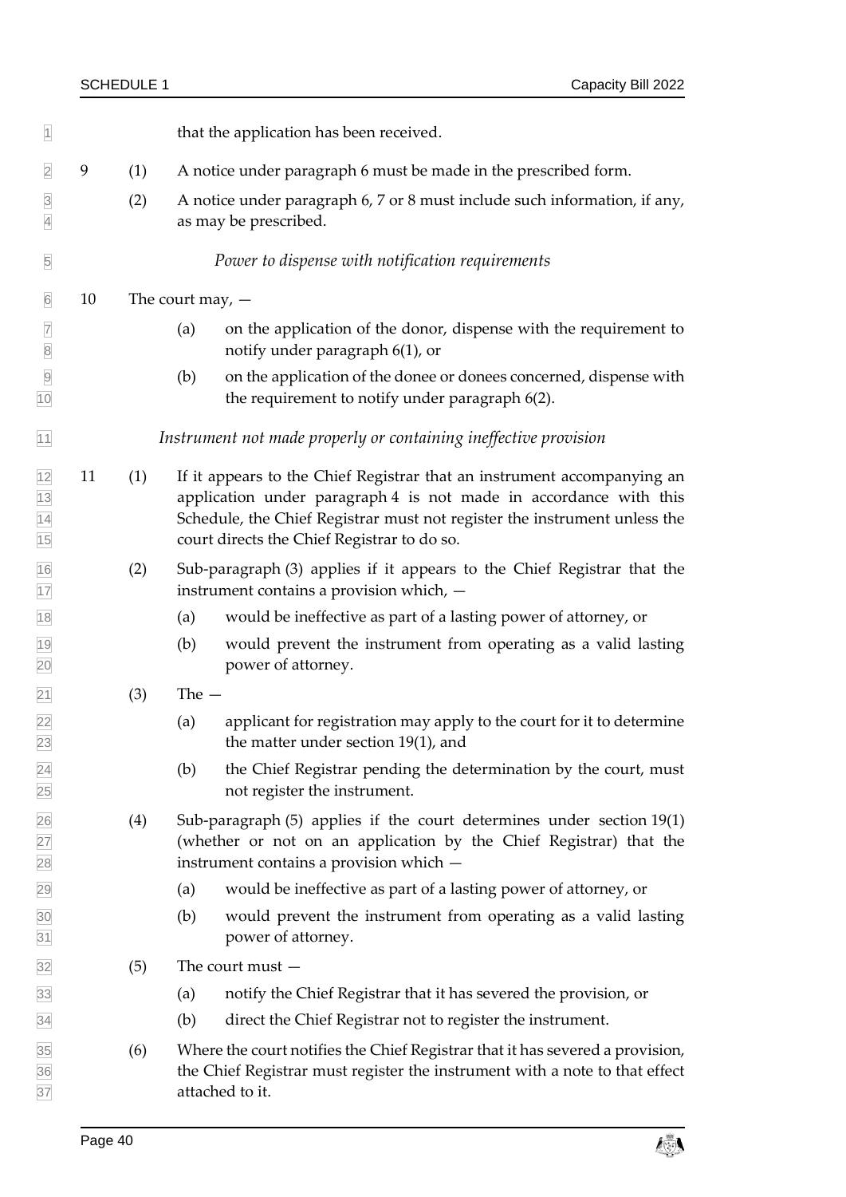that the application has been received.

9 (1) A notice under paragraph 6 must be made in the prescribed form.

(2) A notice under paragraph 6, 7 or 8 must include such information, if any, as may be prescribed.

*Power to dispense with notification requirements*

10 The court may, —

(a) on the application of the donor, dispense with the requirement to notify under paragraph 6(1), or

(b) on the application of the donee or donees concerned, dispense with the requirement to notify under paragraph 6(2).

*Instrument not made properly or containing ineffective provision*

11 (1) If it appears to the Chief Registrar that an instrument accompanying an application under paragraph 4 is not made in accordance with this Schedule, the Chief Registrar must not register the instrument unless the court directs the Chief Registrar to do so.

(2) Sub-paragraph (3) applies if it appears to the Chief Registrar that the instrument contains a provision which, —

(a) would be ineffective as part of a lasting power of attorney, or

(b) would prevent the instrument from operating as a valid lasting power of attorney.

(3) The —

(a) applicant for registration may apply to the court for it to determine the matter under section 19(1), and

(b) the Chief Registrar pending the determination by the court, must not register the instrument.

(4) Sub-paragraph (5) applies if the court determines under section 19(1) (whether or not on an application by the Chief Registrar) that the instrument contains a provision which —

(a) would be ineffective as part of a lasting power of attorney, or

(b) would prevent the instrument from operating as a valid lasting power of attorney.

(5) The court must —

(a) notify the Chief Registrar that it has severed the provision, or

(b) direct the Chief Registrar not to register the instrument.

(6) Where the court notifies the Chief Registrar that it has severed a provision, the Chief Registrar must register the instrument with a note to that effect attached to it.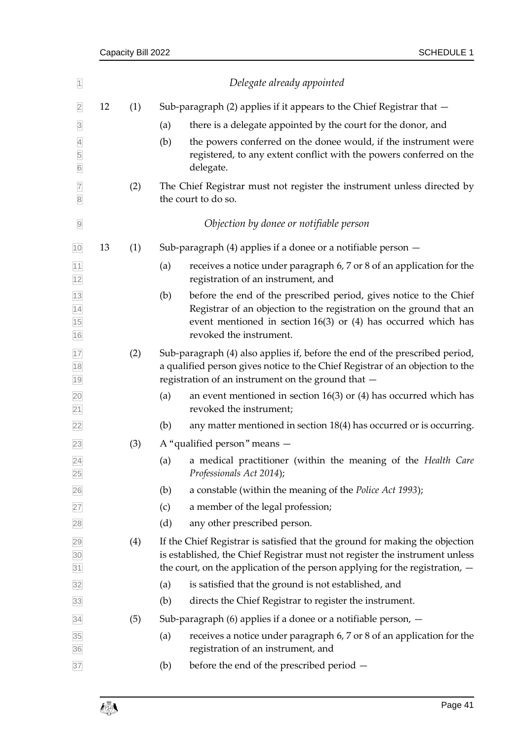*Delegate already appointed*

12 (1) Sub-paragraph (2) applies if it appears to the Chief Registrar that —

(a) there is a delegate appointed by the court for the donor, and

(b) the powers conferred on the donee would, if the instrument were registered, to any extent conflict with the powers conferred on the delegate.

(2) The Chief Registrar must not register the instrument unless directed by the court to do so.

*Objection by donee or notifiable person*

13 (1) Sub-paragraph (4) applies if a donee or a notifiable person —

(a) receives a notice under paragraph 6, 7 or 8 of an application for the registration of an instrument, and

(b) before the end of the prescribed period, gives notice to the Chief Registrar of an objection to the registration on the ground that an event mentioned in section 16(3) or (4) has occurred which has revoked the instrument.

(2) Sub-paragraph (4) also applies if, before the end of the prescribed period, a qualified person gives notice to the Chief Registrar of an objection to the registration of an instrument on the ground that —

(a) an event mentioned in section 16(3) or (4) has occurred which has revoked the instrument;

(b) any matter mentioned in section 18(4) has occurred or is occurring.

(3) A "qualified person" means —

(a) a medical practitioner (within the meaning of the *Health Care Professionals Act 2014*);

(b) a constable (within the meaning of the *Police Act 1993*);

(c) a member of the legal profession;

(d) any other prescribed person.

(4) If the Chief Registrar is satisfied that the ground for making the objection is established, the Chief Registrar must not register the instrument unless the court, on the application of the person applying for the registration, —

(a) is satisfied that the ground is not established, and

(b) directs the Chief Registrar to register the instrument.

(5) Sub-paragraph (6) applies if a donee or a notifiable person, —

(a) receives a notice under paragraph 6, 7 or 8 of an application for the registration of an instrument, and

(b) before the end of the prescribed period —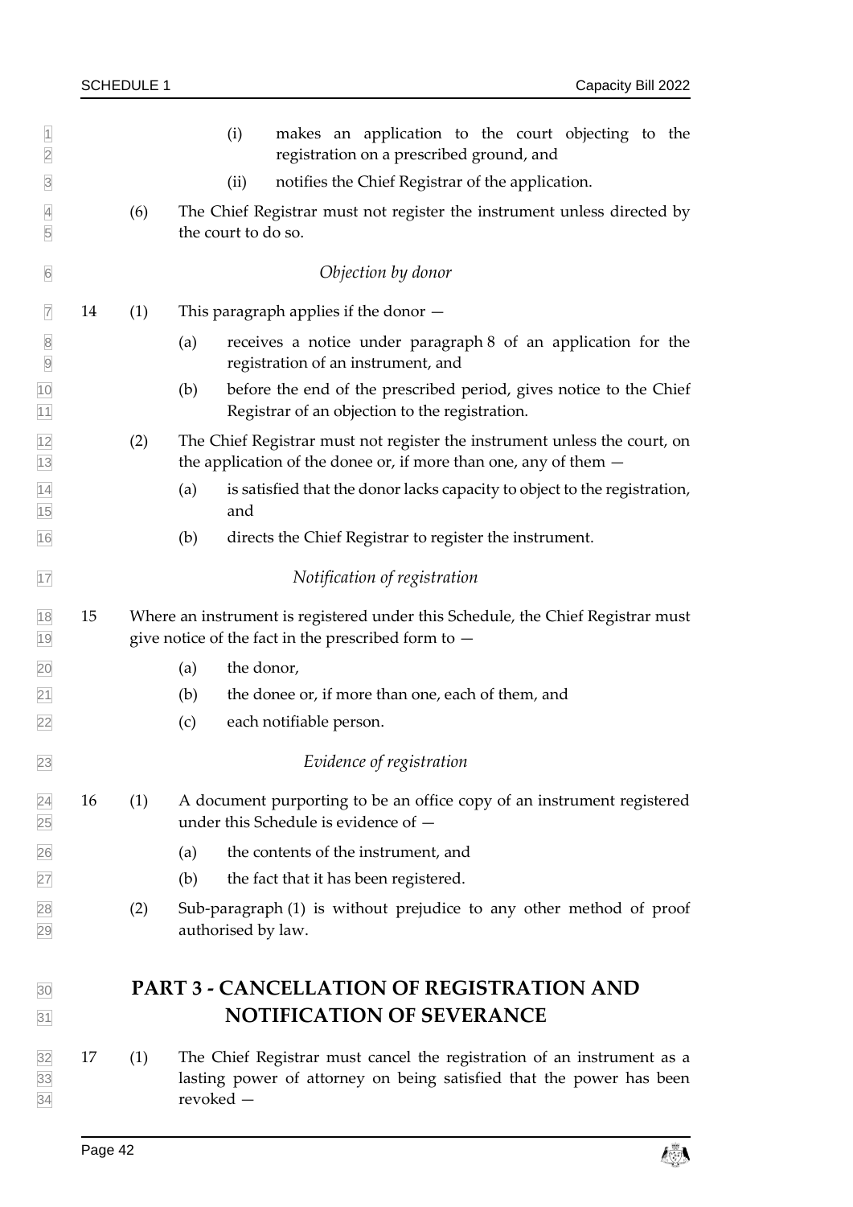(i) makes an application to the court objecting to the registration on a prescribed ground, and

(ii) notifies the Chief Registrar of the application.

(6) The Chief Registrar must not register the instrument unless directed by the court to do so.

*Objection by donor*

14 (1) This paragraph applies if the donor —

(a) receives a notice under paragraph 8 of an application for the registration of an instrument, and

(b) before the end of the prescribed period, gives notice to the Chief Registrar of an objection to the registration.

(2) The Chief Registrar must not register the instrument unless the court, on the application of the donee or, if more than one, any of them —

(a) is satisfied that the donor lacks capacity to object to the registration, and

(b) directs the Chief Registrar to register the instrument.

*Notification of registration*

15 Where an instrument is registered under this Schedule, the Chief Registrar must give notice of the fact in the prescribed form to —

(a) the donor,

(b) the donee or, if more than one, each of them, and

(c) each notifiable person.

*Evidence of registration*

16 (1) A document purporting to be an office copy of an instrument registered under this Schedule is evidence of —

(a) the contents of the instrument, and

(b) the fact that it has been registered.

(2) Sub-paragraph (1) is without prejudice to any other method of proof authorised by law.

## PART 3 - CANCELLATION OF REGISTRATION AND NOTIFICATION OF SEVERANCE

17 (1) The Chief Registrar must cancel the registration of an instrument as a lasting power of attorney on being satisfied that the power has been revoked —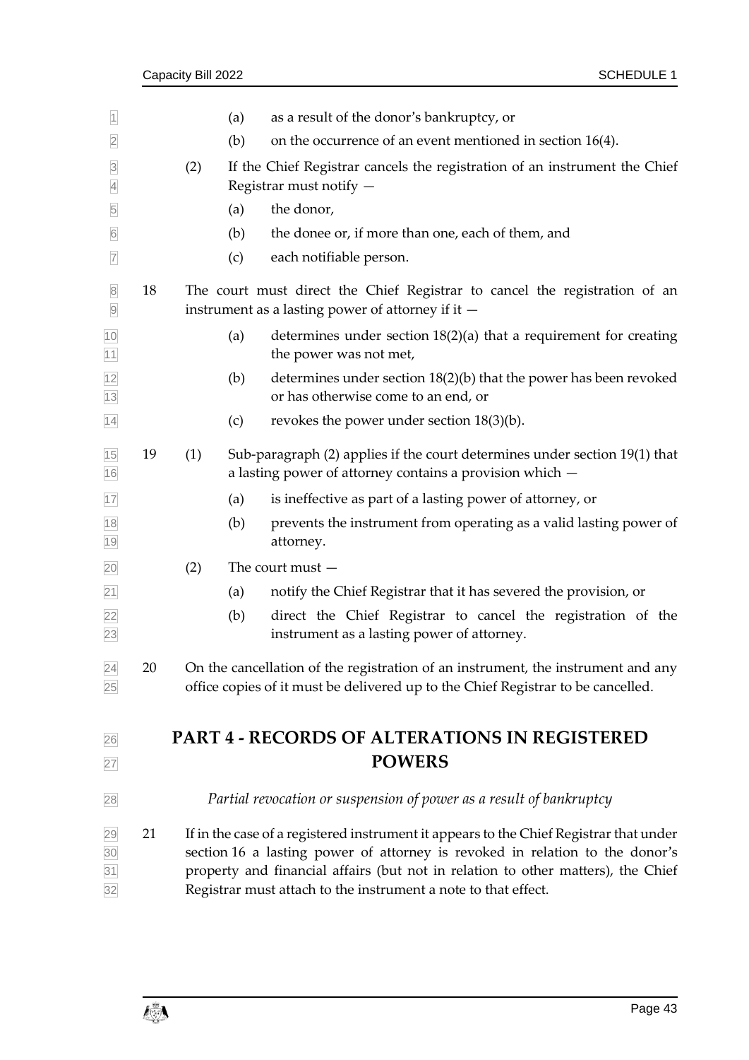(a) as a result of the donor's bankruptcy, or

(b) on the occurrence of an event mentioned in section 16(4).

(2) If the Chief Registrar cancels the registration of an instrument the Chief Registrar must notify —

(a) the donor,

(b) the donee or, if more than one, each of them, and

(c) each notifiable person.

18 The court must direct the Chief Registrar to cancel the registration of an instrument as a lasting power of attorney if it —

(a) determines under section 18(2)(a) that a requirement for creating the power was not met,

(b) determines under section 18(2)(b) that the power has been revoked or has otherwise come to an end, or

(c) revokes the power under section 18(3)(b).

19 (1) Sub-paragraph (2) applies if the court determines under section 19(1) that a lasting power of attorney contains a provision which —

(a) is ineffective as part of a lasting power of attorney, or

(b) prevents the instrument from operating as a valid lasting power of attorney.

(2) The court must —

(a) notify the Chief Registrar that it has severed the provision, or

(b) direct the Chief Registrar to cancel the registration of the instrument as a lasting power of attorney.

20 On the cancellation of the registration of an instrument, the instrument and any office copies of it must be delivered up to the Chief Registrar to be cancelled.

## PART 4 - RECORDS OF ALTERATIONS IN REGISTERED POWERS

*Partial revocation or suspension of power as a result of bankruptcy*

21 If in the case of a registered instrument it appears to the Chief Registrar that under section 16 a lasting power of attorney is revoked in relation to the donor's property and financial affairs (but not in relation to other matters), the Chief Registrar must attach to the instrument a note to that effect.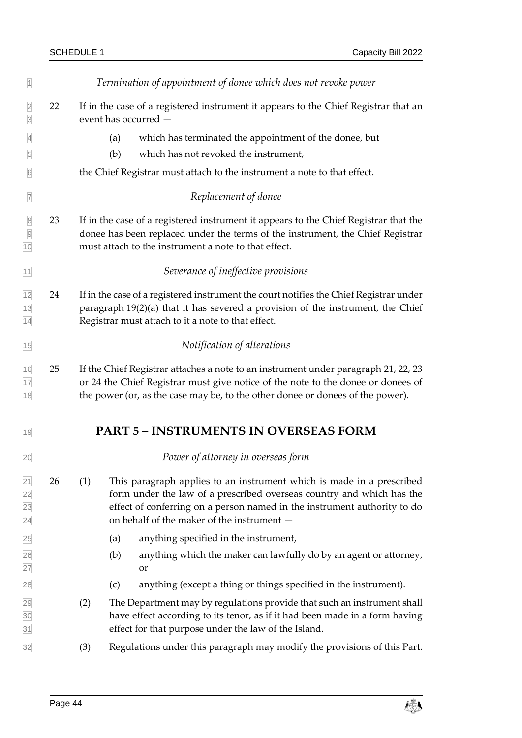*Termination of appointment of donee which does not revoke power*

22 If in the case of a registered instrument it appears to the Chief Registrar that an event has occurred —

(a) which has terminated the appointment of the donee, but

(b) which has not revoked the instrument,

the Chief Registrar must attach to the instrument a note to that effect.

*Replacement of donee*

23 If in the case of a registered instrument it appears to the Chief Registrar that the donee has been replaced under the terms of the instrument, the Chief Registrar must attach to the instrument a note to that effect.

*Severance of ineffective provisions*

24 If in the case of a registered instrument the court notifies the Chief Registrar under paragraph 19(2)(a) that it has severed a provision of the instrument, the Chief Registrar must attach to it a note to that effect.

*Notification of alterations*

25 If the Chief Registrar attaches a note to an instrument under paragraph 21, 22, 23 or 24 the Chief Registrar must give notice of the note to the donee or donees of the power (or, as the case may be, to the other donee or donees of the power).

## PART 5 – INSTRUMENTS IN OVERSEAS FORM

*Power of attorney in overseas form*

26 (1) This paragraph applies to an instrument which is made in a prescribed form under the law of a prescribed overseas country and which has the effect of conferring on a person named in the instrument authority to do on behalf of the maker of the instrument —

(a) anything specified in the instrument,

(b) anything which the maker can lawfully do by an agent or attorney, or

(c) anything (except a thing or things specified in the instrument).

(2) The Department may by regulations provide that such an instrument shall have effect according to its tenor, as if it had been made in a form having effect for that purpose under the law of the Island.

(3) Regulations under this paragraph may modify the provisions of this Part.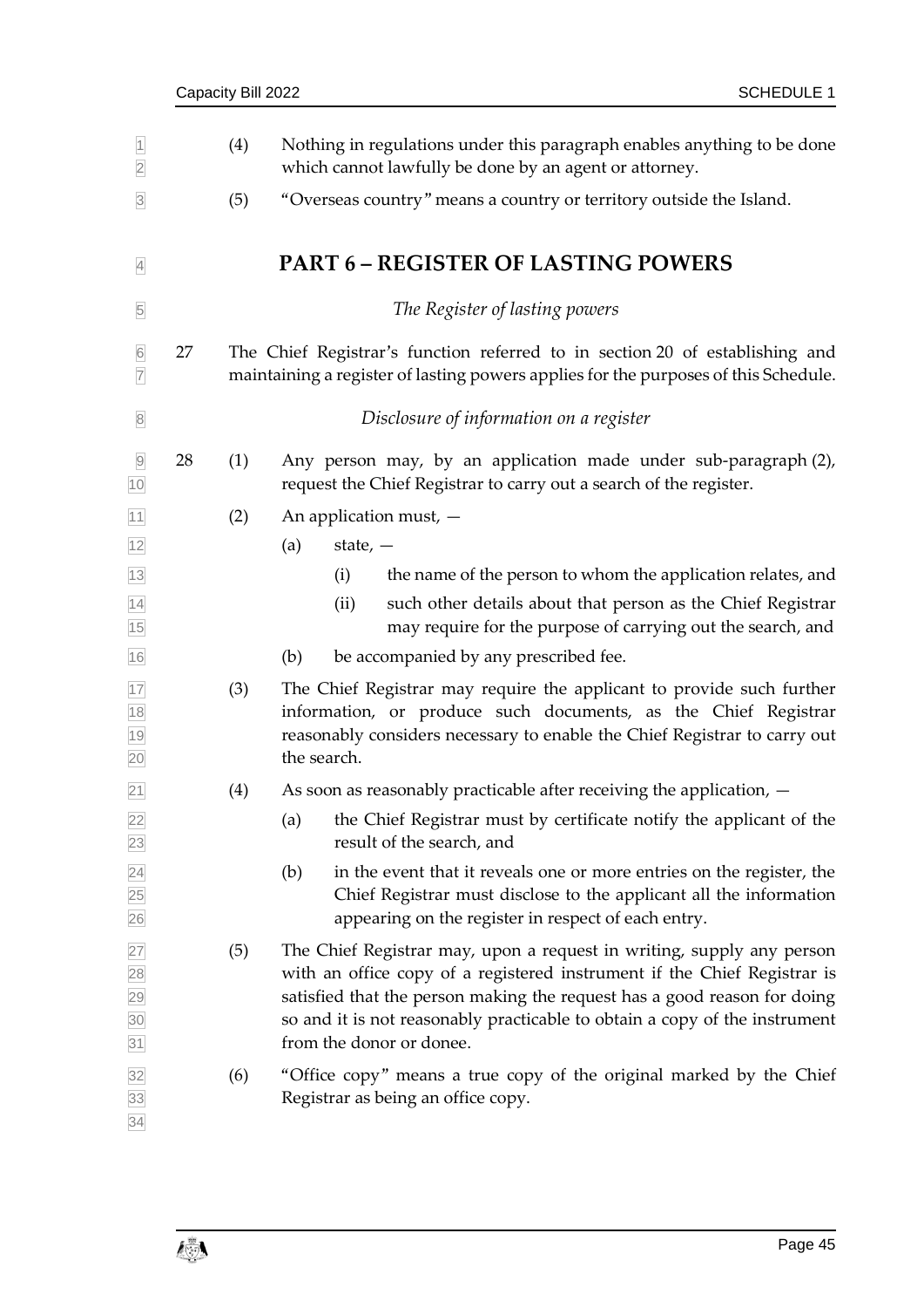(4) Nothing in regulations under this paragraph enables anything to be done which cannot lawfully be done by an agent or attorney.

(5) "Overseas country" means a country or territory outside the Island.

## PART 6 – REGISTER OF LASTING POWERS

*The Register of lasting powers*

27 The Chief Registrar's function referred to in section 20 of establishing and maintaining a register of lasting powers applies for the purposes of this Schedule.

*Disclosure of information on a register*

28 (1) Any person may, by an application made under sub-paragraph (2), request the Chief Registrar to carry out a search of the register.

(2) An application must, —

(a) state, —

(i) the name of the person to whom the application relates, and

(ii) such other details about that person as the Chief Registrar may require for the purpose of carrying out the search, and

(b) be accompanied by any prescribed fee.

(3) The Chief Registrar may require the applicant to provide such further information, or produce such documents, as the Chief Registrar reasonably considers necessary to enable the Chief Registrar to carry out the search.

(4) As soon as reasonably practicable after receiving the application, —

(a) the Chief Registrar must by certificate notify the applicant of the result of the search, and

(b) in the event that it reveals one or more entries on the register, the Chief Registrar must disclose to the applicant all the information appearing on the register in respect of each entry.

(5) The Chief Registrar may, upon a request in writing, supply any person with an office copy of a registered instrument if the Chief Registrar is satisfied that the person making the request has a good reason for doing so and it is not reasonably practicable to obtain a copy of the instrument from the donor or donee.

(6) "Office copy" means a true copy of the original marked by the Chief Registrar as being an office copy.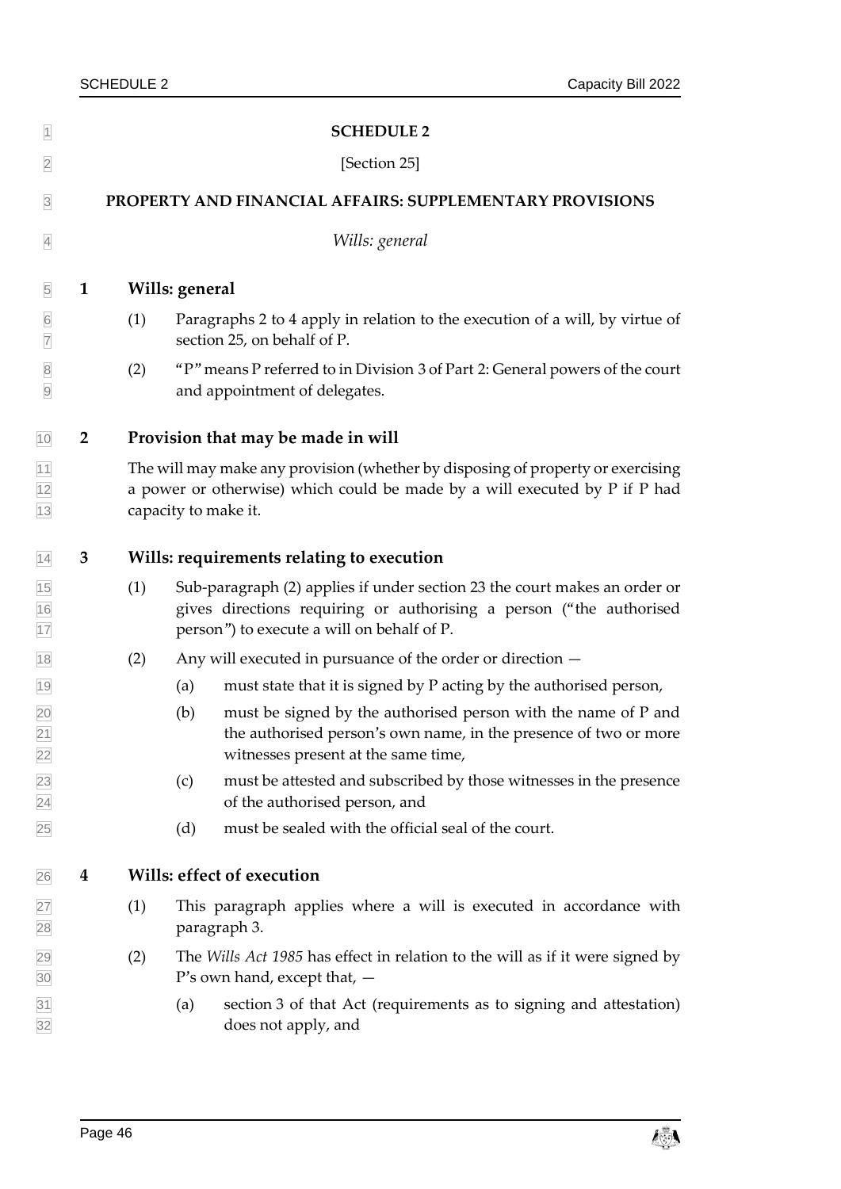# SCHEDULE 2

[Section 25]

## PROPERTY AND FINANCIAL AFFAIRS: SUPPLEMENTARY PROVISIONS

*Wills: general*

### 1 Wills: general

(1) Paragraphs 2 to 4 apply in relation to the execution of a will, by virtue of section 25, on behalf of P.

(2) "P" means P referred to in Division 3 of Part 2: General powers of the court and appointment of delegates.

### 2 Provision that may be made in will

The will may make any provision (whether by disposing of property or exercising a power or otherwise) which could be made by a will executed by P if P had capacity to make it.

### 3 Wills: requirements relating to execution

(1) Sub-paragraph (2) applies if under section 23 the court makes an order or gives directions requiring or authorising a person ("the authorised person") to execute a will on behalf of P.

(2) Any will executed in pursuance of the order or direction —

- (a) must state that it is signed by P acting by the authorised person,
- (b) must be signed by the authorised person with the name of P and the authorised person's own name, in the presence of two or more witnesses present at the same time,
- (c) must be attested and subscribed by those witnesses in the presence of the authorised person, and
- (d) must be sealed with the official seal of the court.

### 4 Wills: effect of execution

(1) This paragraph applies where a will is executed in accordance with paragraph 3.

(2) The *Wills Act 1985* has effect in relation to the will as if it were signed by P's own hand, except that, —

- (a) section 3 of that Act (requirements as to signing and attestation) does not apply, and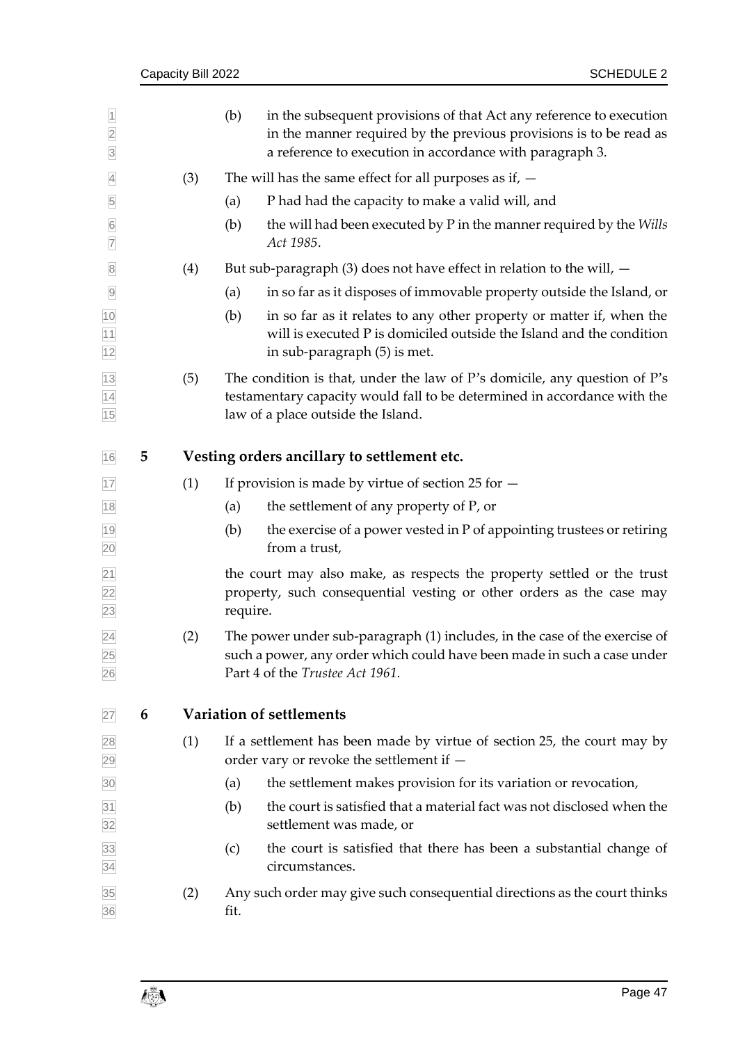(b) in the subsequent provisions of that Act any reference to execution in the manner required by the previous provisions is to be read as a reference to execution in accordance with paragraph 3.

(3) The will has the same effect for all purposes as if, —

(a) P had had the capacity to make a valid will, and

(b) the will had been executed by P in the manner required by the *Wills Act 1985*.

(4) But sub-paragraph (3) does not have effect in relation to the will, —

(a) in so far as it disposes of immovable property outside the Island, or

(b) in so far as it relates to any other property or matter if, when the will is executed P is domiciled outside the Island and the condition in sub-paragraph (5) is met.

(5) The condition is that, under the law of P's domicile, any question of P's testamentary capacity would fall to be determined in accordance with the law of a place outside the Island.

## 5 Vesting orders ancillary to settlement etc.

(1) If provision is made by virtue of section 25 for —

(a) the settlement of any property of P, or

(b) the exercise of a power vested in P of appointing trustees or retiring from a trust,

the court may also make, as respects the property settled or the trust property, such consequential vesting or other orders as the case may require.

(2) The power under sub-paragraph (1) includes, in the case of the exercise of such a power, any order which could have been made in such a case under Part 4 of the *Trustee Act 1961*.

## 6 Variation of settlements

(1) If a settlement has been made by virtue of section 25, the court may by order vary or revoke the settlement if —

(a) the settlement makes provision for its variation or revocation,

(b) the court is satisfied that a material fact was not disclosed when the settlement was made, or

(c) the court is satisfied that there has been a substantial change of circumstances.

(2) Any such order may give such consequential directions as the court thinks fit.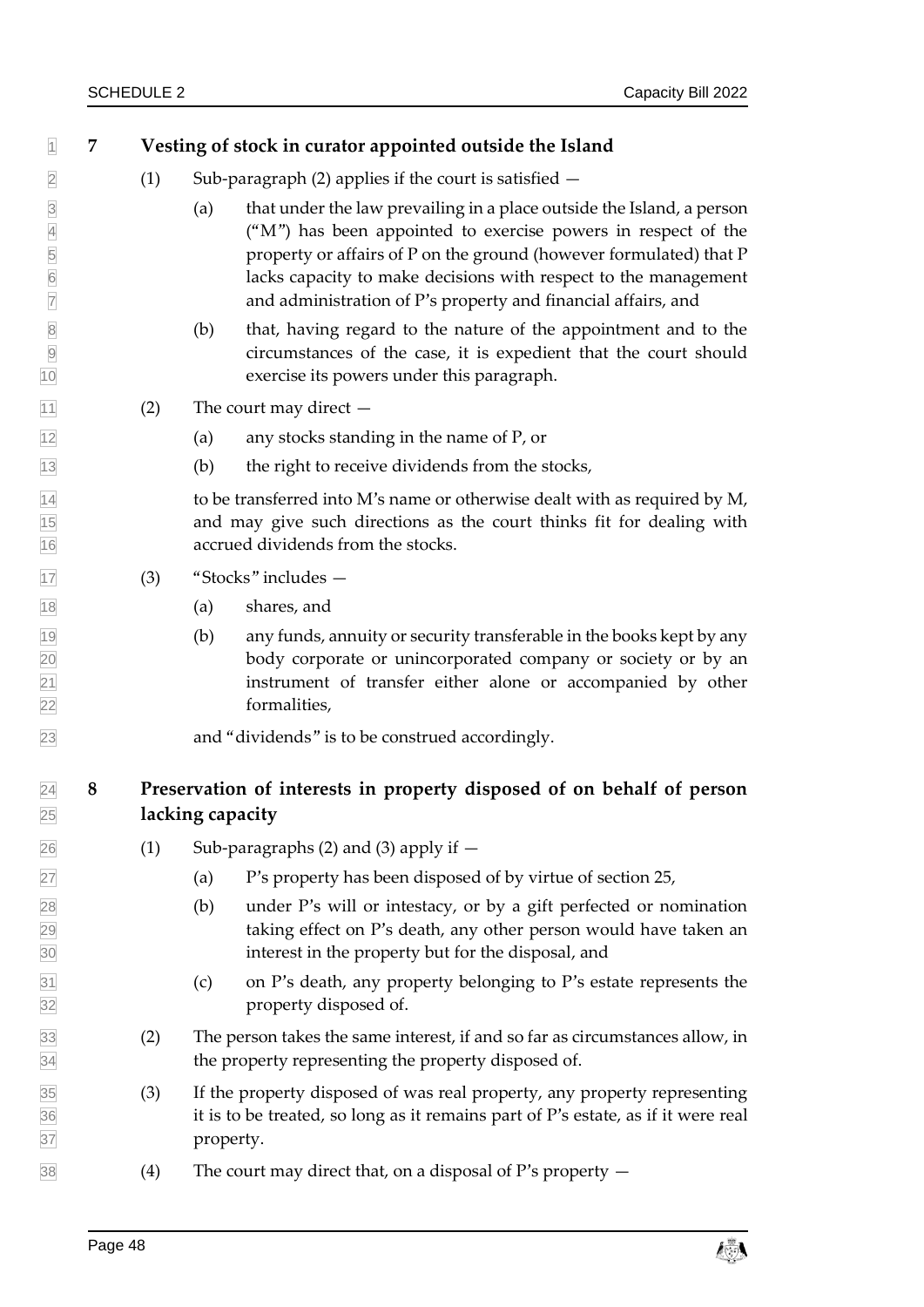### 7 Vesting of stock in curator appointed outside the Island

(1) Sub-paragraph (2) applies if the court is satisfied —

(a) that under the law prevailing in a place outside the Island, a person ("M") has been appointed to exercise powers in respect of the property or affairs of P on the ground (however formulated) that P lacks capacity to make decisions with respect to the management and administration of P's property and financial affairs, and

(b) that, having regard to the nature of the appointment and to the circumstances of the case, it is expedient that the court should exercise its powers under this paragraph.

(2) The court may direct —

(a) any stocks standing in the name of P, or

(b) the right to receive dividends from the stocks,

to be transferred into M's name or otherwise dealt with as required by M, and may give such directions as the court thinks fit for dealing with accrued dividends from the stocks.

(3) "Stocks" includes —

(a) shares, and

(b) any funds, annuity or security transferable in the books kept by any body corporate or unincorporated company or society or by an instrument of transfer either alone or accompanied by other formalities,

and "dividends" is to be construed accordingly.

### 8 Preservation of interests in property disposed of on behalf of person lacking capacity

(1) Sub-paragraphs (2) and (3) apply if —

(a) P's property has been disposed of by virtue of section 25,

(b) under P's will or intestacy, or by a gift perfected or nomination taking effect on P's death, any other person would have taken an interest in the property but for the disposal, and

(c) on P's death, any property belonging to P's estate represents the property disposed of.

(2) The person takes the same interest, if and so far as circumstances allow, in the property representing the property disposed of.

(3) If the property disposed of was real property, any property representing it is to be treated, so long as it remains part of P's estate, as if it were real property.

(4) The court may direct that, on a disposal of P's property —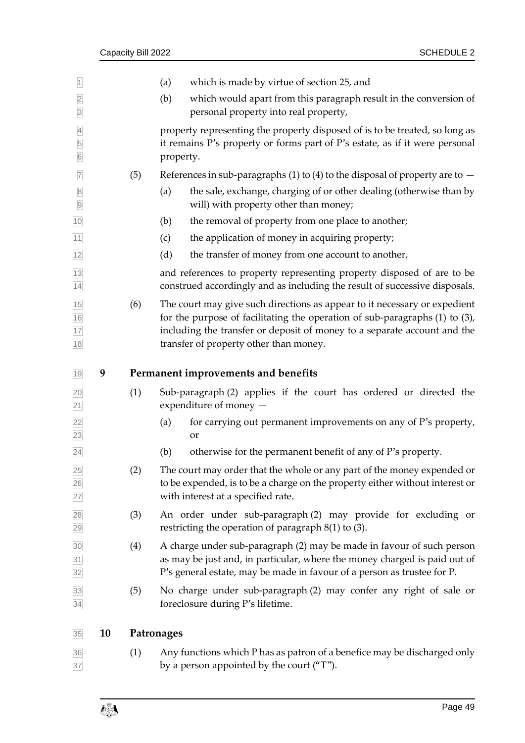(a) which is made by virtue of section 25, and

(b) which would apart from this paragraph result in the conversion of personal property into real property,

property representing the property disposed of is to be treated, so long as it remains P's property or forms part of P's estate, as if it were personal property.

(5) References in sub-paragraphs (1) to (4) to the disposal of property are to —

(a) the sale, exchange, charging of or other dealing (otherwise than by will) with property other than money;

(b) the removal of property from one place to another;

(c) the application of money in acquiring property;

(d) the transfer of money from one account to another,

and references to property representing property disposed of are to be construed accordingly and as including the result of successive disposals.

(6) The court may give such directions as appear to it necessary or expedient for the purpose of facilitating the operation of sub-paragraphs (1) to (3), including the transfer or deposit of money to a separate account and the transfer of property other than money.

## 9 Permanent improvements and benefits

(1) Sub-paragraph (2) applies if the court has ordered or directed the expenditure of money —

(a) for carrying out permanent improvements on any of P's property, or

(b) otherwise for the permanent benefit of any of P's property.

(2) The court may order that the whole or any part of the money expended or to be expended, is to be a charge on the property either without interest or with interest at a specified rate.

(3) An order under sub-paragraph (2) may provide for excluding or restricting the operation of paragraph 8(1) to (3).

(4) A charge under sub-paragraph (2) may be made in favour of such person as may be just and, in particular, where the money charged is paid out of P's general estate, may be made in favour of a person as trustee for P.

(5) No charge under sub-paragraph (2) may confer any right of sale or foreclosure during P's lifetime.

## 10 Patronages

(1) Any functions which P has as patron of a benefice may be discharged only by a person appointed by the court ("T").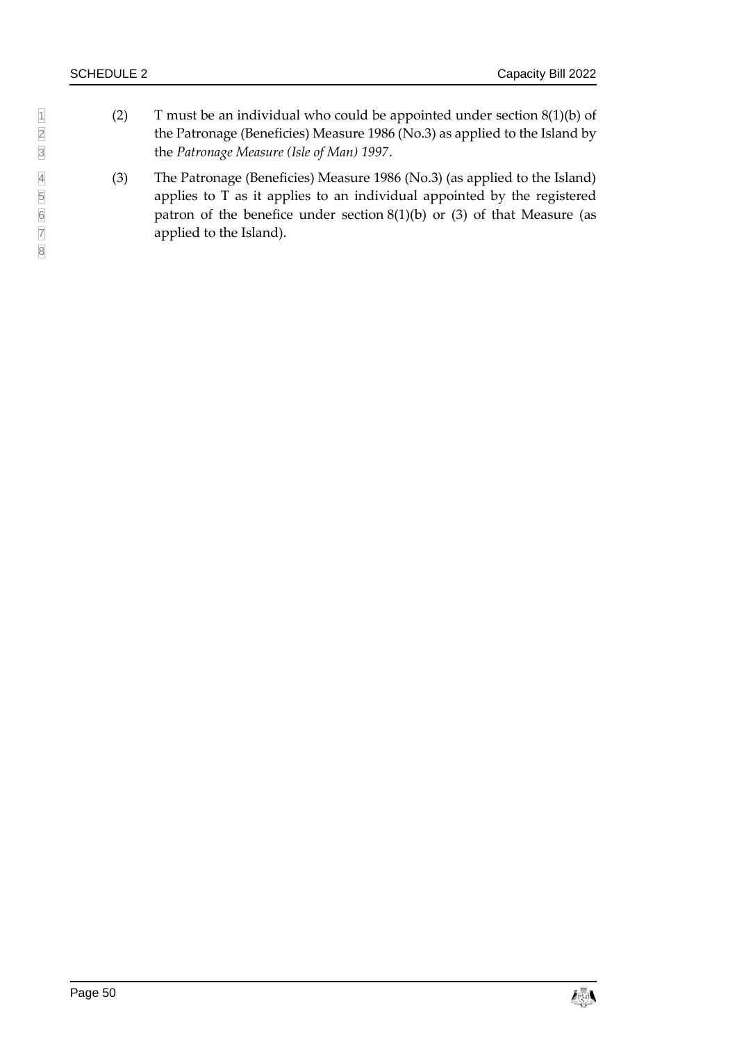(2) T must be an individual who could be appointed under section 8(1)(b) of the Patronage (Beneficies) Measure 1986 (No.3) as applied to the Island by the *Patronage Measure (Isle of Man) 1997*.

(3) The Patronage (Beneficies) Measure 1986 (No.3) (as applied to the Island) applies to T as it applies to an individual appointed by the registered patron of the benefice under section 8(1)(b) or (3) of that Measure (as applied to the Island).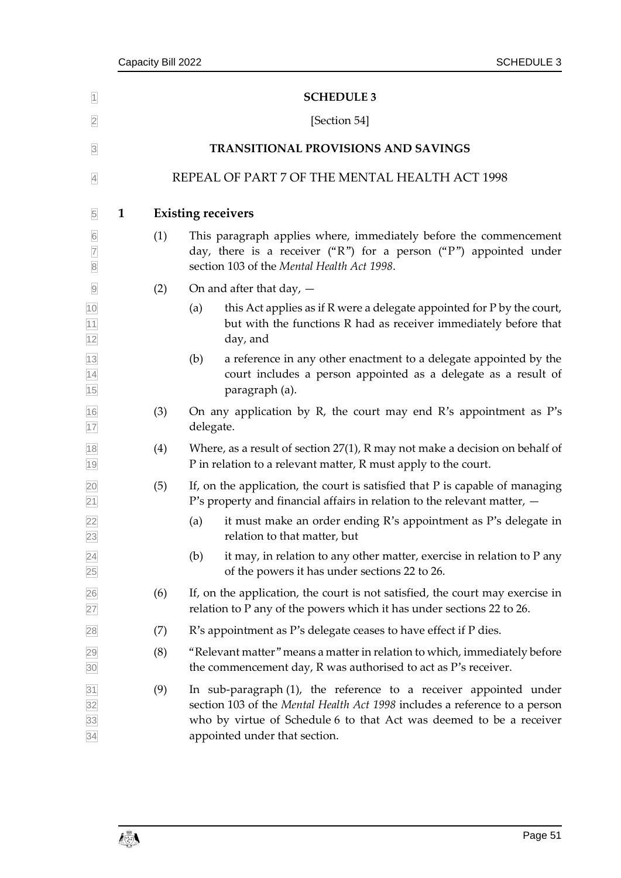# SCHEDULE 3

[Section 54]

## TRANSITIONAL PROVISIONS AND SAVINGS

### REPEAL OF PART 7 OF THE MENTAL HEALTH ACT 1998

**1 Existing receivers**

(1) This paragraph applies where, immediately before the commencement day, there is a receiver ("R") for a person ("P") appointed under section 103 of the *Mental Health Act 1998*.

(2) On and after that day, —

(a) this Act applies as if R were a delegate appointed for P by the court, but with the functions R had as receiver immediately before that day, and

(b) a reference in any other enactment to a delegate appointed by the court includes a person appointed as a delegate as a result of paragraph (a).

(3) On any application by R, the court may end R's appointment as P's delegate.

(4) Where, as a result of section 27(1), R may not make a decision on behalf of P in relation to a relevant matter, R must apply to the court.

(5) If, on the application, the court is satisfied that P is capable of managing P's property and financial affairs in relation to the relevant matter, —

(a) it must make an order ending R's appointment as P's delegate in relation to that matter, but

(b) it may, in relation to any other matter, exercise in relation to P any of the powers it has under sections 22 to 26.

(6) If, on the application, the court is not satisfied, the court may exercise in relation to P any of the powers which it has under sections 22 to 26.

(7) R's appointment as P's delegate ceases to have effect if P dies.

(8) "Relevant matter" means a matter in relation to which, immediately before the commencement day, R was authorised to act as P's receiver.

(9) In sub-paragraph (1), the reference to a receiver appointed under section 103 of the *Mental Health Act 1998* includes a reference to a person who by virtue of Schedule 6 to that Act was deemed to be a receiver appointed under that section.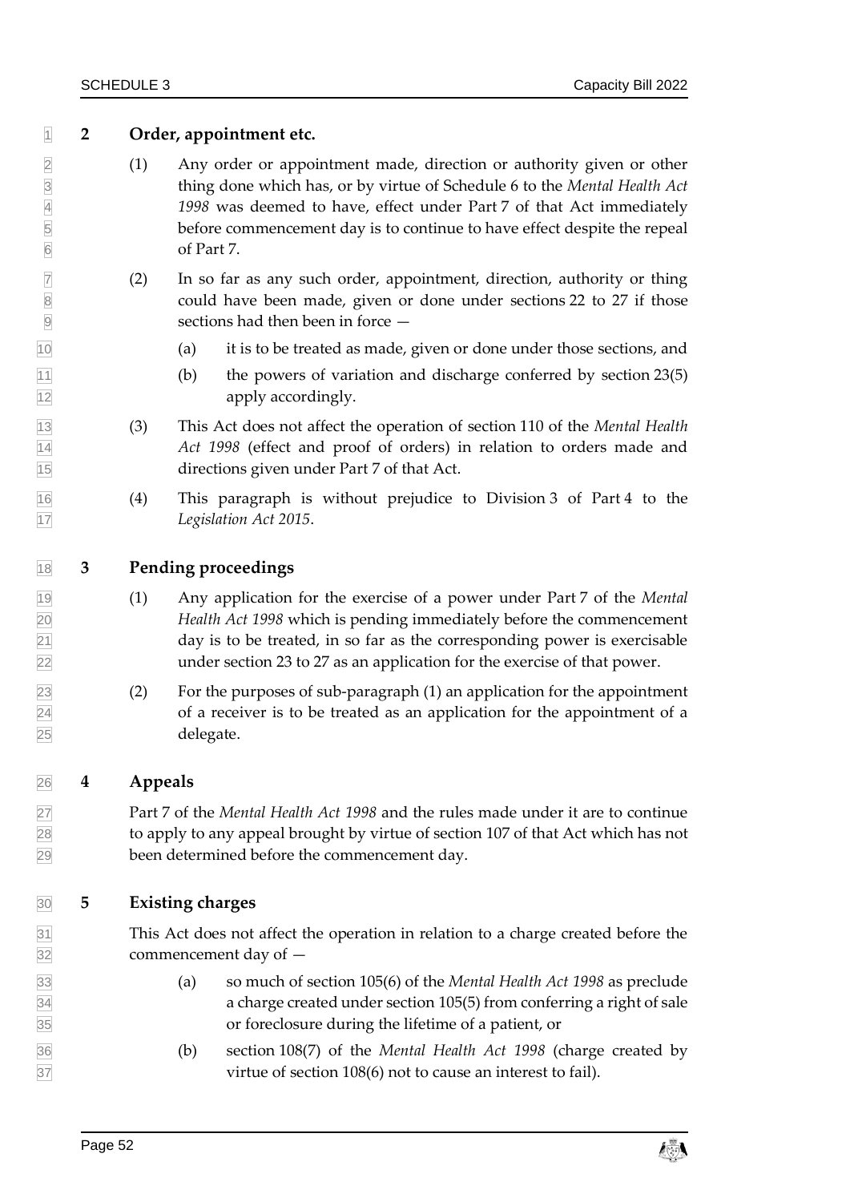## 2 Order, appointment etc.

(1) Any order or appointment made, direction or authority given or other thing done which has, or by virtue of Schedule 6 to the *Mental Health Act 1998* was deemed to have, effect under Part 7 of that Act immediately before commencement day is to continue to have effect despite the repeal of Part 7.

(2) In so far as any such order, appointment, direction, authority or thing could have been made, given or done under sections 22 to 27 if those sections had then been in force —

(a) it is to be treated as made, given or done under those sections, and

(b) the powers of variation and discharge conferred by section 23(5) apply accordingly.

(3) This Act does not affect the operation of section 110 of the *Mental Health Act 1998* (effect and proof of orders) in relation to orders made and directions given under Part 7 of that Act.

(4) This paragraph is without prejudice to Division 3 of Part 4 to the *Legislation Act 2015*.

## 3 Pending proceedings

(1) Any application for the exercise of a power under Part 7 of the *Mental Health Act 1998* which is pending immediately before the commencement day is to be treated, in so far as the corresponding power is exercisable under section 23 to 27 as an application for the exercise of that power.

(2) For the purposes of sub-paragraph (1) an application for the appointment of a receiver is to be treated as an application for the appointment of a delegate.

## 4 Appeals

Part 7 of the *Mental Health Act 1998* and the rules made under it are to continue to apply to any appeal brought by virtue of section 107 of that Act which has not been determined before the commencement day.

## 5 Existing charges

This Act does not affect the operation in relation to a charge created before the commencement day of —

(a) so much of section 105(6) of the *Mental Health Act 1998* as preclude a charge created under section 105(5) from conferring a right of sale or foreclosure during the lifetime of a patient, or

(b) section 108(7) of the *Mental Health Act 1998* (charge created by virtue of section 108(6) not to cause an interest to fail).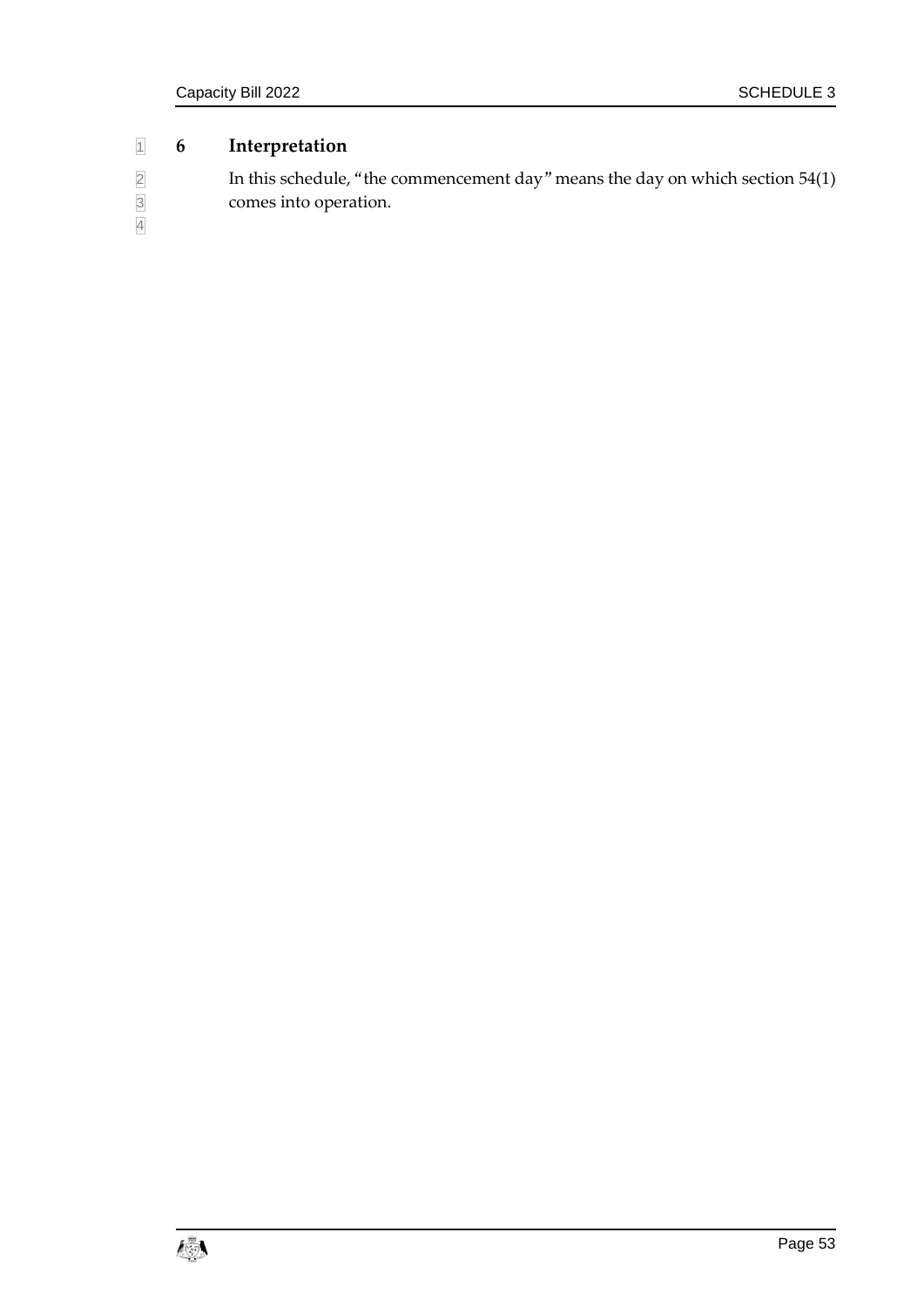## 6 Interpretation

In this schedule, "the commencement day" means the day on which section 54(1) comes into operation.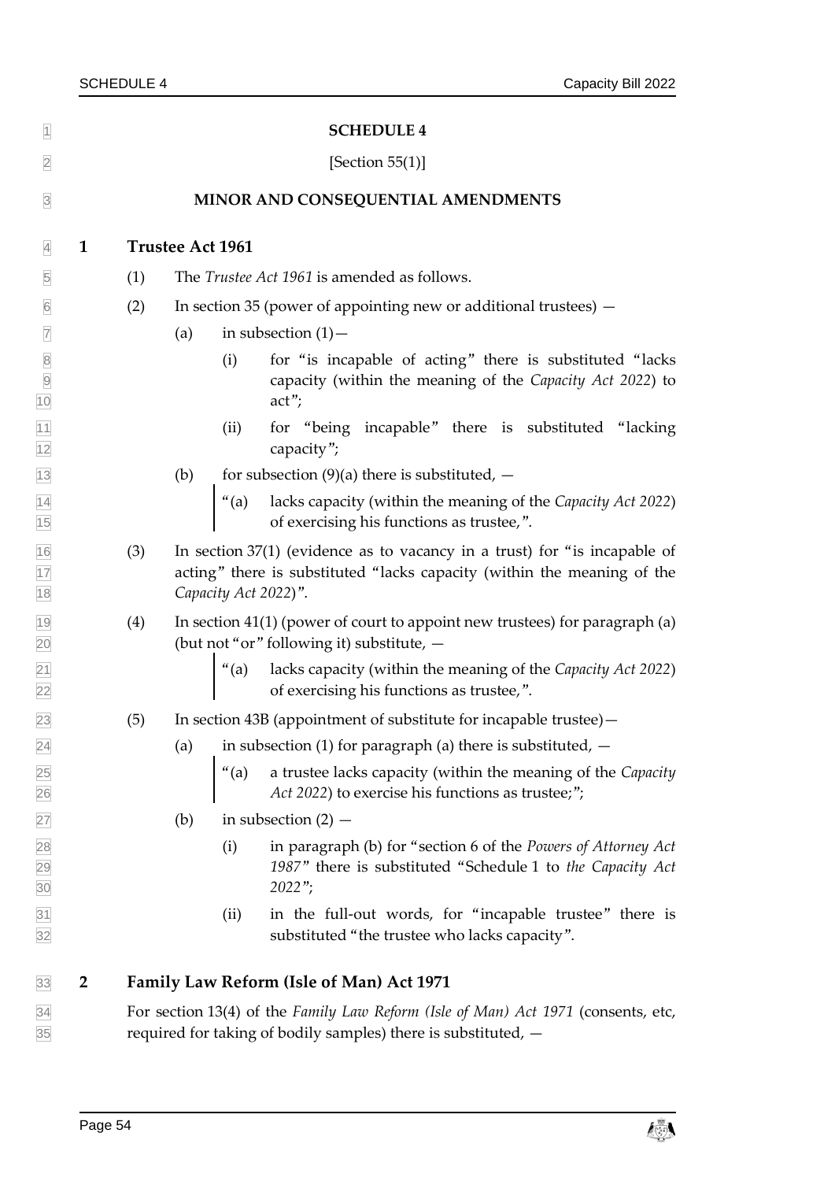# SCHEDULE 4

[Section 55(1)]

## MINOR AND CONSEQUENTIAL AMENDMENTS

### 1 Trustee Act 1961

(1) The *Trustee Act 1961* is amended as follows.

(2) In section 35 (power of appointing new or additional trustees) —

(a) in subsection (1)—

(i) for "is incapable of acting" there is substituted "lacks capacity (within the meaning of the *Capacity Act 2022*) to act";

(ii) for "being incapable" there is substituted "lacking capacity";

(b) for subsection (9)(a) there is substituted, —

> "(a) lacks capacity (within the meaning of the *Capacity Act 2022*) of exercising his functions as trustee,".

(3) In section 37(1) (evidence as to vacancy in a trust) for "is incapable of acting" there is substituted "lacks capacity (within the meaning of the *Capacity Act 2022*)".

(4) In section 41(1) (power of court to appoint new trustees) for paragraph (a) (but not "or" following it) substitute, —

> "(a) lacks capacity (within the meaning of the *Capacity Act 2022*) of exercising his functions as trustee,".

(5) In section 43B (appointment of substitute for incapable trustee)—

(a) in subsection (1) for paragraph (a) there is substituted, —

> "(a) a trustee lacks capacity (within the meaning of the *Capacity Act 2022*) to exercise his functions as trustee;";

(b) in subsection (2) —

(i) in paragraph (b) for "section 6 of the *Powers of Attorney Act 1987*" there is substituted "Schedule 1 to *the Capacity Act 2022*";

(ii) in the full-out words, for "incapable trustee" there is substituted "the trustee who lacks capacity".

### 2 Family Law Reform (Isle of Man) Act 1971

For section 13(4) of the *Family Law Reform (Isle of Man) Act 1971* (consents, etc, required for taking of bodily samples) there is substituted, —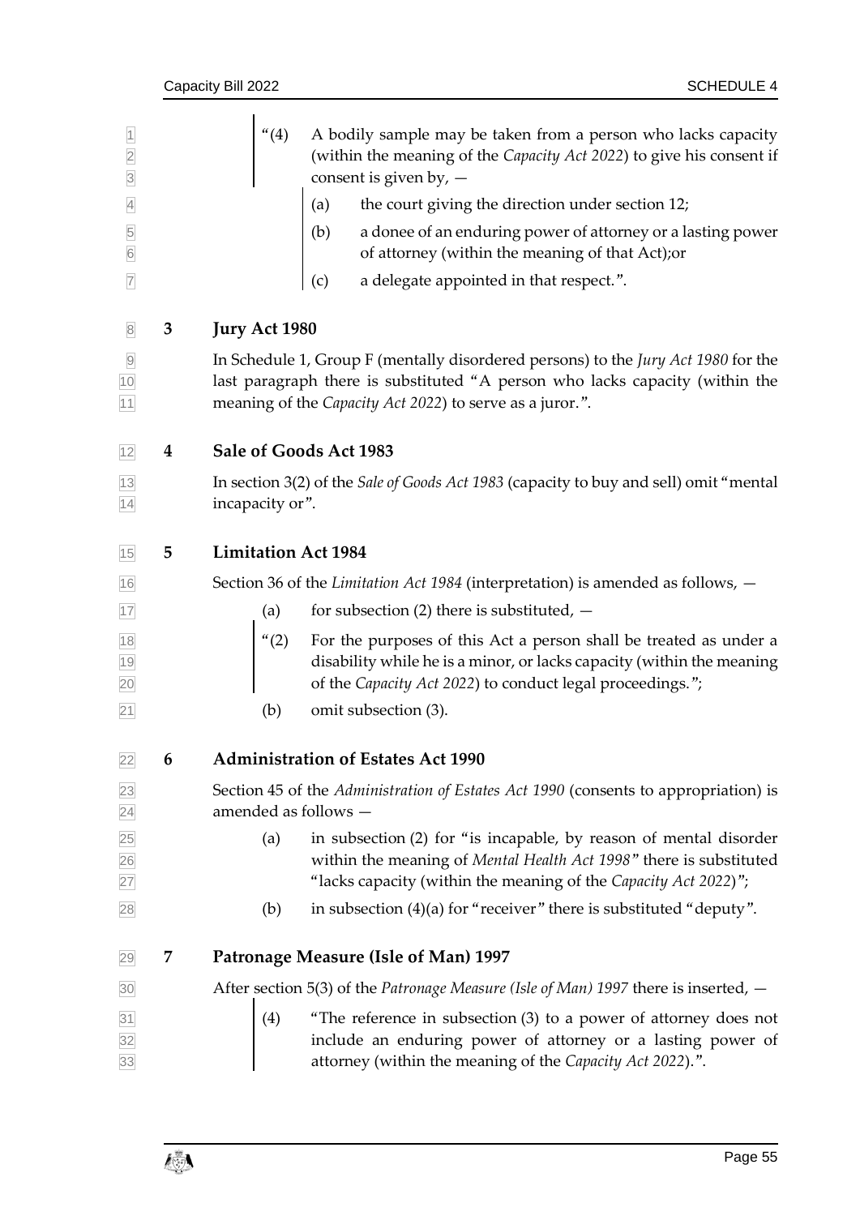"(4) A bodily sample may be taken from a person who lacks capacity (within the meaning of the *Capacity Act 2022*) to give his consent if consent is given by, —

(a) the court giving the direction under section 12;

(b) a donee of an enduring power of attorney or a lasting power of attorney (within the meaning of that Act);or

(c) a delegate appointed in that respect.".

## 3 Jury Act 1980

In Schedule 1, Group F (mentally disordered persons) to the *Jury Act 1980* for the last paragraph there is substituted "A person who lacks capacity (within the meaning of the *Capacity Act 2022*) to serve as a juror.".

## 4 Sale of Goods Act 1983

In section 3(2) of the *Sale of Goods Act 1983* (capacity to buy and sell) omit "mental incapacity or".

## 5 Limitation Act 1984

Section 36 of the *Limitation Act 1984* (interpretation) is amended as follows, —

(a) for subsection (2) there is substituted, —

"(2) For the purposes of this Act a person shall be treated as under a disability while he is a minor, or lacks capacity (within the meaning of the *Capacity Act 2022*) to conduct legal proceedings.";

(b) omit subsection (3).

## 6 Administration of Estates Act 1990

Section 45 of the *Administration of Estates Act 1990* (consents to appropriation) is amended as follows —

(a) in subsection (2) for "is incapable, by reason of mental disorder within the meaning of *Mental Health Act 1998*" there is substituted "lacks capacity (within the meaning of the *Capacity Act 2022*)";

(b) in subsection (4)(a) for "receiver" there is substituted "deputy".

## 7 Patronage Measure (Isle of Man) 1997

After section 5(3) of the *Patronage Measure (Isle of Man) 1997* there is inserted, —

(4) "The reference in subsection (3) to a power of attorney does not include an enduring power of attorney or a lasting power of attorney (within the meaning of the *Capacity Act 2022*).".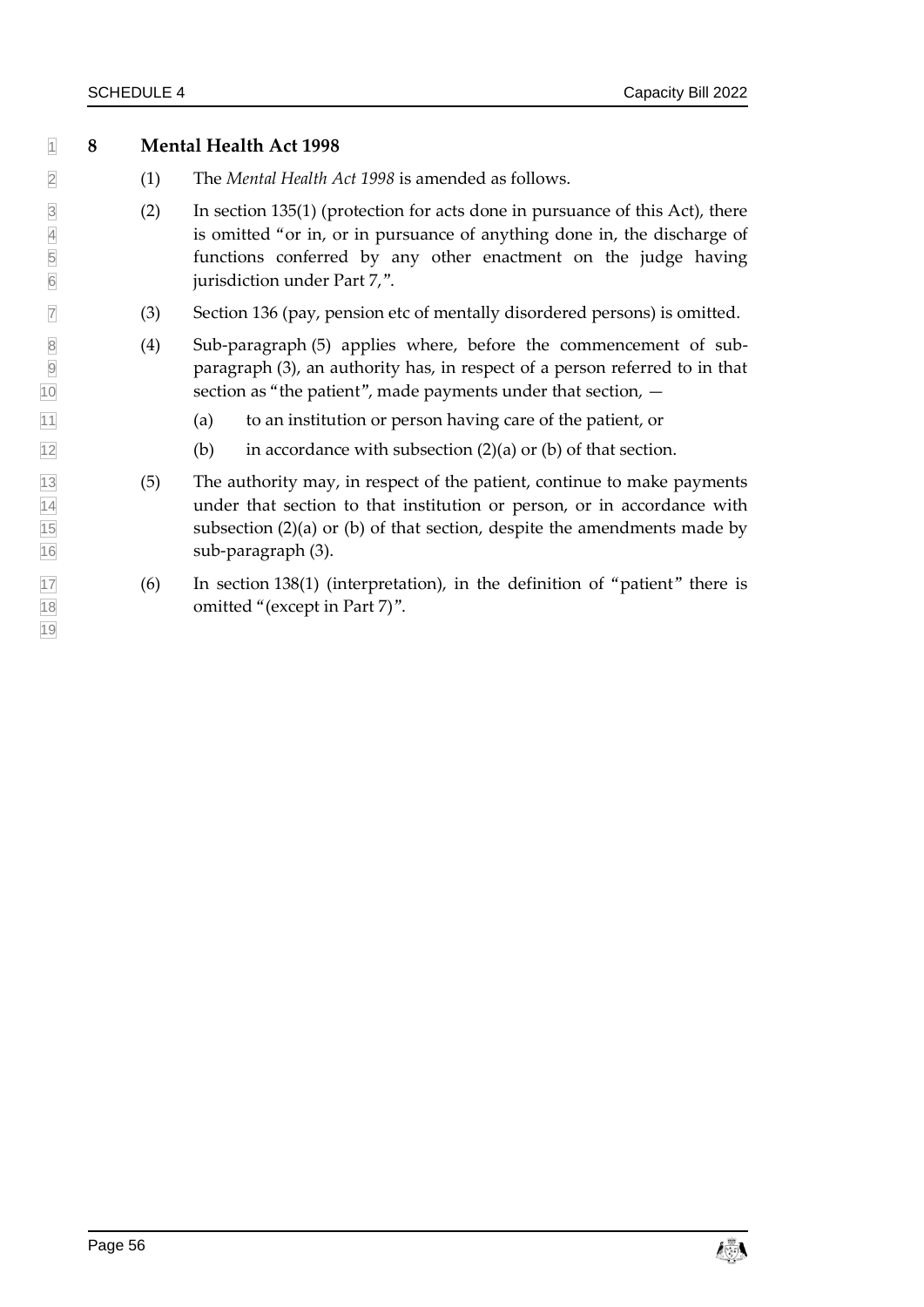## 8 Mental Health Act 1998

(1) The *Mental Health Act 1998* is amended as follows.

(2) In section 135(1) (protection for acts done in pursuance of this Act), there is omitted "or in, or in pursuance of anything done in, the discharge of functions conferred by any other enactment on the judge having jurisdiction under Part 7,".

(3) Section 136 (pay, pension etc of mentally disordered persons) is omitted.

(4) Sub-paragraph (5) applies where, before the commencement of sub-paragraph (3), an authority has, in respect of a person referred to in that section as "the patient", made payments under that section, —

- (a) to an institution or person having care of the patient, or
- (b) in accordance with subsection (2)(a) or (b) of that section.

(5) The authority may, in respect of the patient, continue to make payments under that section to that institution or person, or in accordance with subsection (2)(a) or (b) of that section, despite the amendments made by sub-paragraph (3).

(6) In section 138(1) (interpretation), in the definition of "patient" there is omitted "(except in Part 7)".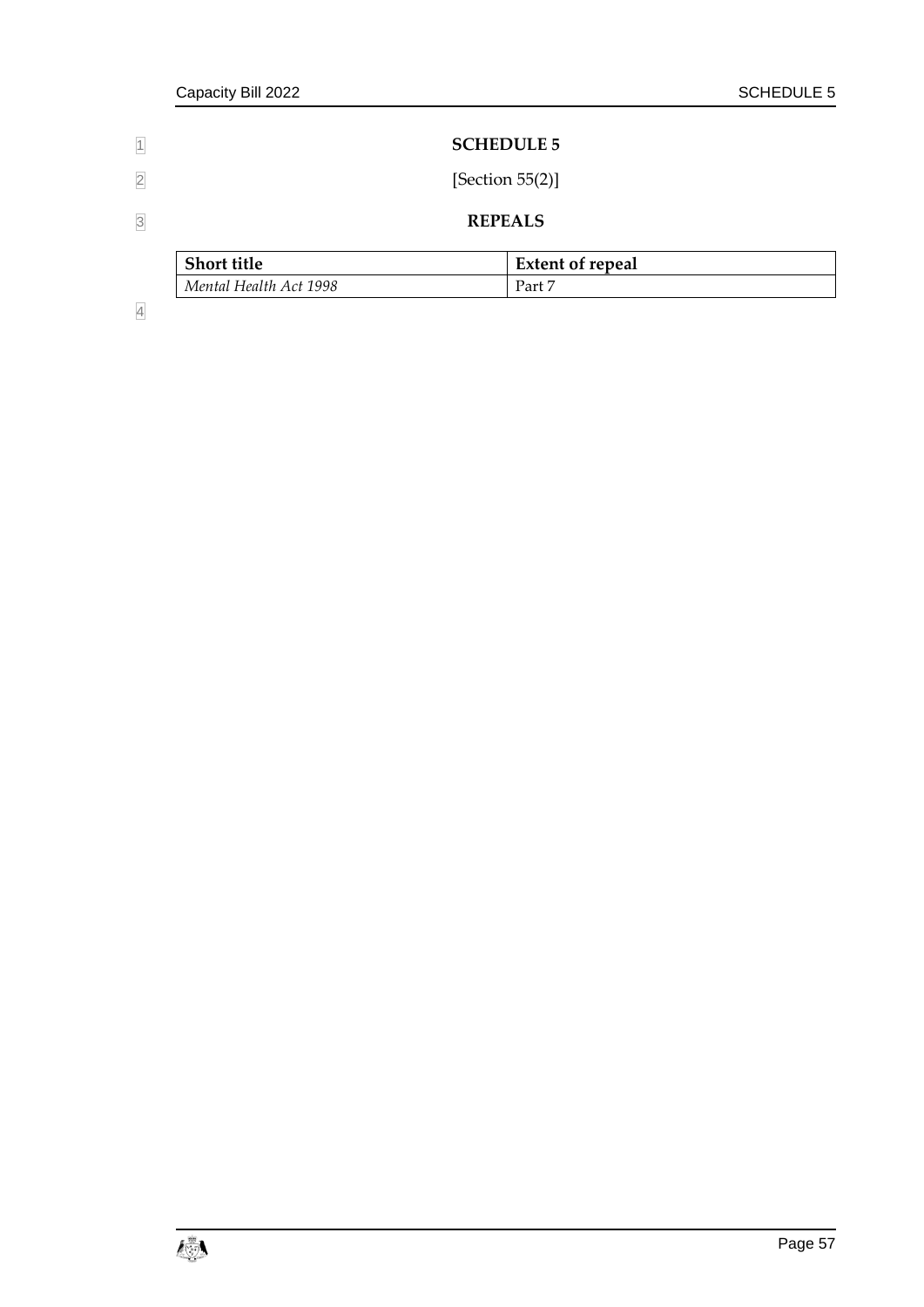# SCHEDULE 5

[Section 55(2)]

## REPEALS

| Short title | Extent of repeal |
|---|---|
| *Mental Health Act 1998* | Part 7 |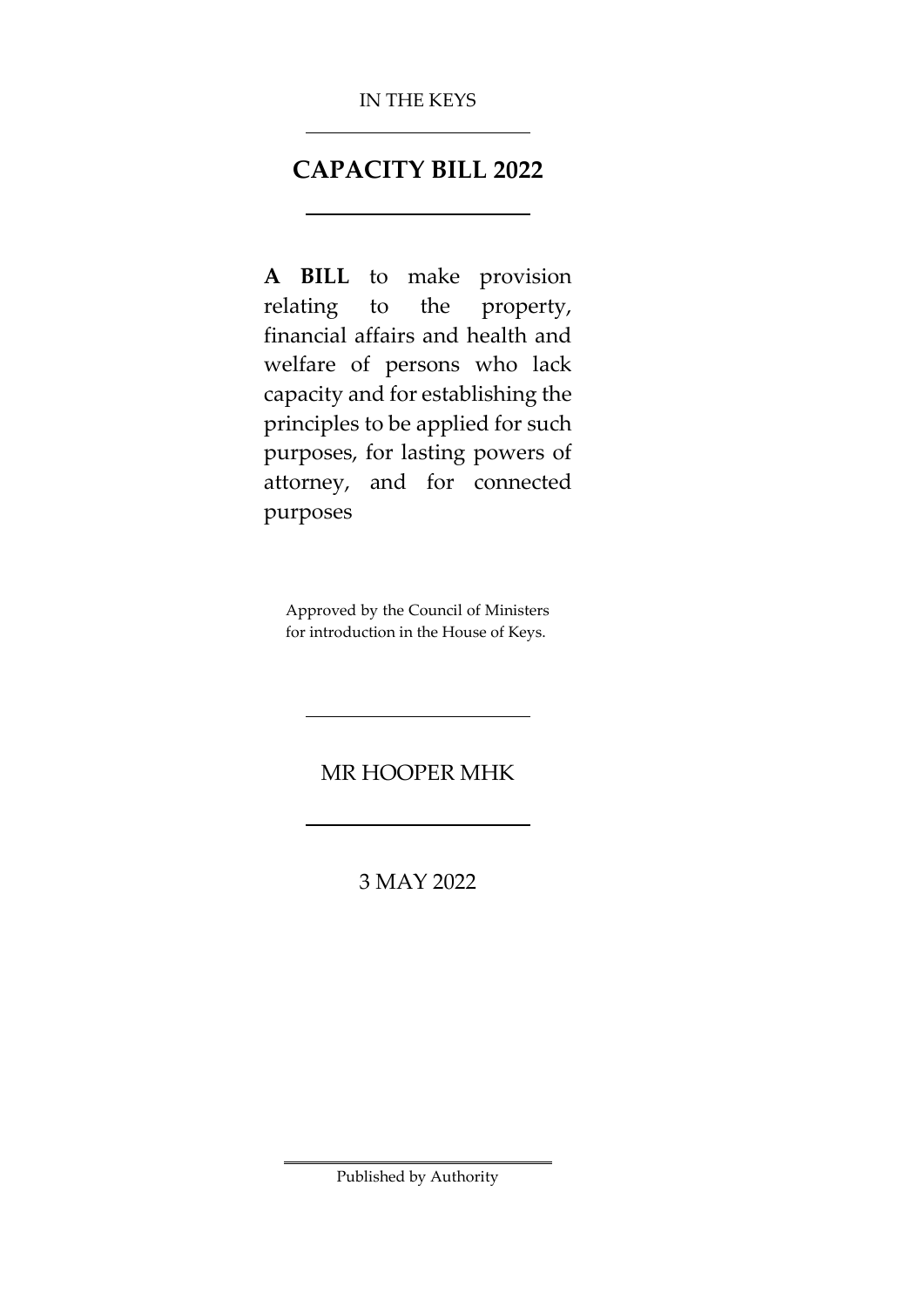IN THE KEYS

---

# CAPACITY BILL 2022

---

**A BILL** to make provision relating to the property, financial affairs and health and welfare of persons who lack capacity and for establishing the principles to be applied for such purposes, for lasting powers of attorney, and for connected purposes

Approved by the Council of Ministers for introduction in the House of Keys.

---

MR HOOPER MHK

---

3 MAY 2022

---

Published by Authority